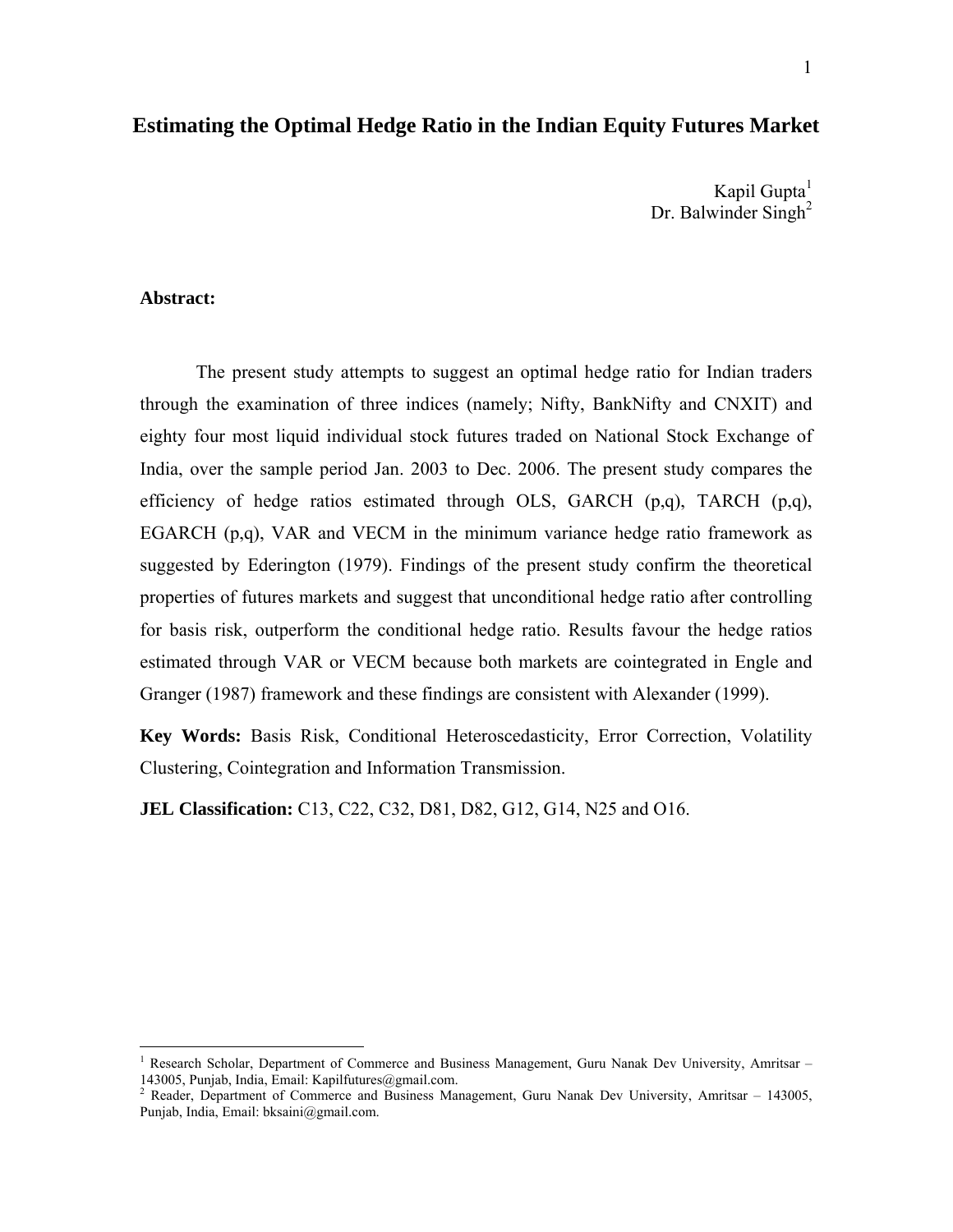# Estimating the Optimal Hedge Ratio in the Indian Equity Futures Market

Kapil Gupta[1]
Dr. Balwinder Singh[2]

**Abstract:**

The present study attempts to suggest an optimal hedge ratio for Indian traders through the examination of three indices (namely; Nifty, BankNifty and CNXIT) and eighty four most liquid individual stock futures traded on National Stock Exchange of India, over the sample period Jan. 2003 to Dec. 2006. The present study compares the efficiency of hedge ratios estimated through OLS, GARCH (p,q), TARCH (p,q), EGARCH (p,q), VAR and VECM in the minimum variance hedge ratio framework as suggested by Ederington (1979). Findings of the present study confirm the theoretical properties of futures markets and suggest that unconditional hedge ratio after controlling for basis risk, outperform the conditional hedge ratio. Results favour the hedge ratios estimated through VAR or VECM because both markets are cointegrated in Engle and Granger (1987) framework and these findings are consistent with Alexander (1999).

**Key Words:** Basis Risk, Conditional Heteroscedasticity, Error Correction, Volatility Clustering, Cointegration and Information Transmission.

**JEL Classification:** C13, C22, C32, D81, D82, G12, G14, N25 and O16.

---

[1] Research Scholar, Department of Commerce and Business Management, Guru Nanak Dev University, Amritsar – 143005, Punjab, India, Email: Kapilfutures@gmail.com.

[2] Reader, Department of Commerce and Business Management, Guru Nanak Dev University, Amritsar – 143005, Punjab, India, Email: bksaini@gmail.com.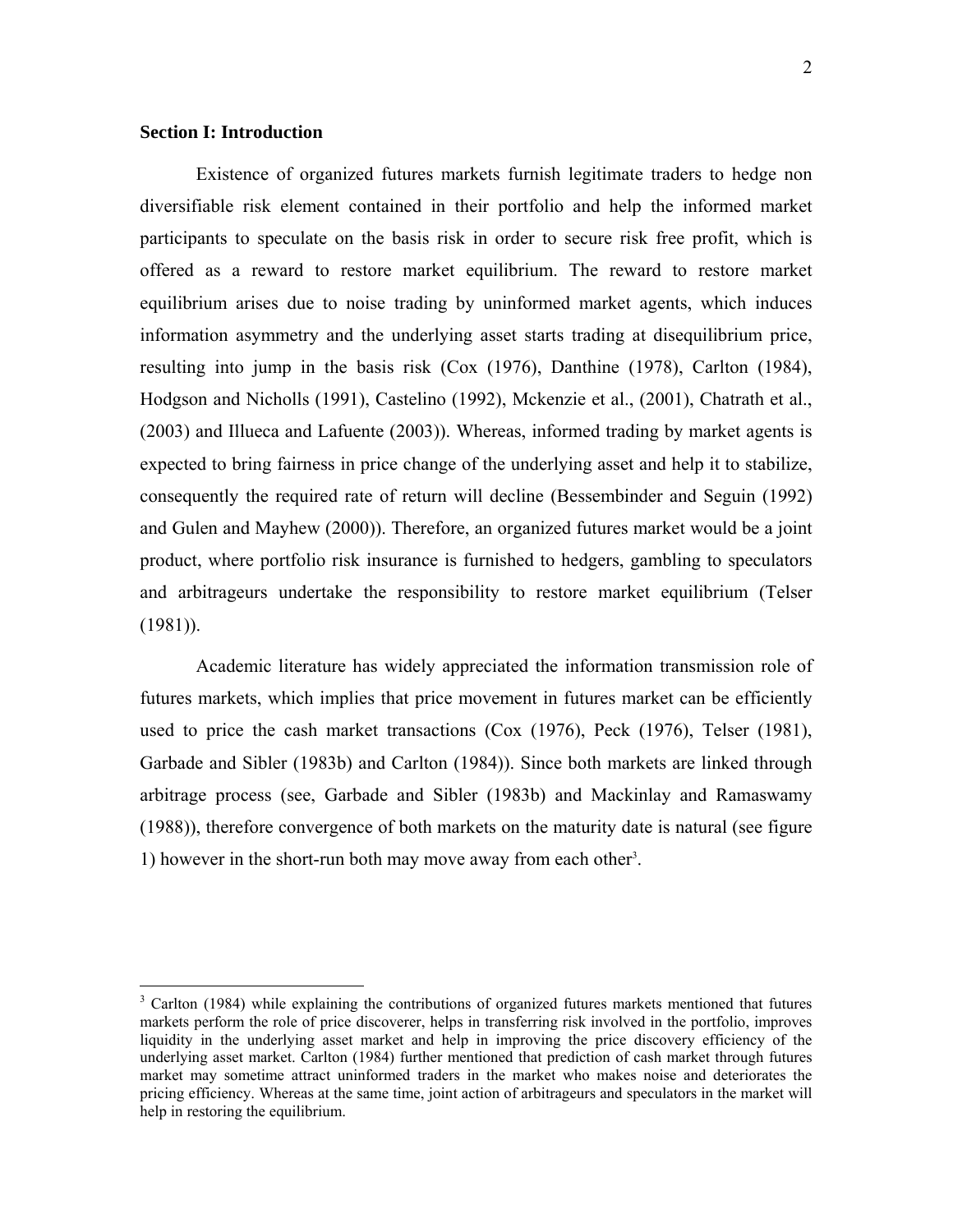### Section I: Introduction

Existence of organized futures markets furnish legitimate traders to hedge non diversifiable risk element contained in their portfolio and help the informed market participants to speculate on the basis risk in order to secure risk free profit, which is offered as a reward to restore market equilibrium. The reward to restore market equilibrium arises due to noise trading by uninformed market agents, which induces information asymmetry and the underlying asset starts trading at disequilibrium price, resulting into jump in the basis risk (Cox (1976), Danthine (1978), Carlton (1984), Hodgson and Nicholls (1991), Castelino (1992), Mckenzie et al., (2001), Chatrath et al., (2003) and Illueca and Lafuente (2003)). Whereas, informed trading by market agents is expected to bring fairness in price change of the underlying asset and help it to stabilize, consequently the required rate of return will decline (Bessembinder and Seguin (1992) and Gulen and Mayhew (2000)). Therefore, an organized futures market would be a joint product, where portfolio risk insurance is furnished to hedgers, gambling to speculators and arbitrageurs undertake the responsibility to restore market equilibrium (Telser (1981)).

Academic literature has widely appreciated the information transmission role of futures markets, which implies that price movement in futures market can be efficiently used to price the cash market transactions (Cox (1976), Peck (1976), Telser (1981), Garbade and Sibler (1983b) and Carlton (1984)). Since both markets are linked through arbitrage process (see, Garbade and Sibler (1983b) and Mackinlay and Ramaswamy (1988)), therefore convergence of both markets on the maturity date is natural (see figure 1) however in the short-run both may move away from each other[3].

[3] Carlton (1984) while explaining the contributions of organized futures markets mentioned that futures markets perform the role of price discoverer, helps in transferring risk involved in the portfolio, improves liquidity in the underlying asset market and help in improving the price discovery efficiency of the underlying asset market. Carlton (1984) further mentioned that prediction of cash market through futures market may sometime attract uninformed traders in the market who makes noise and deteriorates the pricing efficiency. Whereas at the same time, joint action of arbitrageurs and speculators in the market will help in restoring the equilibrium.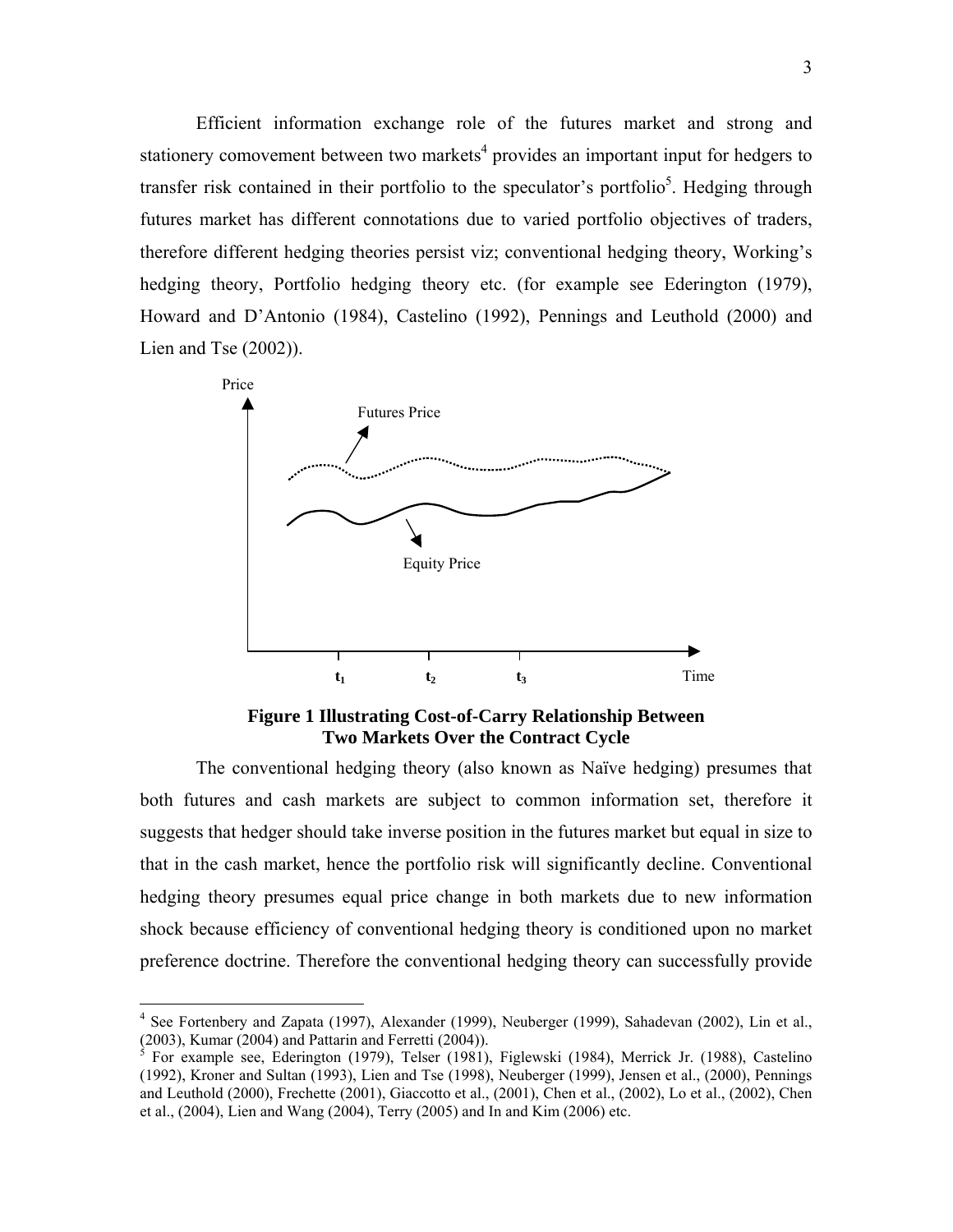Efficient information exchange role of the futures market and strong and stationery comovement between two markets[4] provides an important input for hedgers to transfer risk contained in their portfolio to the speculator's portfolio[5]. Hedging through futures market has different connotations due to varied portfolio objectives of traders, therefore different hedging theories persist viz; conventional hedging theory, Working's hedging theory, Portfolio hedging theory etc. (for example see Ederington (1979), Howard and D'Antonio (1984), Castelino (1992), Pennings and Leuthold (2000) and Lien and Tse (2002)).

**Figure 1 Illustrating Cost-of-Carry Relationship Between Two Markets Over the Contract Cycle**

The conventional hedging theory (also known as Naïve hedging) presumes that both futures and cash markets are subject to common information set, therefore it suggests that hedger should take inverse position in the futures market but equal in size to that in the cash market, hence the portfolio risk will significantly decline. Conventional hedging theory presumes equal price change in both markets due to new information shock because efficiency of conventional hedging theory is conditioned upon no market preference doctrine. Therefore the conventional hedging theory can successfully provide

---

[4] See Fortenbery and Zapata (1997), Alexander (1999), Neuberger (1999), Sahadevan (2002), Lin et al., (2003), Kumar (2004) and Pattarin and Ferretti (2004)).

[5] For example see, Ederington (1979), Telser (1981), Figlewski (1984), Merrick Jr. (1988), Castelino (1992), Kroner and Sultan (1993), Lien and Tse (1998), Neuberger (1999), Jensen et al., (2000), Pennings and Leuthold (2000), Frechette (2001), Giaccotto et al., (2001), Chen et al., (2002), Lo et al., (2002), Chen et al., (2004), Lien and Wang (2004), Terry (2005) and In and Kim (2006) etc.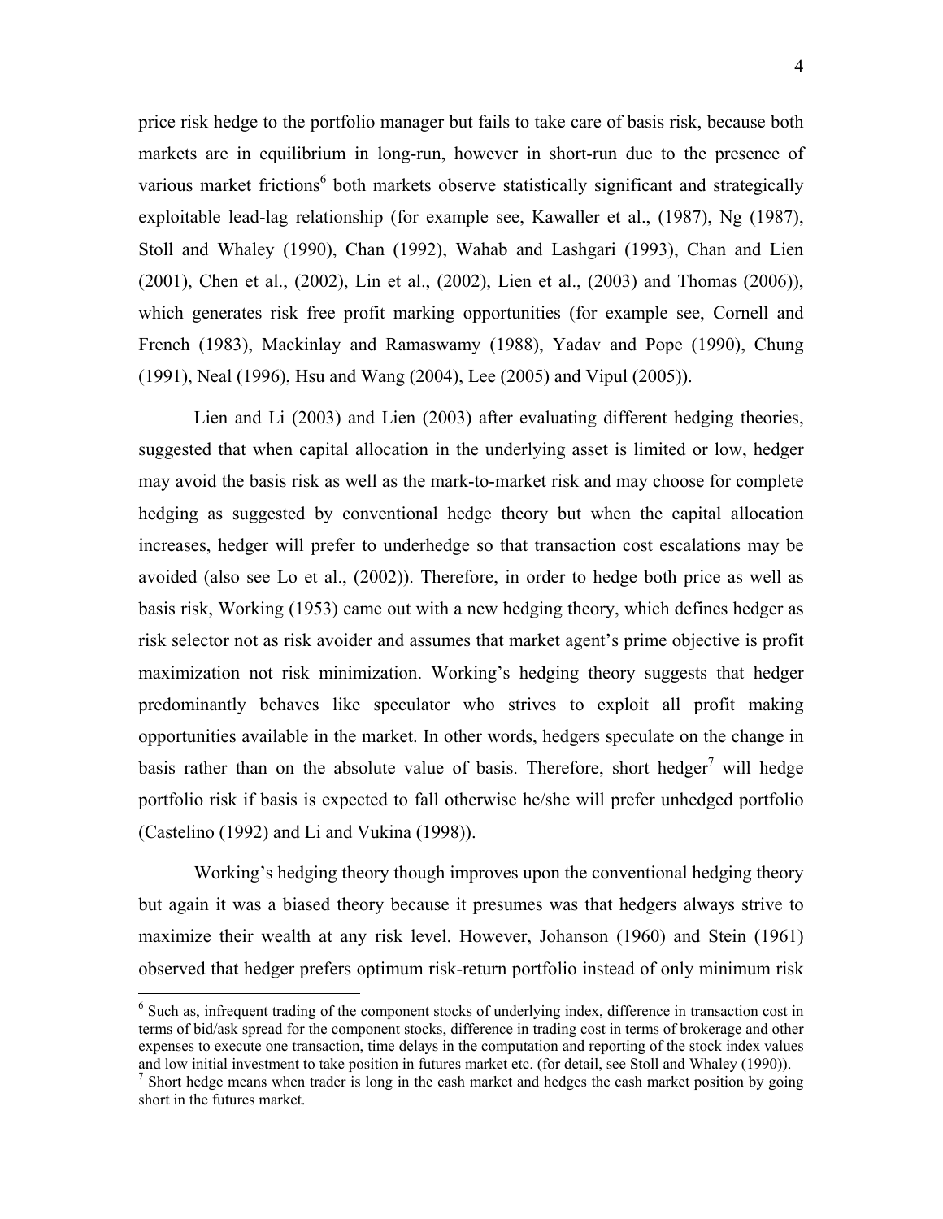price risk hedge to the portfolio manager but fails to take care of basis risk, because both markets are in equilibrium in long-run, however in short-run due to the presence of various market frictions[6] both markets observe statistically significant and strategically exploitable lead-lag relationship (for example see, Kawaller et al., (1987), Ng (1987), Stoll and Whaley (1990), Chan (1992), Wahab and Lashgari (1993), Chan and Lien (2001), Chen et al., (2002), Lin et al., (2002), Lien et al., (2003) and Thomas (2006)), which generates risk free profit marking opportunities (for example see, Cornell and French (1983), Mackinlay and Ramaswamy (1988), Yadav and Pope (1990), Chung (1991), Neal (1996), Hsu and Wang (2004), Lee (2005) and Vipul (2005)).

Lien and Li (2003) and Lien (2003) after evaluating different hedging theories, suggested that when capital allocation in the underlying asset is limited or low, hedger may avoid the basis risk as well as the mark-to-market risk and may choose for complete hedging as suggested by conventional hedge theory but when the capital allocation increases, hedger will prefer to underhedge so that transaction cost escalations may be avoided (also see Lo et al., (2002)). Therefore, in order to hedge both price as well as basis risk, Working (1953) came out with a new hedging theory, which defines hedger as risk selector not as risk avoider and assumes that market agent's prime objective is profit maximization not risk minimization. Working's hedging theory suggests that hedger predominantly behaves like speculator who strives to exploit all profit making opportunities available in the market. In other words, hedgers speculate on the change in basis rather than on the absolute value of basis. Therefore, short hedger[7] will hedge portfolio risk if basis is expected to fall otherwise he/she will prefer unhedged portfolio (Castelino (1992) and Li and Vukina (1998)).

Working's hedging theory though improves upon the conventional hedging theory but again it was a biased theory because it presumes was that hedgers always strive to maximize their wealth at any risk level. However, Johanson (1960) and Stein (1961) observed that hedger prefers optimum risk-return portfolio instead of only minimum risk

---

[6] Such as, infrequent trading of the component stocks of underlying index, difference in transaction cost in terms of bid/ask spread for the component stocks, difference in trading cost in terms of brokerage and other expenses to execute one transaction, time delays in the computation and reporting of the stock index values and low initial investment to take position in futures market etc. (for detail, see Stoll and Whaley (1990)).

[7] Short hedge means when trader is long in the cash market and hedges the cash market position by going short in the futures market.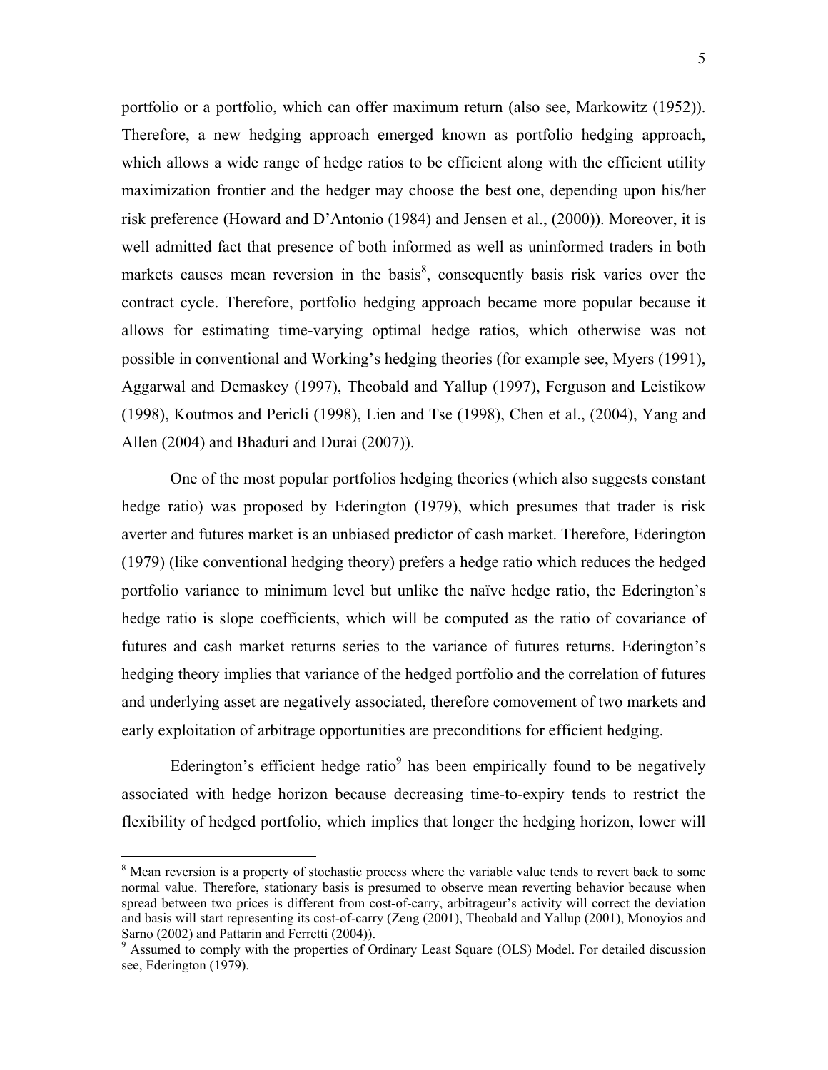portfolio or a portfolio, which can offer maximum return (also see, Markowitz (1952)). Therefore, a new hedging approach emerged known as portfolio hedging approach, which allows a wide range of hedge ratios to be efficient along with the efficient utility maximization frontier and the hedger may choose the best one, depending upon his/her risk preference (Howard and D'Antonio (1984) and Jensen et al., (2000)). Moreover, it is well admitted fact that presence of both informed as well as uninformed traders in both markets causes mean reversion in the basis[8], consequently basis risk varies over the contract cycle. Therefore, portfolio hedging approach became more popular because it allows for estimating time-varying optimal hedge ratios, which otherwise was not possible in conventional and Working's hedging theories (for example see, Myers (1991), Aggarwal and Demaskey (1997), Theobald and Yallup (1997), Ferguson and Leistikow (1998), Koutmos and Pericli (1998), Lien and Tse (1998), Chen et al., (2004), Yang and Allen (2004) and Bhaduri and Durai (2007)).

One of the most popular portfolios hedging theories (which also suggests constant hedge ratio) was proposed by Ederington (1979), which presumes that trader is risk averter and futures market is an unbiased predictor of cash market. Therefore, Ederington (1979) (like conventional hedging theory) prefers a hedge ratio which reduces the hedged portfolio variance to minimum level but unlike the naïve hedge ratio, the Ederington's hedge ratio is slope coefficients, which will be computed as the ratio of covariance of futures and cash market returns series to the variance of futures returns. Ederington's hedging theory implies that variance of the hedged portfolio and the correlation of futures and underlying asset are negatively associated, therefore comovement of two markets and early exploitation of arbitrage opportunities are preconditions for efficient hedging.

Ederington's efficient hedge ratio[9] has been empirically found to be negatively associated with hedge horizon because decreasing time-to-expiry tends to restrict the flexibility of hedged portfolio, which implies that longer the hedging horizon, lower will

---

[8] Mean reversion is a property of stochastic process where the variable value tends to revert back to some normal value. Therefore, stationary basis is presumed to observe mean reverting behavior because when spread between two prices is different from cost-of-carry, arbitrageur's activity will correct the deviation and basis will start representing its cost-of-carry (Zeng (2001), Theobald and Yallup (2001), Monoyios and Sarno (2002) and Pattarin and Ferretti (2004)).

[9] Assumed to comply with the properties of Ordinary Least Square (OLS) Model. For detailed discussion see, Ederington (1979).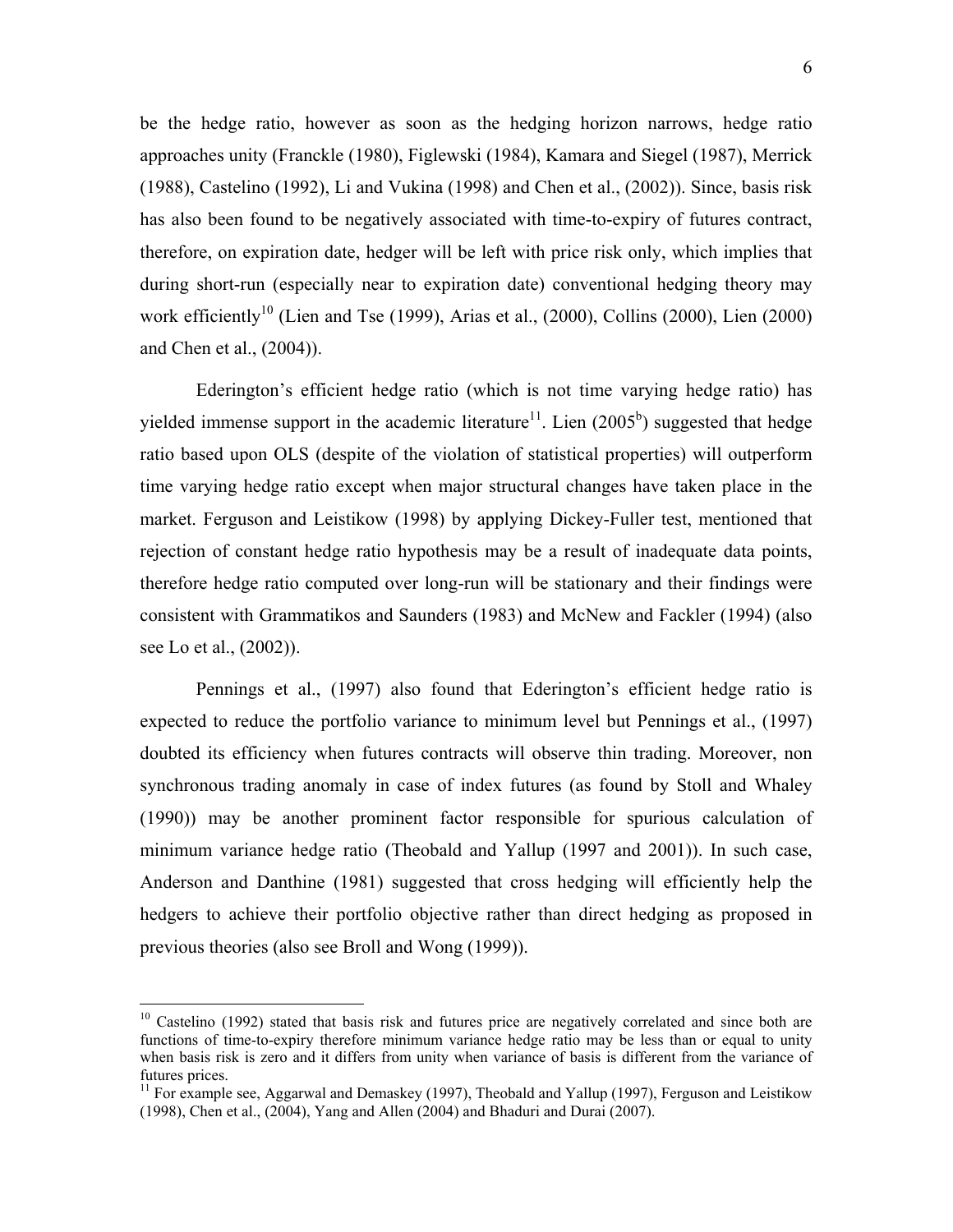be the hedge ratio, however as soon as the hedging horizon narrows, hedge ratio approaches unity (Franckle (1980), Figlewski (1984), Kamara and Siegel (1987), Merrick (1988), Castelino (1992), Li and Vukina (1998) and Chen et al., (2002)). Since, basis risk has also been found to be negatively associated with time-to-expiry of futures contract, therefore, on expiration date, hedger will be left with price risk only, which implies that during short-run (especially near to expiration date) conventional hedging theory may work efficiently[10] (Lien and Tse (1999), Arias et al., (2000), Collins (2000), Lien (2000) and Chen et al., (2004)).

Ederington's efficient hedge ratio (which is not time varying hedge ratio) has yielded immense support in the academic literature[11]. Lien (2005[b]) suggested that hedge ratio based upon OLS (despite of the violation of statistical properties) will outperform time varying hedge ratio except when major structural changes have taken place in the market. Ferguson and Leistikow (1998) by applying Dickey-Fuller test, mentioned that rejection of constant hedge ratio hypothesis may be a result of inadequate data points, therefore hedge ratio computed over long-run will be stationary and their findings were consistent with Grammatikos and Saunders (1983) and McNew and Fackler (1994) (also see Lo et al., (2002)).

Pennings et al., (1997) also found that Ederington's efficient hedge ratio is expected to reduce the portfolio variance to minimum level but Pennings et al., (1997) doubted its efficiency when futures contracts will observe thin trading. Moreover, non synchronous trading anomaly in case of index futures (as found by Stoll and Whaley (1990)) may be another prominent factor responsible for spurious calculation of minimum variance hedge ratio (Theobald and Yallup (1997 and 2001)). In such case, Anderson and Danthine (1981) suggested that cross hedging will efficiently help the hedgers to achieve their portfolio objective rather than direct hedging as proposed in previous theories (also see Broll and Wong (1999)).

---

[10] Castelino (1992) stated that basis risk and futures price are negatively correlated and since both are functions of time-to-expiry therefore minimum variance hedge ratio may be less than or equal to unity when basis risk is zero and it differs from unity when variance of basis is different from the variance of futures prices.

[11] For example see, Aggarwal and Demaskey (1997), Theobald and Yallup (1997), Ferguson and Leistikow (1998), Chen et al., (2004), Yang and Allen (2004) and Bhaduri and Durai (2007).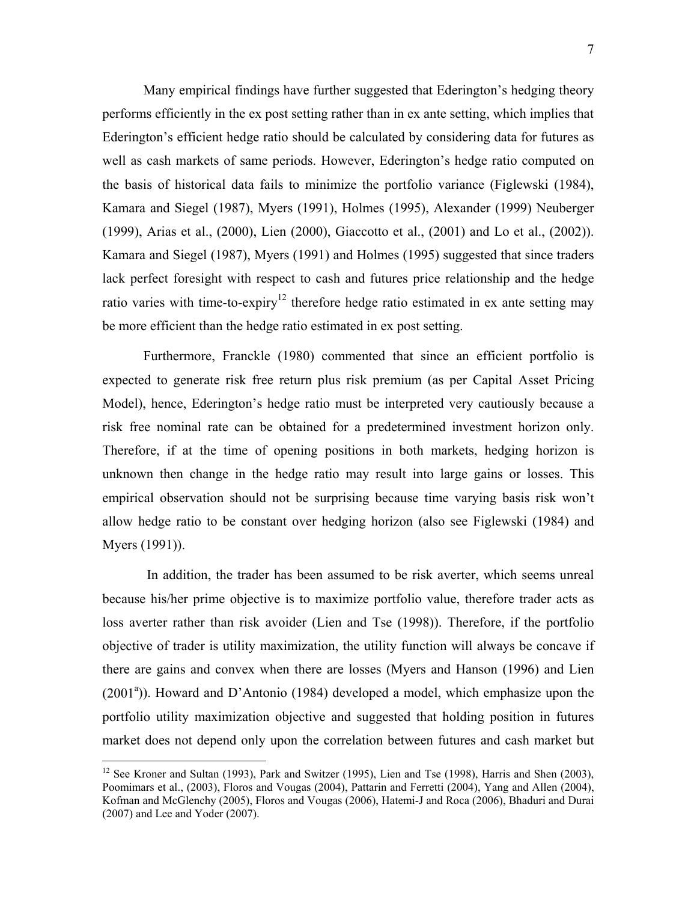Many empirical findings have further suggested that Ederington's hedging theory performs efficiently in the ex post setting rather than in ex ante setting, which implies that Ederington's efficient hedge ratio should be calculated by considering data for futures as well as cash markets of same periods. However, Ederington's hedge ratio computed on the basis of historical data fails to minimize the portfolio variance (Figlewski (1984), Kamara and Siegel (1987), Myers (1991), Holmes (1995), Alexander (1999) Neuberger (1999), Arias et al., (2000), Lien (2000), Giaccotto et al., (2001) and Lo et al., (2002)). Kamara and Siegel (1987), Myers (1991) and Holmes (1995) suggested that since traders lack perfect foresight with respect to cash and futures price relationship and the hedge ratio varies with time-to-expiry[12] therefore hedge ratio estimated in ex ante setting may be more efficient than the hedge ratio estimated in ex post setting.

Furthermore, Franckle (1980) commented that since an efficient portfolio is expected to generate risk free return plus risk premium (as per Capital Asset Pricing Model), hence, Ederington's hedge ratio must be interpreted very cautiously because a risk free nominal rate can be obtained for a predetermined investment horizon only. Therefore, if at the time of opening positions in both markets, hedging horizon is unknown then change in the hedge ratio may result into large gains or losses. This empirical observation should not be surprising because time varying basis risk won't allow hedge ratio to be constant over hedging horizon (also see Figlewski (1984) and Myers (1991)).

In addition, the trader has been assumed to be risk averter, which seems unreal because his/her prime objective is to maximize portfolio value, therefore trader acts as loss averter rather than risk avoider (Lien and Tse (1998)). Therefore, if the portfolio objective of trader is utility maximization, the utility function will always be concave if there are gains and convex when there are losses (Myers and Hanson (1996) and Lien (2001[a])). Howard and D'Antonio (1984) developed a model, which emphasize upon the portfolio utility maximization objective and suggested that holding position in futures market does not depend only upon the correlation between futures and cash market but

[12] See Kroner and Sultan (1993), Park and Switzer (1995), Lien and Tse (1998), Harris and Shen (2003), Poomimars et al., (2003), Floros and Vougas (2004), Pattarin and Ferretti (2004), Yang and Allen (2004), Kofman and McGlenchy (2005), Floros and Vougas (2006), Hatemi-J and Roca (2006), Bhaduri and Durai (2007) and Lee and Yoder (2007).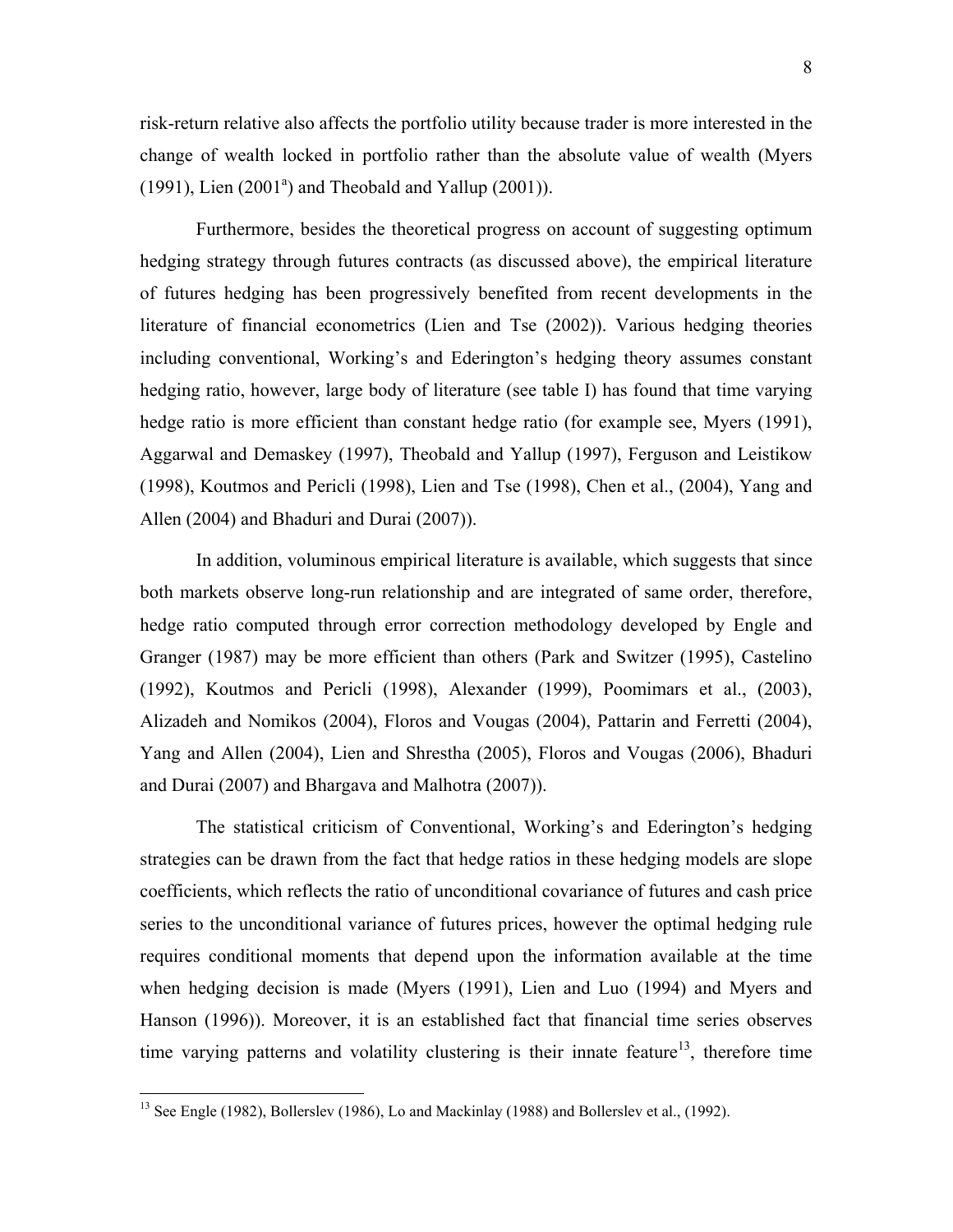risk-return relative also affects the portfolio utility because trader is more interested in the change of wealth locked in portfolio rather than the absolute value of wealth (Myers (1991), Lien (2001[a]) and Theobald and Yallup (2001)).

Furthermore, besides the theoretical progress on account of suggesting optimum hedging strategy through futures contracts (as discussed above), the empirical literature of futures hedging has been progressively benefited from recent developments in the literature of financial econometrics (Lien and Tse (2002)). Various hedging theories including conventional, Working's and Ederington's hedging theory assumes constant hedging ratio, however, large body of literature (see table I) has found that time varying hedge ratio is more efficient than constant hedge ratio (for example see, Myers (1991), Aggarwal and Demaskey (1997), Theobald and Yallup (1997), Ferguson and Leistikow (1998), Koutmos and Pericli (1998), Lien and Tse (1998), Chen et al., (2004), Yang and Allen (2004) and Bhaduri and Durai (2007)).

In addition, voluminous empirical literature is available, which suggests that since both markets observe long-run relationship and are integrated of same order, therefore, hedge ratio computed through error correction methodology developed by Engle and Granger (1987) may be more efficient than others (Park and Switzer (1995), Castelino (1992), Koutmos and Pericli (1998), Alexander (1999), Poomimars et al., (2003), Alizadeh and Nomikos (2004), Floros and Vougas (2004), Pattarin and Ferretti (2004), Yang and Allen (2004), Lien and Shrestha (2005), Floros and Vougas (2006), Bhaduri and Durai (2007) and Bhargava and Malhotra (2007)).

The statistical criticism of Conventional, Working's and Ederington's hedging strategies can be drawn from the fact that hedge ratios in these hedging models are slope coefficients, which reflects the ratio of unconditional covariance of futures and cash price series to the unconditional variance of futures prices, however the optimal hedging rule requires conditional moments that depend upon the information available at the time when hedging decision is made (Myers (1991), Lien and Luo (1994) and Myers and Hanson (1996)). Moreover, it is an established fact that financial time series observes time varying patterns and volatility clustering is their innate feature[13], therefore time

[13] See Engle (1982), Bollerslev (1986), Lo and Mackinlay (1988) and Bollerslev et al., (1992).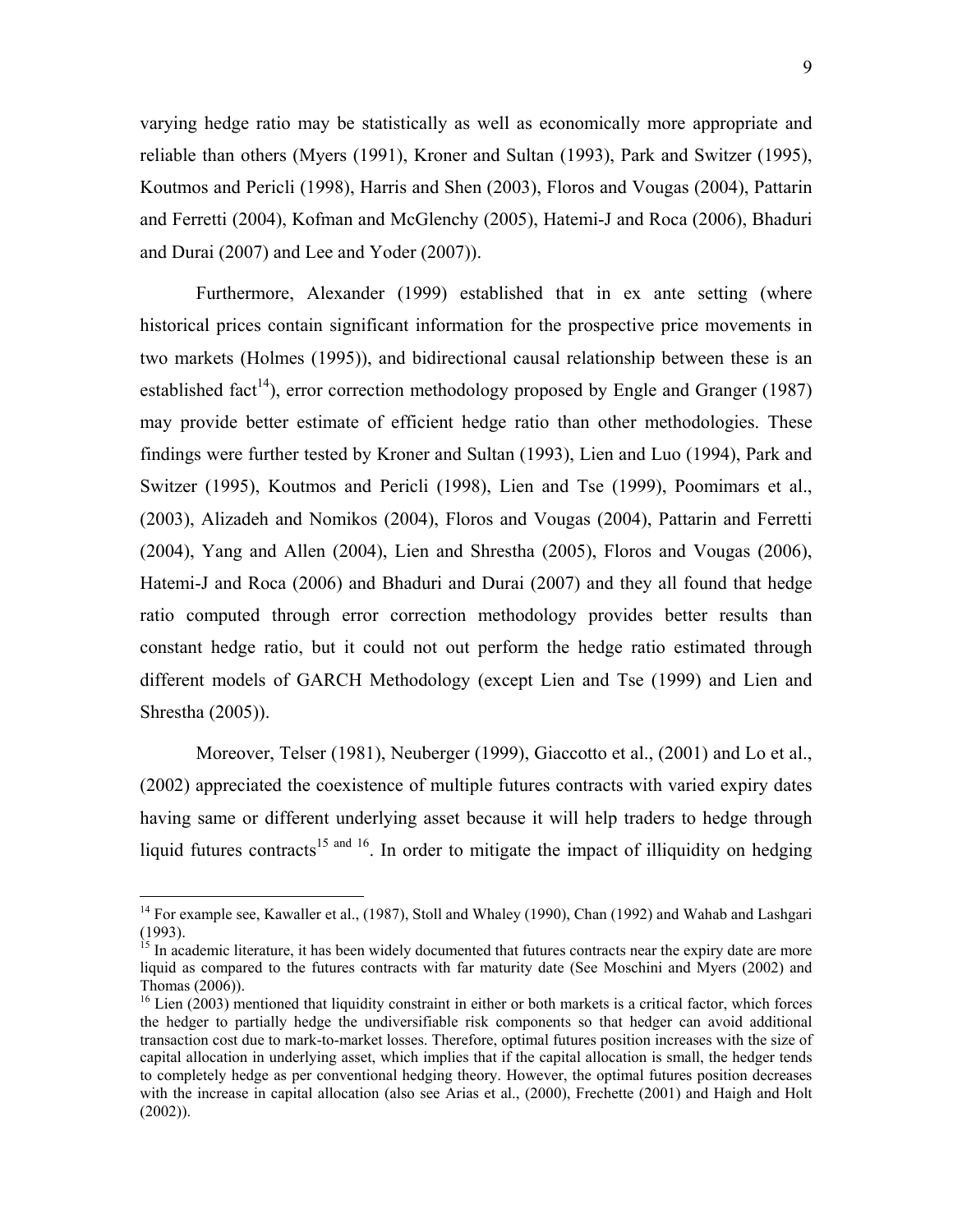varying hedge ratio may be statistically as well as economically more appropriate and reliable than others (Myers (1991), Kroner and Sultan (1993), Park and Switzer (1995), Koutmos and Pericli (1998), Harris and Shen (2003), Floros and Vougas (2004), Pattarin and Ferretti (2004), Kofman and McGlenchy (2005), Hatemi-J and Roca (2006), Bhaduri and Durai (2007) and Lee and Yoder (2007)).

Furthermore, Alexander (1999) established that in ex ante setting (where historical prices contain significant information for the prospective price movements in two markets (Holmes (1995)), and bidirectional causal relationship between these is an established fact[14]), error correction methodology proposed by Engle and Granger (1987) may provide better estimate of efficient hedge ratio than other methodologies. These findings were further tested by Kroner and Sultan (1993), Lien and Luo (1994), Park and Switzer (1995), Koutmos and Pericli (1998), Lien and Tse (1999), Poomimars et al., (2003), Alizadeh and Nomikos (2004), Floros and Vougas (2004), Pattarin and Ferretti (2004), Yang and Allen (2004), Lien and Shrestha (2005), Floros and Vougas (2006), Hatemi-J and Roca (2006) and Bhaduri and Durai (2007) and they all found that hedge ratio computed through error correction methodology provides better results than constant hedge ratio, but it could not out perform the hedge ratio estimated through different models of GARCH Methodology (except Lien and Tse (1999) and Lien and Shrestha (2005)).

Moreover, Telser (1981), Neuberger (1999), Giaccotto et al., (2001) and Lo et al., (2002) appreciated the coexistence of multiple futures contracts with varied expiry dates having same or different underlying asset because it will help traders to hedge through liquid futures contracts[15 and 16]. In order to mitigate the impact of illiquidity on hedging

---

[14] For example see, Kawaller et al., (1987), Stoll and Whaley (1990), Chan (1992) and Wahab and Lashgari (1993).

[15] In academic literature, it has been widely documented that futures contracts near the expiry date are more liquid as compared to the futures contracts with far maturity date (See Moschini and Myers (2002) and Thomas (2006)).

[16] Lien (2003) mentioned that liquidity constraint in either or both markets is a critical factor, which forces the hedger to partially hedge the undiversifiable risk components so that hedger can avoid additional transaction cost due to mark-to-market losses. Therefore, optimal futures position increases with the size of capital allocation in underlying asset, which implies that if the capital allocation is small, the hedger tends to completely hedge as per conventional hedging theory. However, the optimal futures position decreases with the increase in capital allocation (also see Arias et al., (2000), Frechette (2001) and Haigh and Holt (2002)).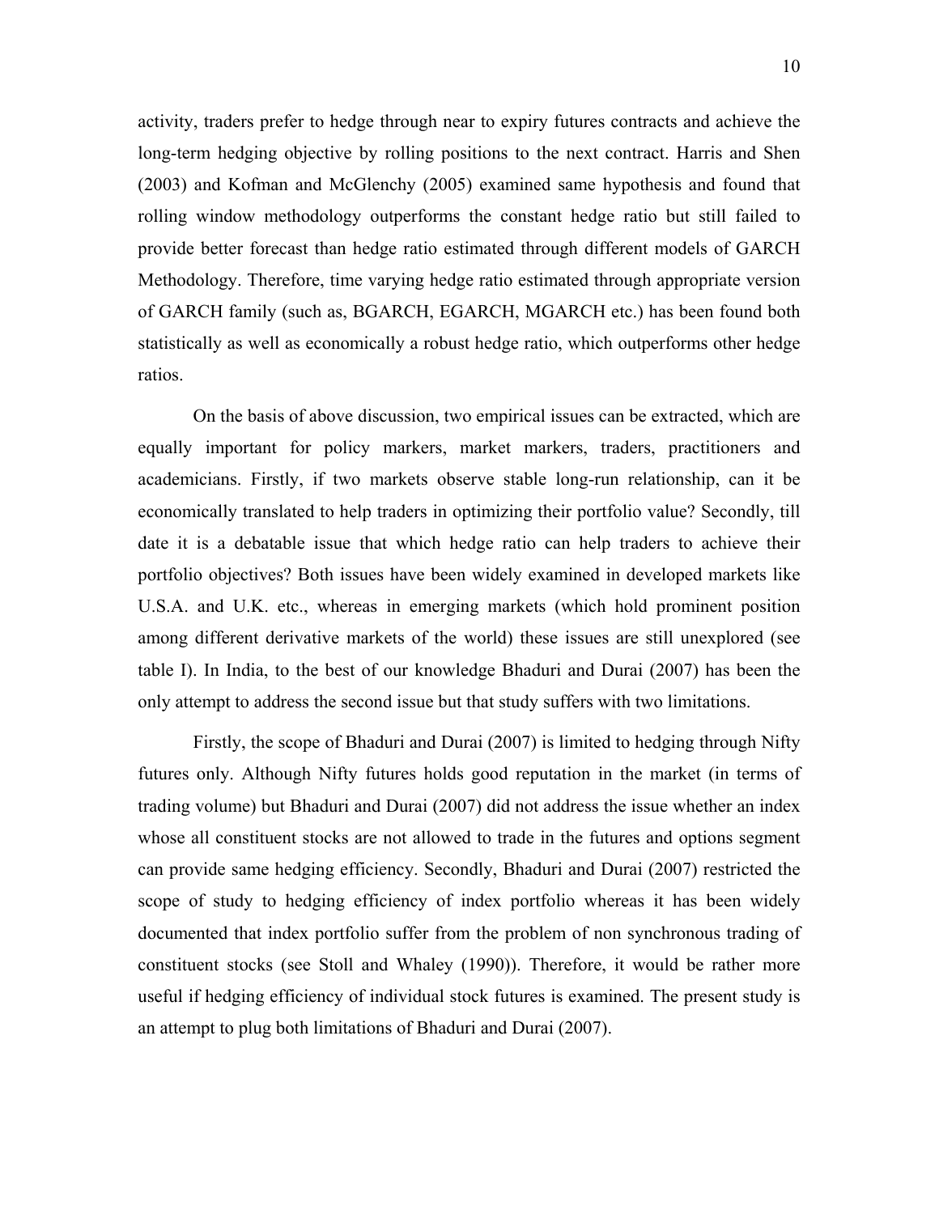activity, traders prefer to hedge through near to expiry futures contracts and achieve the long-term hedging objective by rolling positions to the next contract. Harris and Shen (2003) and Kofman and McGlenchy (2005) examined same hypothesis and found that rolling window methodology outperforms the constant hedge ratio but still failed to provide better forecast than hedge ratio estimated through different models of GARCH Methodology. Therefore, time varying hedge ratio estimated through appropriate version of GARCH family (such as, BGARCH, EGARCH, MGARCH etc.) has been found both statistically as well as economically a robust hedge ratio, which outperforms other hedge ratios.

On the basis of above discussion, two empirical issues can be extracted, which are equally important for policy markers, market markers, traders, practitioners and academicians. Firstly, if two markets observe stable long-run relationship, can it be economically translated to help traders in optimizing their portfolio value? Secondly, till date it is a debatable issue that which hedge ratio can help traders to achieve their portfolio objectives? Both issues have been widely examined in developed markets like U.S.A. and U.K. etc., whereas in emerging markets (which hold prominent position among different derivative markets of the world) these issues are still unexplored (see table I). In India, to the best of our knowledge Bhaduri and Durai (2007) has been the only attempt to address the second issue but that study suffers with two limitations.

Firstly, the scope of Bhaduri and Durai (2007) is limited to hedging through Nifty futures only. Although Nifty futures holds good reputation in the market (in terms of trading volume) but Bhaduri and Durai (2007) did not address the issue whether an index whose all constituent stocks are not allowed to trade in the futures and options segment can provide same hedging efficiency. Secondly, Bhaduri and Durai (2007) restricted the scope of study to hedging efficiency of index portfolio whereas it has been widely documented that index portfolio suffer from the problem of non synchronous trading of constituent stocks (see Stoll and Whaley (1990)). Therefore, it would be rather more useful if hedging efficiency of individual stock futures is examined. The present study is an attempt to plug both limitations of Bhaduri and Durai (2007).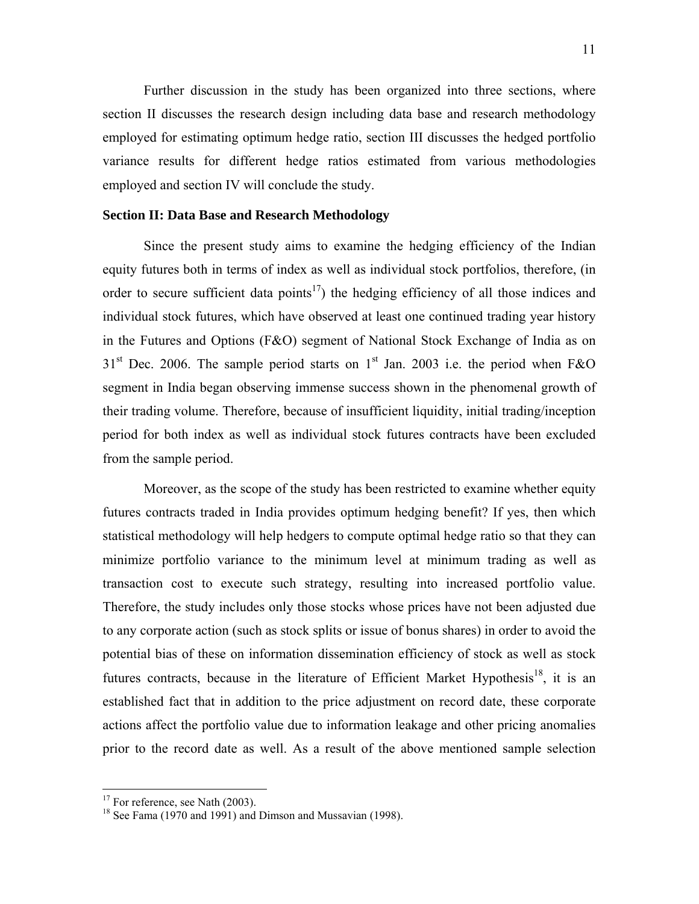Further discussion in the study has been organized into three sections, where section II discusses the research design including data base and research methodology employed for estimating optimum hedge ratio, section III discusses the hedged portfolio variance results for different hedge ratios estimated from various methodologies employed and section IV will conclude the study.

## Section II: Data Base and Research Methodology

Since the present study aims to examine the hedging efficiency of the Indian equity futures both in terms of index as well as individual stock portfolios, therefore, (in order to secure sufficient data points[17]) the hedging efficiency of all those indices and individual stock futures, which have observed at least one continued trading year history in the Futures and Options (F&O) segment of National Stock Exchange of India as on 31st Dec. 2006. The sample period starts on 1st Jan. 2003 i.e. the period when F&O segment in India began observing immense success shown in the phenomenal growth of their trading volume. Therefore, because of insufficient liquidity, initial trading/inception period for both index as well as individual stock futures contracts have been excluded from the sample period.

Moreover, as the scope of the study has been restricted to examine whether equity futures contracts traded in India provides optimum hedging benefit? If yes, then which statistical methodology will help hedgers to compute optimal hedge ratio so that they can minimize portfolio variance to the minimum level at minimum trading as well as transaction cost to execute such strategy, resulting into increased portfolio value. Therefore, the study includes only those stocks whose prices have not been adjusted due to any corporate action (such as stock splits or issue of bonus shares) in order to avoid the potential bias of these on information dissemination efficiency of stock as well as stock futures contracts, because in the literature of Efficient Market Hypothesis[18], it is an established fact that in addition to the price adjustment on record date, these corporate actions affect the portfolio value due to information leakage and other pricing anomalies prior to the record date as well. As a result of the above mentioned sample selection

---

[17] For reference, see Nath (2003).

[18] See Fama (1970 and 1991) and Dimson and Mussavian (1998).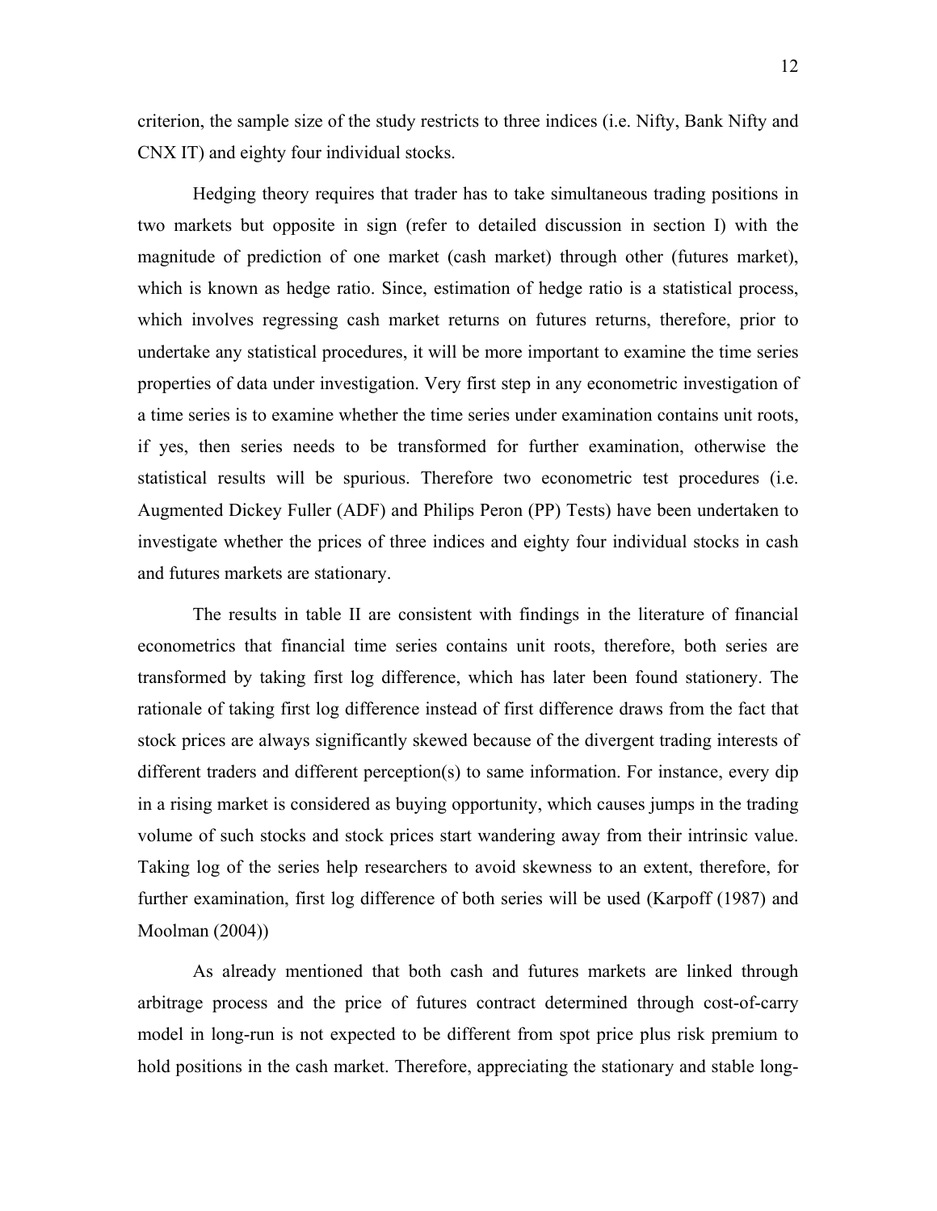criterion, the sample size of the study restricts to three indices (i.e. Nifty, Bank Nifty and CNX IT) and eighty four individual stocks.

Hedging theory requires that trader has to take simultaneous trading positions in two markets but opposite in sign (refer to detailed discussion in section I) with the magnitude of prediction of one market (cash market) through other (futures market), which is known as hedge ratio. Since, estimation of hedge ratio is a statistical process, which involves regressing cash market returns on futures returns, therefore, prior to undertake any statistical procedures, it will be more important to examine the time series properties of data under investigation. Very first step in any econometric investigation of a time series is to examine whether the time series under examination contains unit roots, if yes, then series needs to be transformed for further examination, otherwise the statistical results will be spurious. Therefore two econometric test procedures (i.e. Augmented Dickey Fuller (ADF) and Philips Peron (PP) Tests) have been undertaken to investigate whether the prices of three indices and eighty four individual stocks in cash and futures markets are stationary.

The results in table II are consistent with findings in the literature of financial econometrics that financial time series contains unit roots, therefore, both series are transformed by taking first log difference, which has later been found stationery. The rationale of taking first log difference instead of first difference draws from the fact that stock prices are always significantly skewed because of the divergent trading interests of different traders and different perception(s) to same information. For instance, every dip in a rising market is considered as buying opportunity, which causes jumps in the trading volume of such stocks and stock prices start wandering away from their intrinsic value. Taking log of the series help researchers to avoid skewness to an extent, therefore, for further examination, first log difference of both series will be used (Karpoff (1987) and Moolman (2004))

As already mentioned that both cash and futures markets are linked through arbitrage process and the price of futures contract determined through cost-of-carry model in long-run is not expected to be different from spot price plus risk premium to hold positions in the cash market. Therefore, appreciating the stationary and stable long-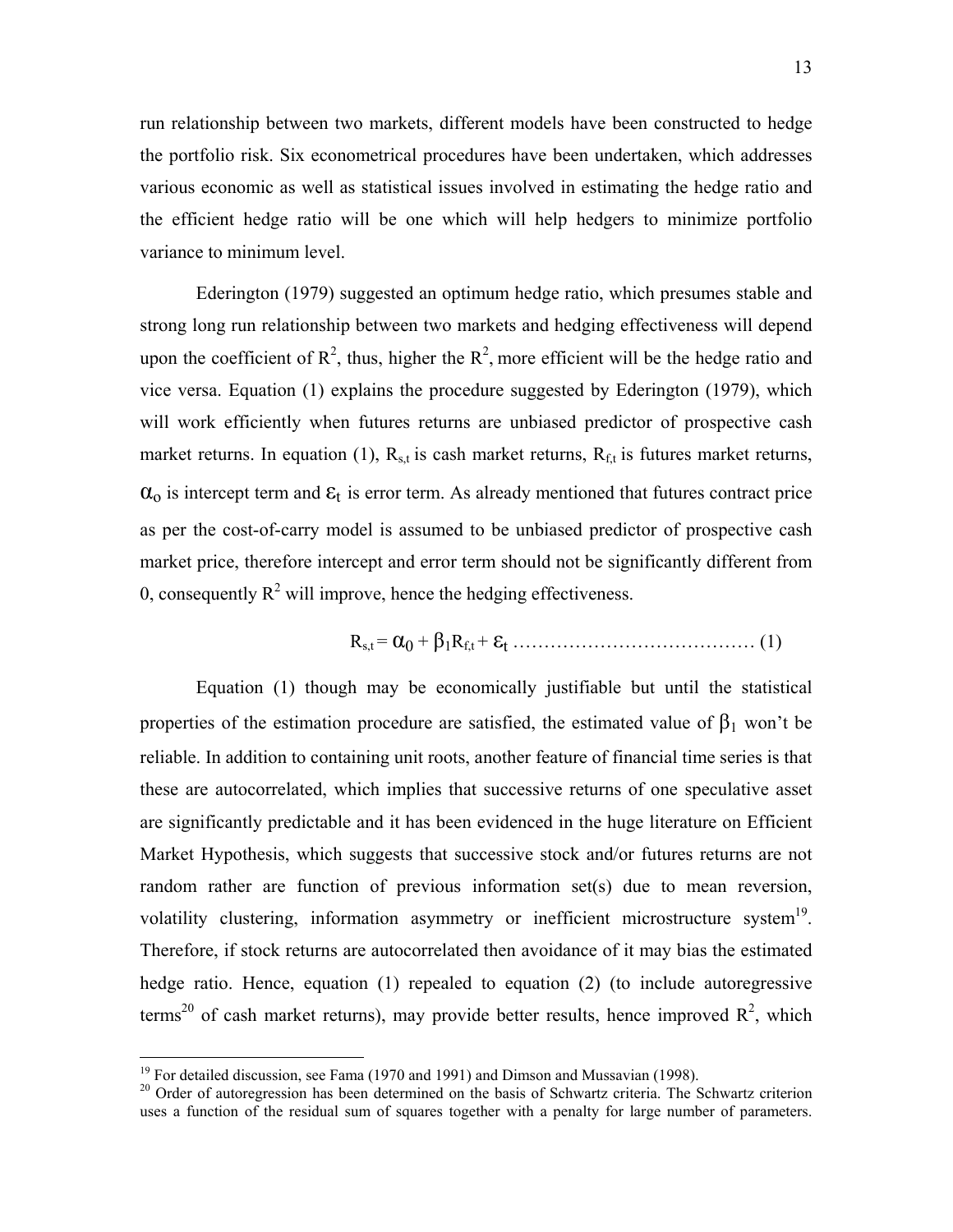run relationship between two markets, different models have been constructed to hedge the portfolio risk. Six econometrical procedures have been undertaken, which addresses various economic as well as statistical issues involved in estimating the hedge ratio and the efficient hedge ratio will be one which will help hedgers to minimize portfolio variance to minimum level.

Ederington (1979) suggested an optimum hedge ratio, which presumes stable and strong long run relationship between two markets and hedging effectiveness will depend upon the coefficient of $R^2$, thus, higher the $R^2$, more efficient will be the hedge ratio and vice versa. Equation (1) explains the procedure suggested by Ederington (1979), which will work efficiently when futures returns are unbiased predictor of prospective cash market returns. In equation (1), $R_{s,t}$ is cash market returns, $R_{f,t}$ is futures market returns, $\alpha_o$ is intercept term and $\varepsilon_t$ is error term. As already mentioned that futures contract price as per the cost-of-carry model is assumed to be unbiased predictor of prospective cash market price, therefore intercept and error term should not be significantly different from 0, consequently $R^2$ will improve, hence the hedging effectiveness.

$$R_{s,t} = \alpha_0 + \beta_1 R_{f,t} + \varepsilon_t \quad \text{………………………………… (1)}$$

Equation (1) though may be economically justifiable but until the statistical properties of the estimation procedure are satisfied, the estimated value of $\beta_1$ won't be reliable. In addition to containing unit roots, another feature of financial time series is that these are autocorrelated, which implies that successive returns of one speculative asset are significantly predictable and it has been evidenced in the huge literature on Efficient Market Hypothesis, which suggests that successive stock and/or futures returns are not random rather are function of previous information set(s) due to mean reversion, volatility clustering, information asymmetry or inefficient microstructure system[19]. Therefore, if stock returns are autocorrelated then avoidance of it may bias the estimated hedge ratio. Hence, equation (1) repealed to equation (2) (to include autoregressive terms[20] of cash market returns), may provide better results, hence improved $R^2$, which

---

[19] For detailed discussion, see Fama (1970 and 1991) and Dimson and Mussavian (1998).

[20] Order of autoregression has been determined on the basis of Schwartz criteria. The Schwartz criterion uses a function of the residual sum of squares together with a penalty for large number of parameters.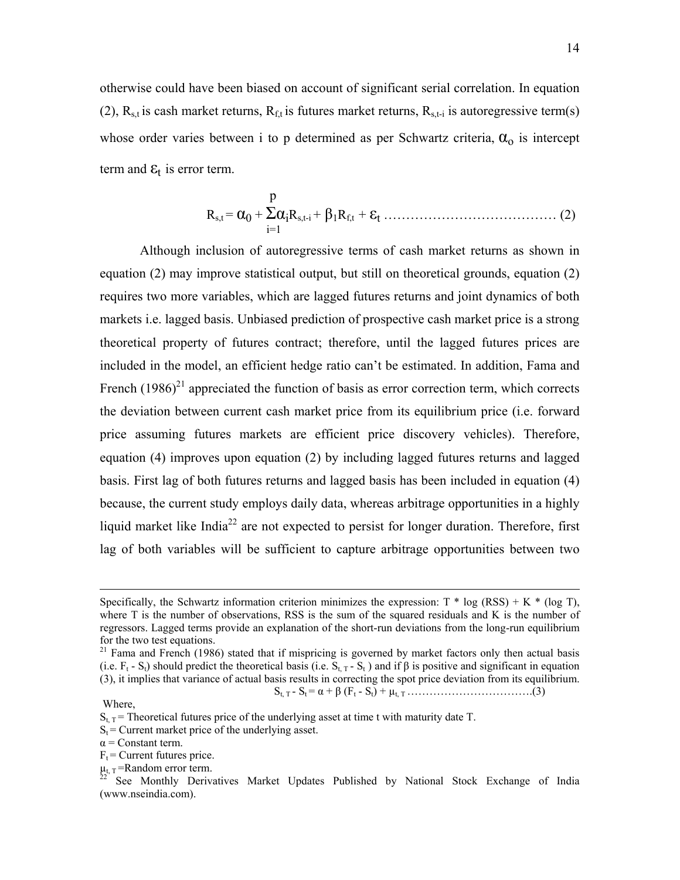otherwise could have been biased on account of significant serial correlation. In equation (2), $R_{s,t}$ is cash market returns, $R_{f,t}$ is futures market returns, $R_{s,t-i}$ is autoregressive term(s) whose order varies between i to p determined as per Schwartz criteria, $\alpha_o$ is intercept term and $\varepsilon_t$ is error term.

$$R_{s,t} = \alpha_0 + \sum_{i=1}^{p} \alpha_i R_{s,t-i} + \beta_1 R_{f,t} + \varepsilon_t \quad \text{………………………………… (2)}$$

Although inclusion of autoregressive terms of cash market returns as shown in equation (2) may improve statistical output, but still on theoretical grounds, equation (2) requires two more variables, which are lagged futures returns and joint dynamics of both markets i.e. lagged basis. Unbiased prediction of prospective cash market price is a strong theoretical property of futures contract; therefore, until the lagged futures prices are included in the model, an efficient hedge ratio can't be estimated. In addition, Fama and French (1986)[21] appreciated the function of basis as error correction term, which corrects the deviation between current cash market price from its equilibrium price (i.e. forward price assuming futures markets are efficient price discovery vehicles). Therefore, equation (4) improves upon equation (2) by including lagged futures returns and lagged basis. First lag of both futures returns and lagged basis has been included in equation (4) because, the current study employs daily data, whereas arbitrage opportunities in a highly liquid market like India[22] are not expected to persist for longer duration. Therefore, first lag of both variables will be sufficient to capture arbitrage opportunities between two

---

Specifically, the Schwartz information criterion minimizes the expression: T * log (RSS) + K * (log T), where T is the number of observations, RSS is the sum of the squared residuals and K is the number of regressors. Lagged terms provide an explanation of the short-run deviations from the long-run equilibrium for the two test equations.

[21] Fama and French (1986) stated that if mispricing is governed by market factors only then actual basis (i.e. $F_t$ - $S_t$) should predict the theoretical basis (i.e. $S_{t,T}$ - $S_t$ ) and if β is positive and significant in equation (3), it implies that variance of actual basis results in correcting the spot price deviation from its equilibrium.

$$S_{t,T} - S_t = \alpha + \beta (F_t - S_t) + \mu_{t,T} \quad \text{…………………………….(3)}$$

Where,

$S_{t,T}$ = Theoretical futures price of the underlying asset at time t with maturity date T.

$S_t$ = Current market price of the underlying asset.

α = Constant term.

$F_t$ = Current futures price.

$\mu_{t,T}$ =Random error term.

[22] See Monthly Derivatives Market Updates Published by National Stock Exchange of India (www.nseindia.com).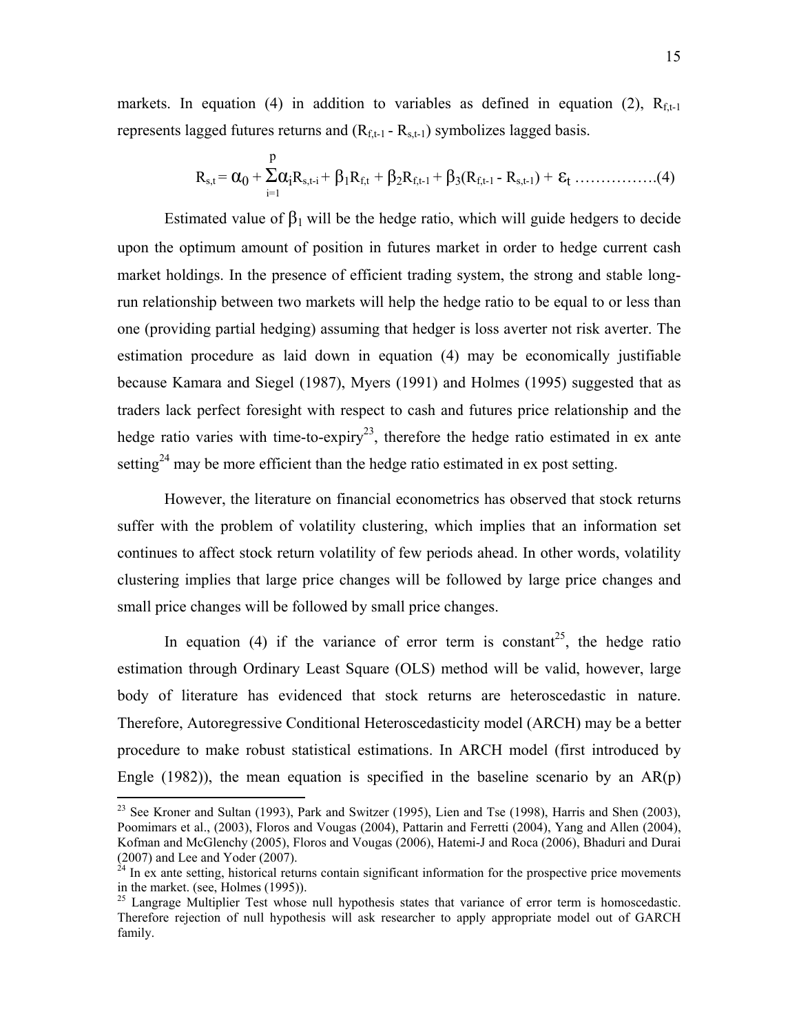markets. In equation (4) in addition to variables as defined in equation (2), $R_{f,t-1}$ represents lagged futures returns and $(R_{f,t-1} - R_{s,t-1})$ symbolizes lagged basis.

$$R_{s,t} = \alpha_0 + \sum_{i=1}^{p} \alpha_i R_{s,t-i} + \beta_1 R_{f,t} + \beta_2 R_{f,t-1} + \beta_3 (R_{f,t-1} - R_{s,t-1}) + \varepsilon_t \quad \text{.................(4)}$$

Estimated value of $\beta_1$ will be the hedge ratio, which will guide hedgers to decide upon the optimum amount of position in futures market in order to hedge current cash market holdings. In the presence of efficient trading system, the strong and stable long-run relationship between two markets will help the hedge ratio to be equal to or less than one (providing partial hedging) assuming that hedger is loss averter not risk averter. The estimation procedure as laid down in equation (4) may be economically justifiable because Kamara and Siegel (1987), Myers (1991) and Holmes (1995) suggested that as traders lack perfect foresight with respect to cash and futures price relationship and the hedge ratio varies with time-to-expiry[23], therefore the hedge ratio estimated in ex ante setting[24] may be more efficient than the hedge ratio estimated in ex post setting.

However, the literature on financial econometrics has observed that stock returns suffer with the problem of volatility clustering, which implies that an information set continues to affect stock return volatility of few periods ahead. In other words, volatility clustering implies that large price changes will be followed by large price changes and small price changes will be followed by small price changes.

In equation (4) if the variance of error term is constant[25], the hedge ratio estimation through Ordinary Least Square (OLS) method will be valid, however, large body of literature has evidenced that stock returns are heteroscedastic in nature. Therefore, Autoregressive Conditional Heteroscedasticity model (ARCH) may be a better procedure to make robust statistical estimations. In ARCH model (first introduced by Engle (1982)), the mean equation is specified in the baseline scenario by an AR(p)

---

[23] See Kroner and Sultan (1993), Park and Switzer (1995), Lien and Tse (1998), Harris and Shen (2003), Poomimars et al., (2003), Floros and Vougas (2004), Pattarin and Ferretti (2004), Yang and Allen (2004), Kofman and McGlenchy (2005), Floros and Vougas (2006), Hatemi-J and Roca (2006), Bhaduri and Durai (2007) and Lee and Yoder (2007).

[24] In ex ante setting, historical returns contain significant information for the prospective price movements in the market. (see, Holmes (1995)).

[25] Langrage Multiplier Test whose null hypothesis states that variance of error term is homoscedastic. Therefore rejection of null hypothesis will ask researcher to apply appropriate model out of GARCH family.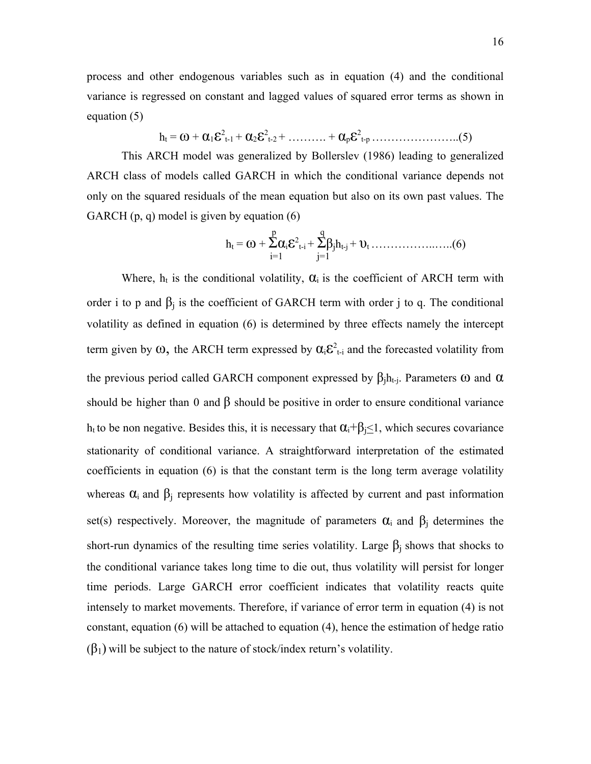process and other endogenous variables such as in equation (4) and the conditional variance is regressed on constant and lagged values of squared error terms as shown in equation (5)

$$h_t = \omega + \alpha_1\varepsilon^2_{t-1} + \alpha_2\varepsilon^2_{t-2} + \ldots\ldots\ldots + \alpha_p\varepsilon^2_{t-p} \ldots\ldots\ldots\ldots\ldots\ldots\ldots..(5)$$

This ARCH model was generalized by Bollerslev (1986) leading to generalized ARCH class of models called GARCH in which the conditional variance depends not only on the squared residuals of the mean equation but also on its own past values. The GARCH (p, q) model is given by equation (6)

$$h_t = \omega + \sum_{i=1}^{p}\alpha_i\varepsilon^2_{t-i} + \sum_{j=1}^{q}\beta_j h_{t-j} + \upsilon_t \ldots\ldots\ldots\ldots\ldots..\ldots..(6)$$

Where, $h_t$ is the conditional volatility, $\alpha_i$ is the coefficient of ARCH term with order i to p and $\beta_j$ is the coefficient of GARCH term with order j to q. The conditional volatility as defined in equation (6) is determined by three effects namely the intercept term given by $\omega$, the ARCH term expressed by $\alpha_i\varepsilon^2_{t-i}$ and the forecasted volatility from the previous period called GARCH component expressed by $\beta_j h_{t-j}$. Parameters $\omega$ and $\alpha$ should be higher than 0 and $\beta$ should be positive in order to ensure conditional variance $h_t$ to be non negative. Besides this, it is necessary that $\alpha_i+\beta_j\leq 1$, which secures covariance stationarity of conditional variance. A straightforward interpretation of the estimated coefficients in equation (6) is that the constant term is the long term average volatility whereas $\alpha_i$ and $\beta_j$ represents how volatility is affected by current and past information set(s) respectively. Moreover, the magnitude of parameters $\alpha_i$ and $\beta_j$ determines the short-run dynamics of the resulting time series volatility. Large $\beta_j$ shows that shocks to the conditional variance takes long time to die out, thus volatility will persist for longer time periods. Large GARCH error coefficient indicates that volatility reacts quite intensely to market movements. Therefore, if variance of error term in equation (4) is not constant, equation (6) will be attached to equation (4), hence the estimation of hedge ratio ($\beta_1$) will be subject to the nature of stock/index return's volatility.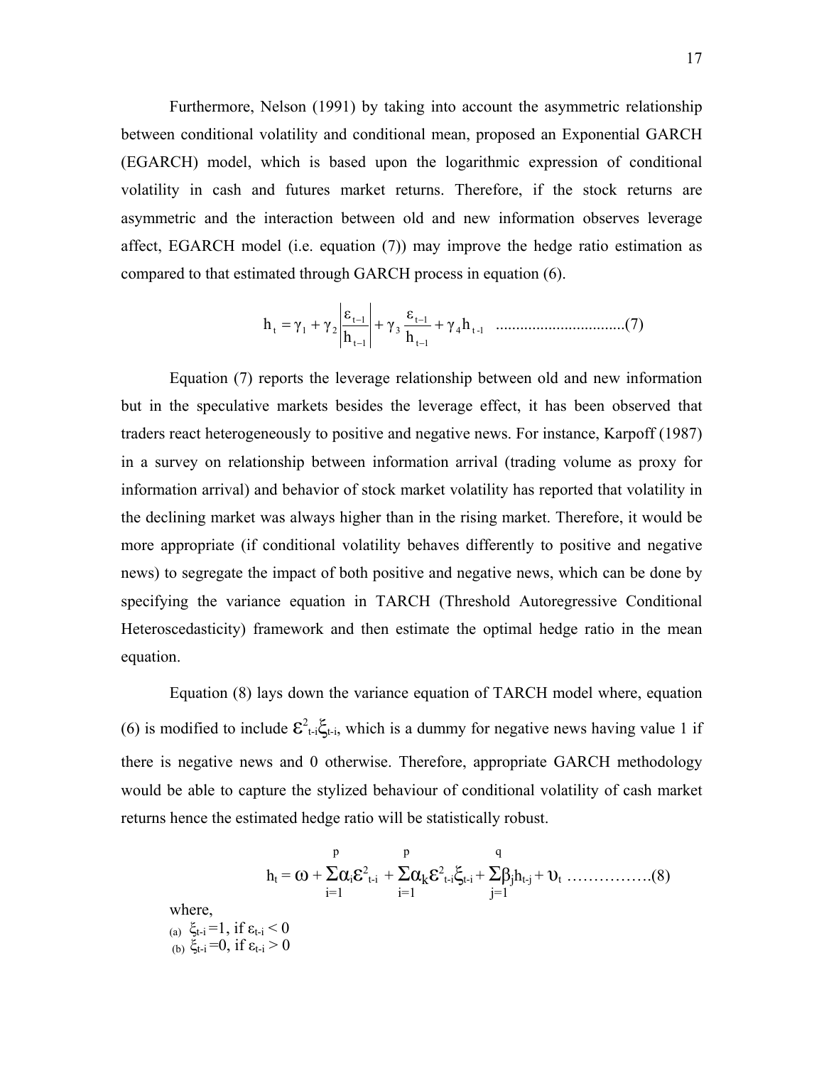Furthermore, Nelson (1991) by taking into account the asymmetric relationship between conditional volatility and conditional mean, proposed an Exponential GARCH (EGARCH) model, which is based upon the logarithmic expression of conditional volatility in cash and futures market returns. Therefore, if the stock returns are asymmetric and the interaction between old and new information observes leverage affect, EGARCH model (i.e. equation (7)) may improve the hedge ratio estimation as compared to that estimated through GARCH process in equation (6).

$$h_t = \gamma_1 + \gamma_2 \left| \frac{\varepsilon_{t-1}}{h_{t-1}} \right| + \gamma_3 \frac{\varepsilon_{t-1}}{h_{t-1}} + \gamma_4 h_{t-1} \quad \text{................................(7)}$$

Equation (7) reports the leverage relationship between old and new information but in the speculative markets besides the leverage effect, it has been observed that traders react heterogeneously to positive and negative news. For instance, Karpoff (1987) in a survey on relationship between information arrival (trading volume as proxy for information arrival) and behavior of stock market volatility has reported that volatility in the declining market was always higher than in the rising market. Therefore, it would be more appropriate (if conditional volatility behaves differently to positive and negative news) to segregate the impact of both positive and negative news, which can be done by specifying the variance equation in TARCH (Threshold Autoregressive Conditional Heteroscedasticity) framework and then estimate the optimal hedge ratio in the mean equation.

Equation (8) lays down the variance equation of TARCH model where, equation (6) is modified to include $\varepsilon^2_{t-i}\xi_{t-i}$, which is a dummy for negative news having value 1 if there is negative news and 0 otherwise. Therefore, appropriate GARCH methodology would be able to capture the stylized behaviour of conditional volatility of cash market returns hence the estimated hedge ratio will be statistically robust.

$$h_t = \omega + \sum_{i=1}^{p} \alpha_i \varepsilon^2_{t-i} + \sum_{i=1}^{p} \alpha_k \varepsilon^2_{t-i}\xi_{t-i} + \sum_{j=1}^{q} \beta_j h_{t-j} + \upsilon_t \quad \text{................(8)}$$

where,

(a) $\xi_{t-i} = 1$, if $\varepsilon_{t-i} < 0$

(b) $\xi_{t-i} = 0$, if $\varepsilon_{t-i} > 0$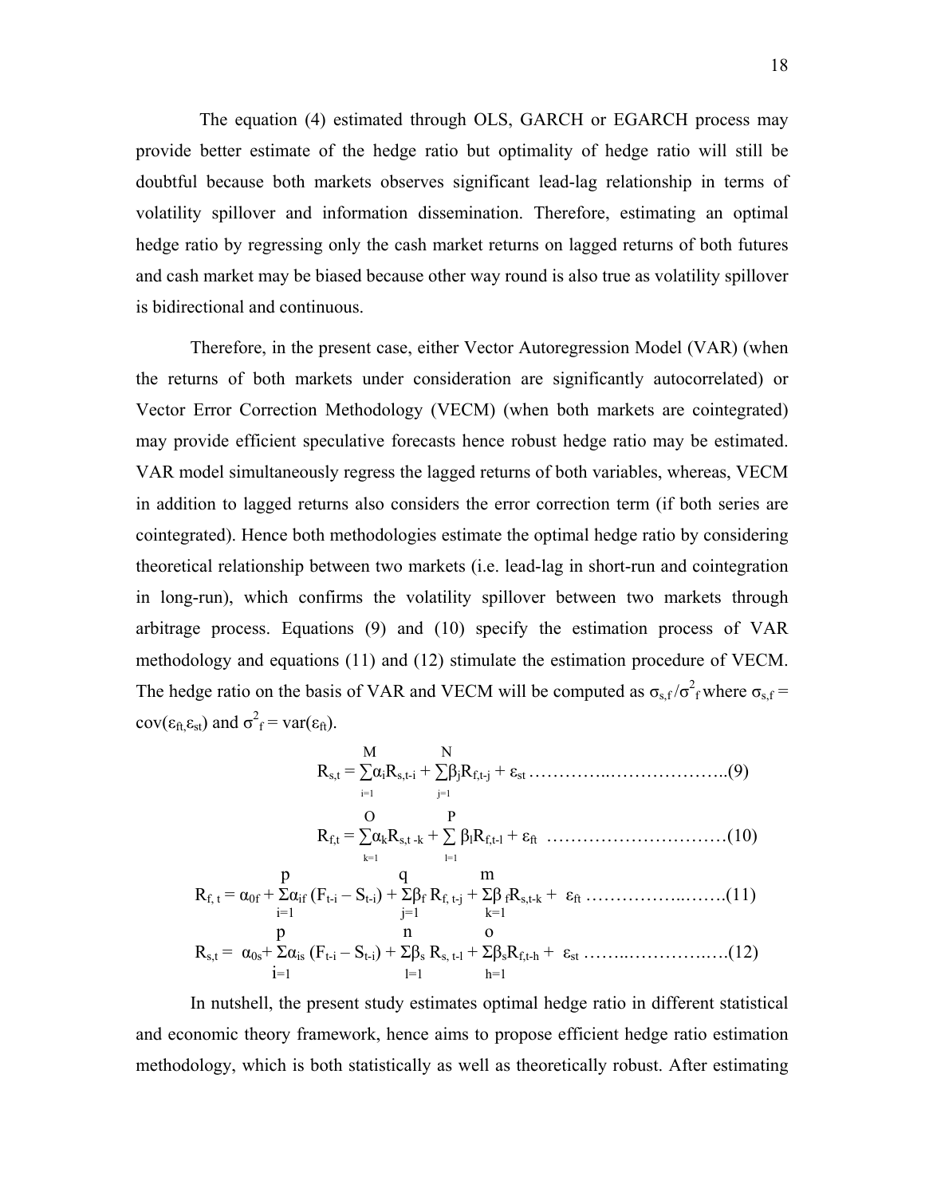The equation (4) estimated through OLS, GARCH or EGARCH process may provide better estimate of the hedge ratio but optimality of hedge ratio will still be doubtful because both markets observes significant lead-lag relationship in terms of volatility spillover and information dissemination. Therefore, estimating an optimal hedge ratio by regressing only the cash market returns on lagged returns of both futures and cash market may be biased because other way round is also true as volatility spillover is bidirectional and continuous.

Therefore, in the present case, either Vector Autoregression Model (VAR) (when the returns of both markets under consideration are significantly autocorrelated) or Vector Error Correction Methodology (VECM) (when both markets are cointegrated) may provide efficient speculative forecasts hence robust hedge ratio may be estimated. VAR model simultaneously regress the lagged returns of both variables, whereas, VECM in addition to lagged returns also considers the error correction term (if both series are cointegrated). Hence both methodologies estimate the optimal hedge ratio by considering theoretical relationship between two markets (i.e. lead-lag in short-run and cointegration in long-run), which confirms the volatility spillover between two markets through arbitrage process. Equations (9) and (10) specify the estimation process of VAR methodology and equations (11) and (12) stimulate the estimation procedure of VECM. The hedge ratio on the basis of VAR and VECM will be computed as $\sigma_{s,f}/\sigma^2_f$ where $\sigma_{s,f} = \text{cov}(\varepsilon_{ft},\varepsilon_{st})$ and $\sigma^2_f = \text{var}(\varepsilon_{ft})$.

$$R_{s,t} = \sum_{i=1}^{M}\alpha_i R_{s,t-i} + \sum_{j=1}^{N}\beta_j R_{f,t-j} + \varepsilon_{st} \quad \ldots\ldots\ldots\ldots\ldots\ldots\ldots\ldots\ldots\ldots\ldots(9)$$

$$R_{f,t} = \sum_{k=1}^{O}\alpha_k R_{s,t-k} + \sum_{l=1}^{P}\beta_l R_{f,t-l} + \varepsilon_{ft} \quad \ldots\ldots\ldots\ldots\ldots\ldots\ldots\ldots\ldots\ldots\ldots(10)$$

$$R_{f,t} = \alpha_{0f} + \sum_{i=1}^{p}\alpha_{if}\,(F_{t-i} - S_{t-i}) + \sum_{j=1}^{q}\beta_f\, R_{f,t-j} + \sum_{k=1}^{m}\beta_f R_{s,t-k} + \varepsilon_{ft} \quad \ldots\ldots\ldots\ldots\ldots\ldots(11)$$

$$R_{s,t} = \alpha_{0s} + \sum_{i=1}^{p}\alpha_{is}\,(F_{t-i} - S_{t-i}) + \sum_{l=1}^{n}\beta_s\, R_{s,t-l} + \sum_{h=1}^{o}\beta_s R_{f,t-h} + \varepsilon_{st} \quad \ldots\ldots\ldots\ldots\ldots\ldots(12)$$

In nutshell, the present study estimates optimal hedge ratio in different statistical and economic theory framework, hence aims to propose efficient hedge ratio estimation methodology, which is both statistically as well as theoretically robust. After estimating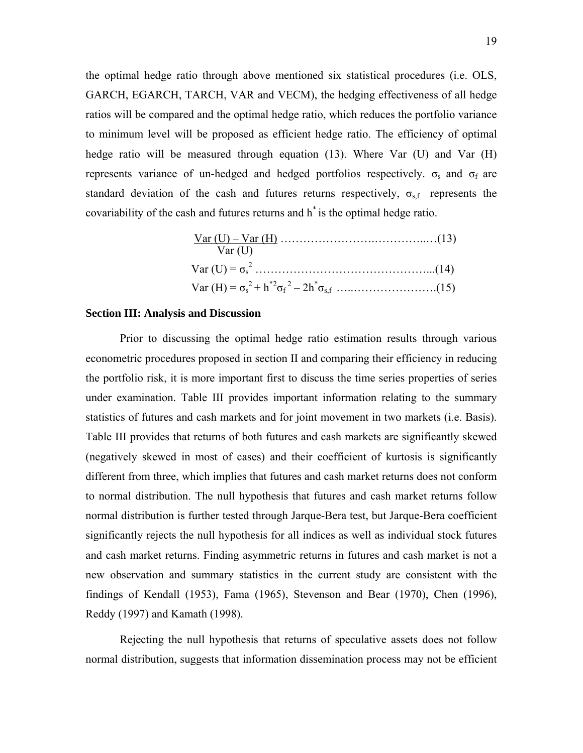the optimal hedge ratio through above mentioned six statistical procedures (i.e. OLS, GARCH, EGARCH, TARCH, VAR and VECM), the hedging effectiveness of all hedge ratios will be compared and the optimal hedge ratio, which reduces the portfolio variance to minimum level will be proposed as efficient hedge ratio. The efficiency of optimal hedge ratio will be measured through equation (13). Where Var (U) and Var (H) represents variance of un-hedged and hedged portfolios respectively. $\sigma_s$ and $\sigma_f$ are standard deviation of the cash and futures returns respectively, $\sigma_{s,f}$ represents the covariability of the cash and futures returns and $h^*$ is the optimal hedge ratio.

$$\frac{Var\,(U) - Var\,(H)}{Var\,(U)} \quad \ldots\ldots\ldots\ldots\ldots\ldots\ldots\ldots\ldots\ldots(13)$$

$$Var\,(U) = \sigma_s^2 \quad \ldots\ldots\ldots\ldots\ldots\ldots\ldots\ldots\ldots\ldots\ldots(14)$$

$$Var\,(H) = \sigma_s^2 + h^{*2}\sigma_f^{\,2} - 2h^*\sigma_{s,f} \quad \ldots\ldots\ldots\ldots\ldots\ldots(15)$$

**Section III: Analysis and Discussion**

Prior to discussing the optimal hedge ratio estimation results through various econometric procedures proposed in section II and comparing their efficiency in reducing the portfolio risk, it is more important first to discuss the time series properties of series under examination. Table III provides important information relating to the summary statistics of futures and cash markets and for joint movement in two markets (i.e. Basis). Table III provides that returns of both futures and cash markets are significantly skewed (negatively skewed in most of cases) and their coefficient of kurtosis is significantly different from three, which implies that futures and cash market returns does not conform to normal distribution. The null hypothesis that futures and cash market returns follow normal distribution is further tested through Jarque-Bera test, but Jarque-Bera coefficient significantly rejects the null hypothesis for all indices as well as individual stock futures and cash market returns. Finding asymmetric returns in futures and cash market is not a new observation and summary statistics in the current study are consistent with the findings of Kendall (1953), Fama (1965), Stevenson and Bear (1970), Chen (1996), Reddy (1997) and Kamath (1998).

Rejecting the null hypothesis that returns of speculative assets does not follow normal distribution, suggests that information dissemination process may not be efficient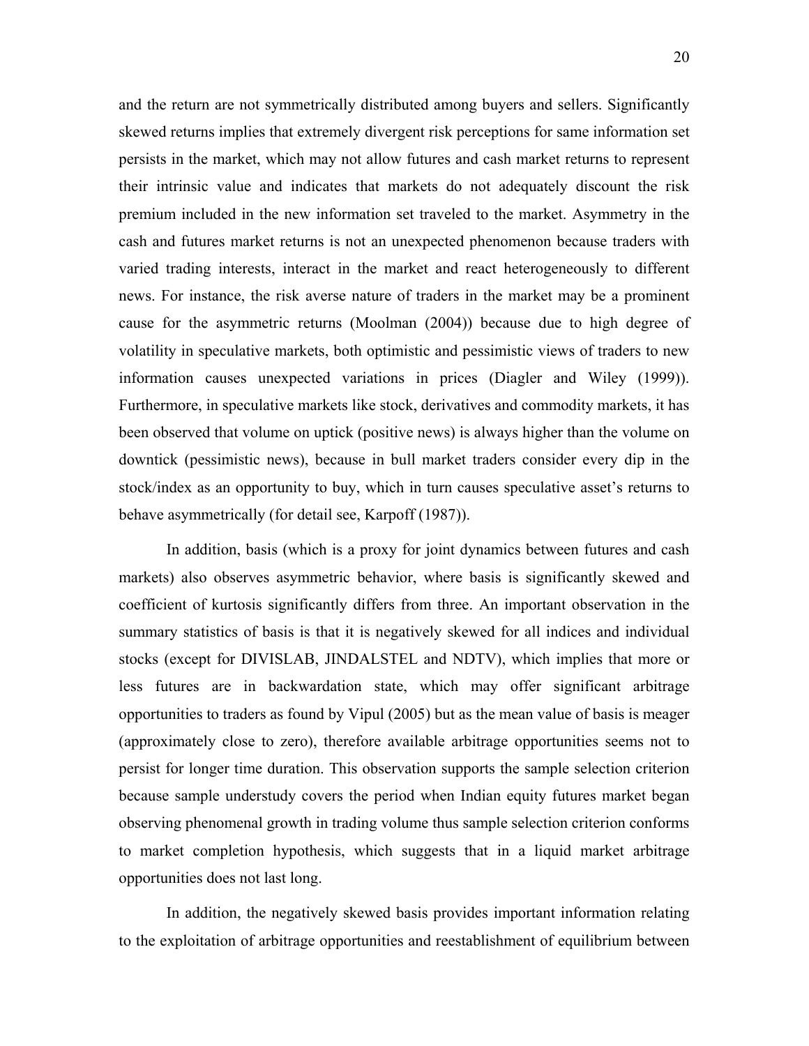and the return are not symmetrically distributed among buyers and sellers. Significantly skewed returns implies that extremely divergent risk perceptions for same information set persists in the market, which may not allow futures and cash market returns to represent their intrinsic value and indicates that markets do not adequately discount the risk premium included in the new information set traveled to the market. Asymmetry in the cash and futures market returns is not an unexpected phenomenon because traders with varied trading interests, interact in the market and react heterogeneously to different news. For instance, the risk averse nature of traders in the market may be a prominent cause for the asymmetric returns (Moolman (2004)) because due to high degree of volatility in speculative markets, both optimistic and pessimistic views of traders to new information causes unexpected variations in prices (Diagler and Wiley (1999)). Furthermore, in speculative markets like stock, derivatives and commodity markets, it has been observed that volume on uptick (positive news) is always higher than the volume on downtick (pessimistic news), because in bull market traders consider every dip in the stock/index as an opportunity to buy, which in turn causes speculative asset's returns to behave asymmetrically (for detail see, Karpoff (1987)).

In addition, basis (which is a proxy for joint dynamics between futures and cash markets) also observes asymmetric behavior, where basis is significantly skewed and coefficient of kurtosis significantly differs from three. An important observation in the summary statistics of basis is that it is negatively skewed for all indices and individual stocks (except for DIVISLAB, JINDALSTEL and NDTV), which implies that more or less futures are in backwardation state, which may offer significant arbitrage opportunities to traders as found by Vipul (2005) but as the mean value of basis is meager (approximately close to zero), therefore available arbitrage opportunities seems not to persist for longer time duration. This observation supports the sample selection criterion because sample understudy covers the period when Indian equity futures market began observing phenomenal growth in trading volume thus sample selection criterion conforms to market completion hypothesis, which suggests that in a liquid market arbitrage opportunities does not last long.

In addition, the negatively skewed basis provides important information relating to the exploitation of arbitrage opportunities and reestablishment of equilibrium between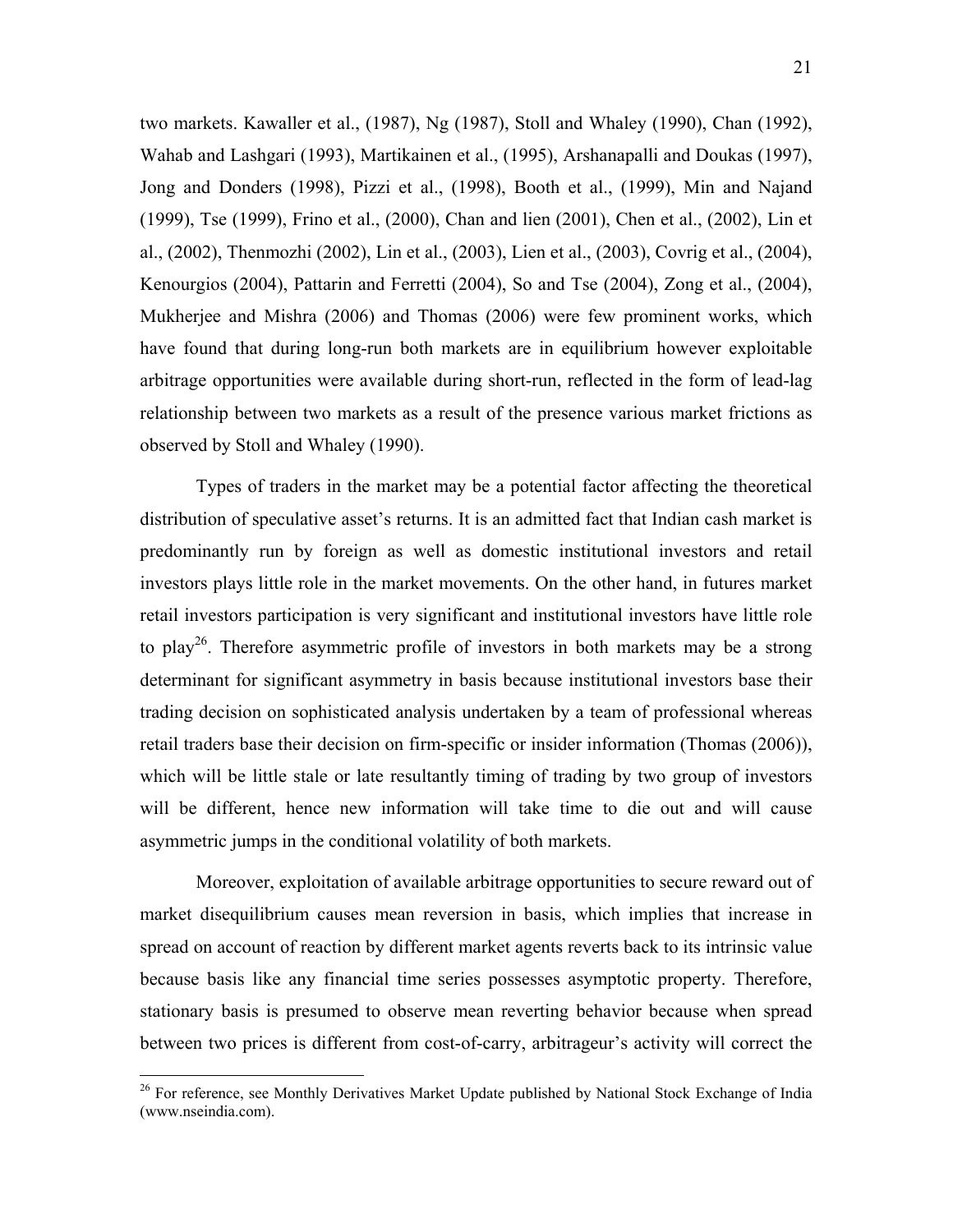two markets. Kawaller et al., (1987), Ng (1987), Stoll and Whaley (1990), Chan (1992), Wahab and Lashgari (1993), Martikainen et al., (1995), Arshanapalli and Doukas (1997), Jong and Donders (1998), Pizzi et al., (1998), Booth et al., (1999), Min and Najand (1999), Tse (1999), Frino et al., (2000), Chan and lien (2001), Chen et al., (2002), Lin et al., (2002), Thenmozhi (2002), Lin et al., (2003), Lien et al., (2003), Covrig et al., (2004), Kenourgios (2004), Pattarin and Ferretti (2004), So and Tse (2004), Zong et al., (2004), Mukherjee and Mishra (2006) and Thomas (2006) were few prominent works, which have found that during long-run both markets are in equilibrium however exploitable arbitrage opportunities were available during short-run, reflected in the form of lead-lag relationship between two markets as a result of the presence various market frictions as observed by Stoll and Whaley (1990).

Types of traders in the market may be a potential factor affecting the theoretical distribution of speculative asset's returns. It is an admitted fact that Indian cash market is predominantly run by foreign as well as domestic institutional investors and retail investors plays little role in the market movements. On the other hand, in futures market retail investors participation is very significant and institutional investors have little role to play[26]. Therefore asymmetric profile of investors in both markets may be a strong determinant for significant asymmetry in basis because institutional investors base their trading decision on sophisticated analysis undertaken by a team of professional whereas retail traders base their decision on firm-specific or insider information (Thomas (2006)), which will be little stale or late resultantly timing of trading by two group of investors will be different, hence new information will take time to die out and will cause asymmetric jumps in the conditional volatility of both markets.

Moreover, exploitation of available arbitrage opportunities to secure reward out of market disequilibrium causes mean reversion in basis, which implies that increase in spread on account of reaction by different market agents reverts back to its intrinsic value because basis like any financial time series possesses asymptotic property. Therefore, stationary basis is presumed to observe mean reverting behavior because when spread between two prices is different from cost-of-carry, arbitrageur's activity will correct the

[26] For reference, see Monthly Derivatives Market Update published by National Stock Exchange of India (www.nseindia.com).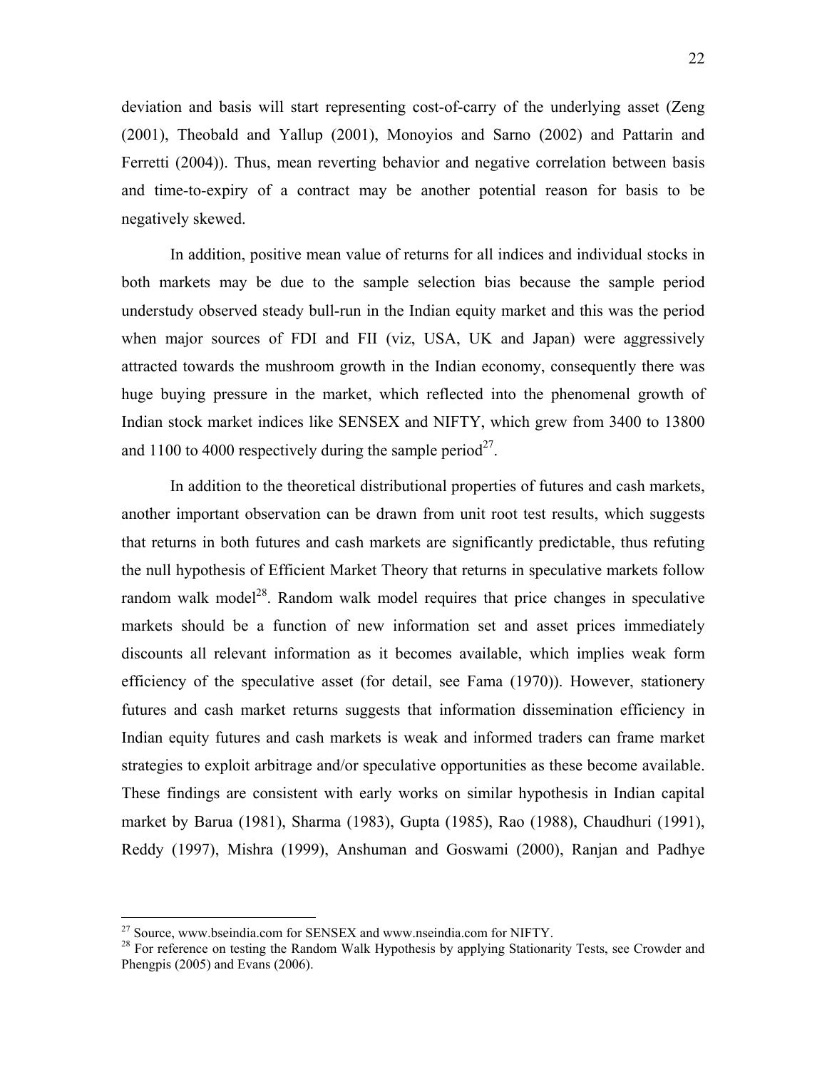deviation and basis will start representing cost-of-carry of the underlying asset (Zeng (2001), Theobald and Yallup (2001), Monoyios and Sarno (2002) and Pattarin and Ferretti (2004)). Thus, mean reverting behavior and negative correlation between basis and time-to-expiry of a contract may be another potential reason for basis to be negatively skewed.

In addition, positive mean value of returns for all indices and individual stocks in both markets may be due to the sample selection bias because the sample period understudy observed steady bull-run in the Indian equity market and this was the period when major sources of FDI and FII (viz, USA, UK and Japan) were aggressively attracted towards the mushroom growth in the Indian economy, consequently there was huge buying pressure in the market, which reflected into the phenomenal growth of Indian stock market indices like SENSEX and NIFTY, which grew from 3400 to 13800 and 1100 to 4000 respectively during the sample period[27].

In addition to the theoretical distributional properties of futures and cash markets, another important observation can be drawn from unit root test results, which suggests that returns in both futures and cash markets are significantly predictable, thus refuting the null hypothesis of Efficient Market Theory that returns in speculative markets follow random walk model[28]. Random walk model requires that price changes in speculative markets should be a function of new information set and asset prices immediately discounts all relevant information as it becomes available, which implies weak form efficiency of the speculative asset (for detail, see Fama (1970)). However, stationery futures and cash market returns suggests that information dissemination efficiency in Indian equity futures and cash markets is weak and informed traders can frame market strategies to exploit arbitrage and/or speculative opportunities as these become available. These findings are consistent with early works on similar hypothesis in Indian capital market by Barua (1981), Sharma (1983), Gupta (1985), Rao (1988), Chaudhuri (1991), Reddy (1997), Mishra (1999), Anshuman and Goswami (2000), Ranjan and Padhye

---

[27] Source, www.bseindia.com for SENSEX and www.nseindia.com for NIFTY.

[28] For reference on testing the Random Walk Hypothesis by applying Stationarity Tests, see Crowder and Phengpis (2005) and Evans (2006).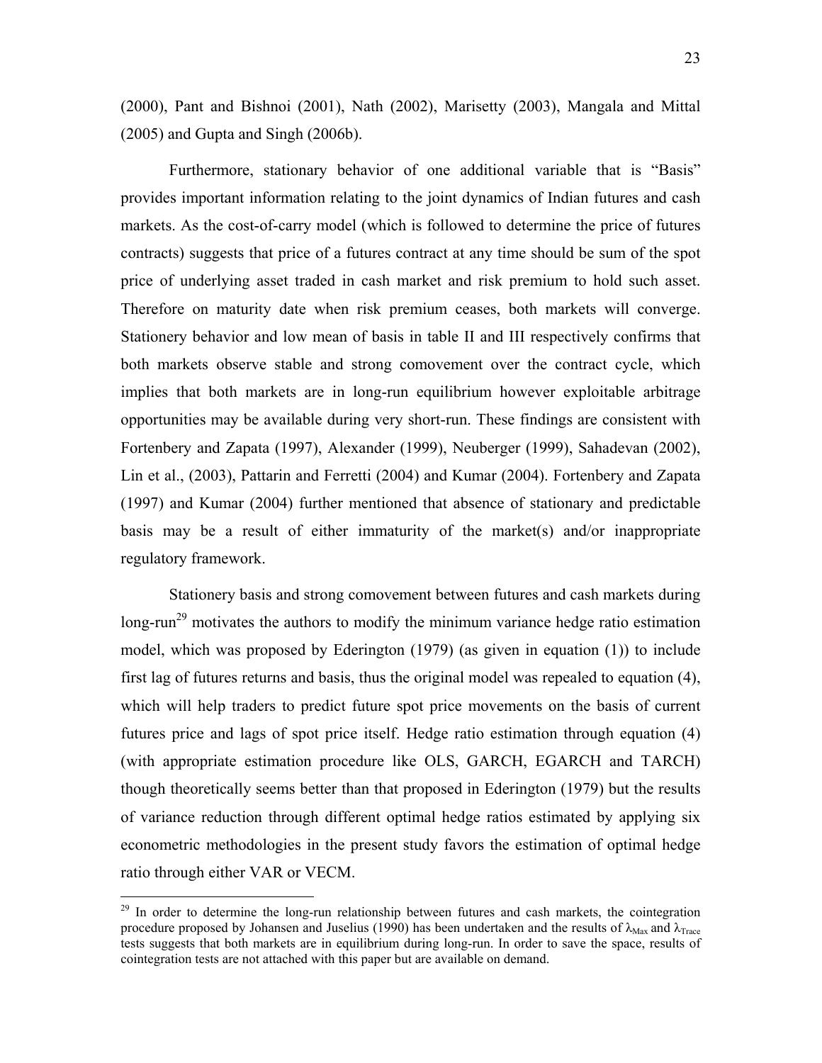(2000), Pant and Bishnoi (2001), Nath (2002), Marisetty (2003), Mangala and Mittal (2005) and Gupta and Singh (2006b).

Furthermore, stationary behavior of one additional variable that is "Basis" provides important information relating to the joint dynamics of Indian futures and cash markets. As the cost-of-carry model (which is followed to determine the price of futures contracts) suggests that price of a futures contract at any time should be sum of the spot price of underlying asset traded in cash market and risk premium to hold such asset. Therefore on maturity date when risk premium ceases, both markets will converge. Stationery behavior and low mean of basis in table II and III respectively confirms that both markets observe stable and strong comovement over the contract cycle, which implies that both markets are in long-run equilibrium however exploitable arbitrage opportunities may be available during very short-run. These findings are consistent with Fortenbery and Zapata (1997), Alexander (1999), Neuberger (1999), Sahadevan (2002), Lin et al., (2003), Pattarin and Ferretti (2004) and Kumar (2004). Fortenbery and Zapata (1997) and Kumar (2004) further mentioned that absence of stationary and predictable basis may be a result of either immaturity of the market(s) and/or inappropriate regulatory framework.

Stationery basis and strong comovement between futures and cash markets during long-run[29] motivates the authors to modify the minimum variance hedge ratio estimation model, which was proposed by Ederington (1979) (as given in equation (1)) to include first lag of futures returns and basis, thus the original model was repealed to equation (4), which will help traders to predict future spot price movements on the basis of current futures price and lags of spot price itself. Hedge ratio estimation through equation (4) (with appropriate estimation procedure like OLS, GARCH, EGARCH and TARCH) though theoretically seems better than that proposed in Ederington (1979) but the results of variance reduction through different optimal hedge ratios estimated by applying six econometric methodologies in the present study favors the estimation of optimal hedge ratio through either VAR or VECM.

[29] In order to determine the long-run relationship between futures and cash markets, the cointegration procedure proposed by Johansen and Juselius (1990) has been undertaken and the results of $\lambda_{Max}$ and $\lambda_{Trace}$ tests suggests that both markets are in equilibrium during long-run. In order to save the space, results of cointegration tests are not attached with this paper but are available on demand.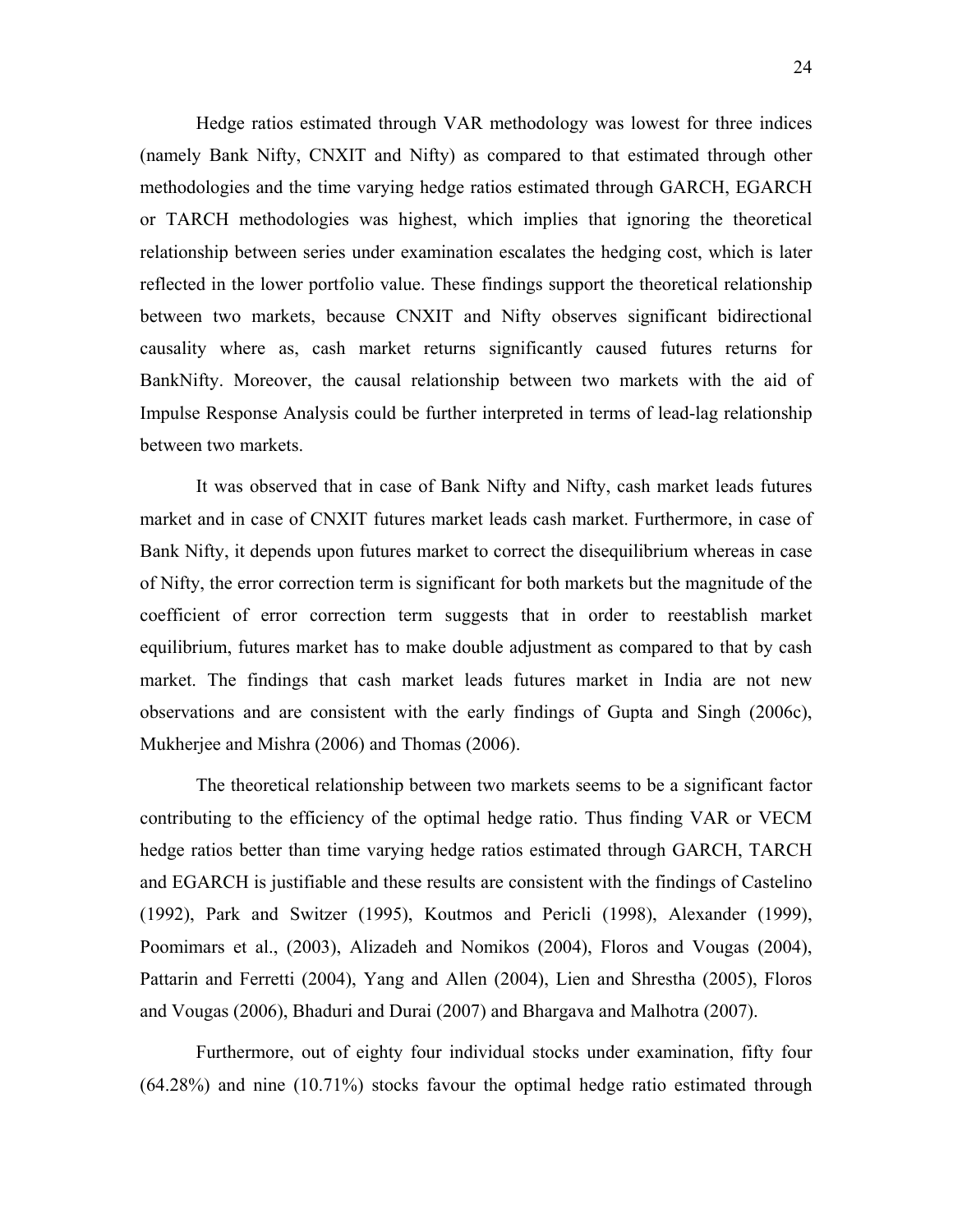Hedge ratios estimated through VAR methodology was lowest for three indices (namely Bank Nifty, CNXIT and Nifty) as compared to that estimated through other methodologies and the time varying hedge ratios estimated through GARCH, EGARCH or TARCH methodologies was highest, which implies that ignoring the theoretical relationship between series under examination escalates the hedging cost, which is later reflected in the lower portfolio value. These findings support the theoretical relationship between two markets, because CNXIT and Nifty observes significant bidirectional causality where as, cash market returns significantly caused futures returns for BankNifty. Moreover, the causal relationship between two markets with the aid of Impulse Response Analysis could be further interpreted in terms of lead-lag relationship between two markets.

It was observed that in case of Bank Nifty and Nifty, cash market leads futures market and in case of CNXIT futures market leads cash market. Furthermore, in case of Bank Nifty, it depends upon futures market to correct the disequilibrium whereas in case of Nifty, the error correction term is significant for both markets but the magnitude of the coefficient of error correction term suggests that in order to reestablish market equilibrium, futures market has to make double adjustment as compared to that by cash market. The findings that cash market leads futures market in India are not new observations and are consistent with the early findings of Gupta and Singh (2006c), Mukherjee and Mishra (2006) and Thomas (2006).

The theoretical relationship between two markets seems to be a significant factor contributing to the efficiency of the optimal hedge ratio. Thus finding VAR or VECM hedge ratios better than time varying hedge ratios estimated through GARCH, TARCH and EGARCH is justifiable and these results are consistent with the findings of Castelino (1992), Park and Switzer (1995), Koutmos and Pericli (1998), Alexander (1999), Poomimars et al., (2003), Alizadeh and Nomikos (2004), Floros and Vougas (2004), Pattarin and Ferretti (2004), Yang and Allen (2004), Lien and Shrestha (2005), Floros and Vougas (2006), Bhaduri and Durai (2007) and Bhargava and Malhotra (2007).

Furthermore, out of eighty four individual stocks under examination, fifty four (64.28%) and nine (10.71%) stocks favour the optimal hedge ratio estimated through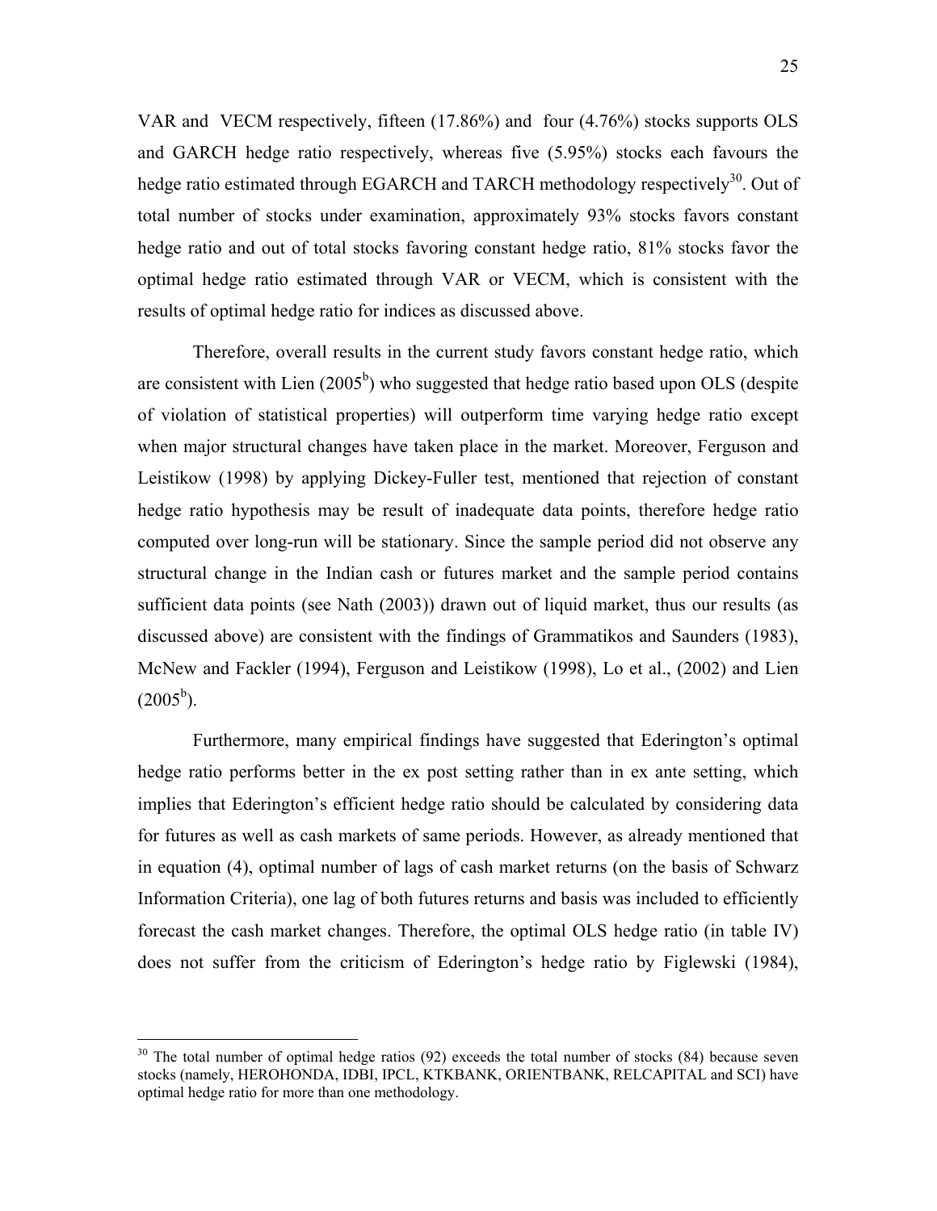VAR and VECM respectively, fifteen (17.86%) and four (4.76%) stocks supports OLS and GARCH hedge ratio respectively, whereas five (5.95%) stocks each favours the hedge ratio estimated through EGARCH and TARCH methodology respectively[30]. Out of total number of stocks under examination, approximately 93% stocks favors constant hedge ratio and out of total stocks favoring constant hedge ratio, 81% stocks favor the optimal hedge ratio estimated through VAR or VECM, which is consistent with the results of optimal hedge ratio for indices as discussed above.

Therefore, overall results in the current study favors constant hedge ratio, which are consistent with Lien (2005[b]) who suggested that hedge ratio based upon OLS (despite of violation of statistical properties) will outperform time varying hedge ratio except when major structural changes have taken place in the market. Moreover, Ferguson and Leistikow (1998) by applying Dickey-Fuller test, mentioned that rejection of constant hedge ratio hypothesis may be result of inadequate data points, therefore hedge ratio computed over long-run will be stationary. Since the sample period did not observe any structural change in the Indian cash or futures market and the sample period contains sufficient data points (see Nath (2003)) drawn out of liquid market, thus our results (as discussed above) are consistent with the findings of Grammatikos and Saunders (1983), McNew and Fackler (1994), Ferguson and Leistikow (1998), Lo et al., (2002) and Lien (2005[b]).

Furthermore, many empirical findings have suggested that Ederington's optimal hedge ratio performs better in the ex post setting rather than in ex ante setting, which implies that Ederington's efficient hedge ratio should be calculated by considering data for futures as well as cash markets of same periods. However, as already mentioned that in equation (4), optimal number of lags of cash market returns (on the basis of Schwarz Information Criteria), one lag of both futures returns and basis was included to efficiently forecast the cash market changes. Therefore, the optimal OLS hedge ratio (in table IV) does not suffer from the criticism of Ederington's hedge ratio by Figlewski (1984),

---

[30] The total number of optimal hedge ratios (92) exceeds the total number of stocks (84) because seven stocks (namely, HEROHONDA, IDBI, IPCL, KTKBANK, ORIENTBANK, RELCAPITAL and SCI) have optimal hedge ratio for more than one methodology.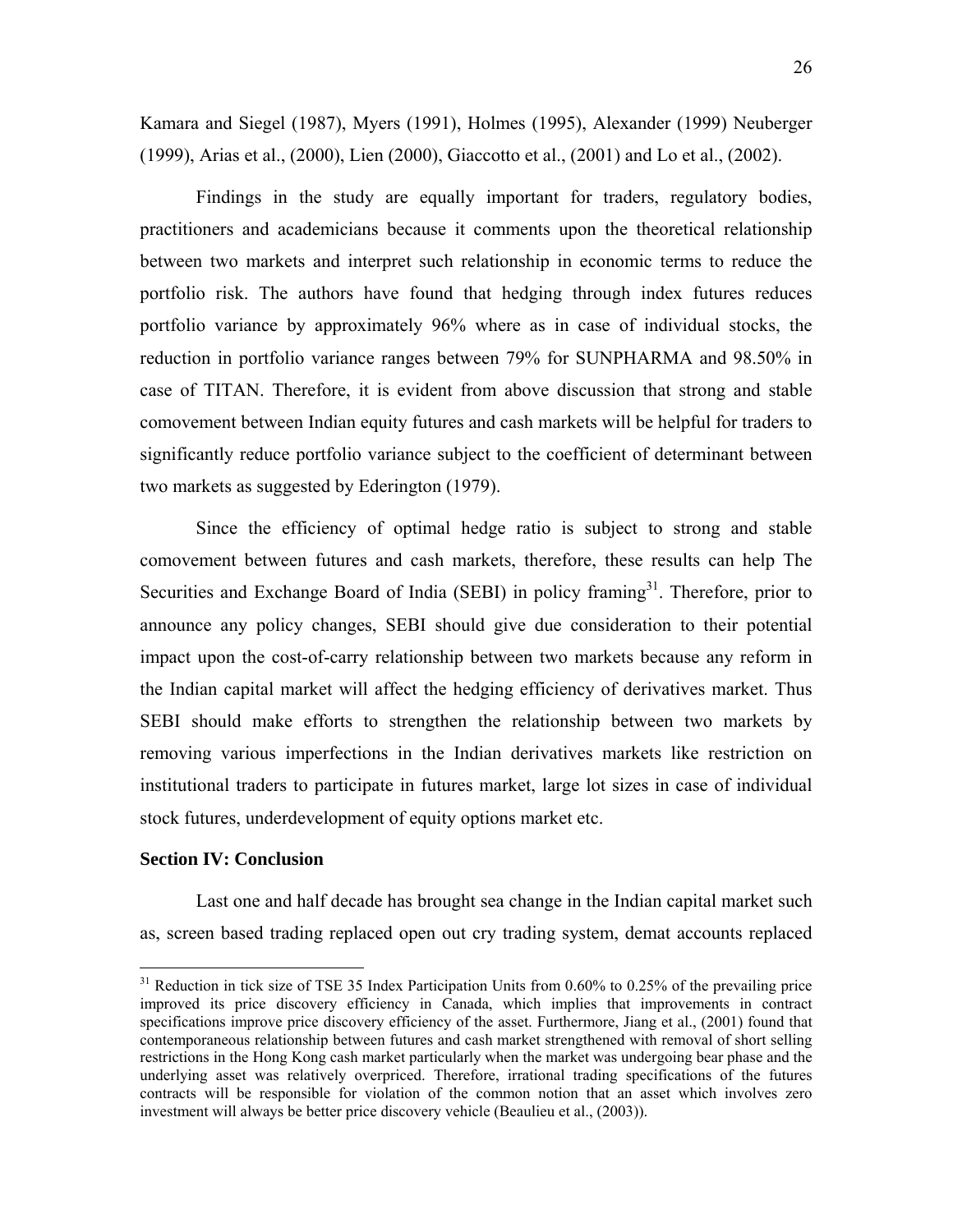Kamara and Siegel (1987), Myers (1991), Holmes (1995), Alexander (1999) Neuberger (1999), Arias et al., (2000), Lien (2000), Giaccotto et al., (2001) and Lo et al., (2002).

Findings in the study are equally important for traders, regulatory bodies, practitioners and academicians because it comments upon the theoretical relationship between two markets and interpret such relationship in economic terms to reduce the portfolio risk. The authors have found that hedging through index futures reduces portfolio variance by approximately 96% where as in case of individual stocks, the reduction in portfolio variance ranges between 79% for SUNPHARMA and 98.50% in case of TITAN. Therefore, it is evident from above discussion that strong and stable comovement between Indian equity futures and cash markets will be helpful for traders to significantly reduce portfolio variance subject to the coefficient of determinant between two markets as suggested by Ederington (1979).

Since the efficiency of optimal hedge ratio is subject to strong and stable comovement between futures and cash markets, therefore, these results can help The Securities and Exchange Board of India (SEBI) in policy framing[31]. Therefore, prior to announce any policy changes, SEBI should give due consideration to their potential impact upon the cost-of-carry relationship between two markets because any reform in the Indian capital market will affect the hedging efficiency of derivatives market. Thus SEBI should make efforts to strengthen the relationship between two markets by removing various imperfections in the Indian derivatives markets like restriction on institutional traders to participate in futures market, large lot sizes in case of individual stock futures, underdevelopment of equity options market etc.

**Section IV: Conclusion**

Last one and half decade has brought sea change in the Indian capital market such as, screen based trading replaced open out cry trading system, demat accounts replaced

---

[31] Reduction in tick size of TSE 35 Index Participation Units from 0.60% to 0.25% of the prevailing price improved its price discovery efficiency in Canada, which implies that improvements in contract specifications improve price discovery efficiency of the asset. Furthermore, Jiang et al., (2001) found that contemporaneous relationship between futures and cash market strengthened with removal of short selling restrictions in the Hong Kong cash market particularly when the market was undergoing bear phase and the underlying asset was relatively overpriced. Therefore, irrational trading specifications of the futures contracts will be responsible for violation of the common notion that an asset which involves zero investment will always be better price discovery vehicle (Beaulieu et al., (2003)).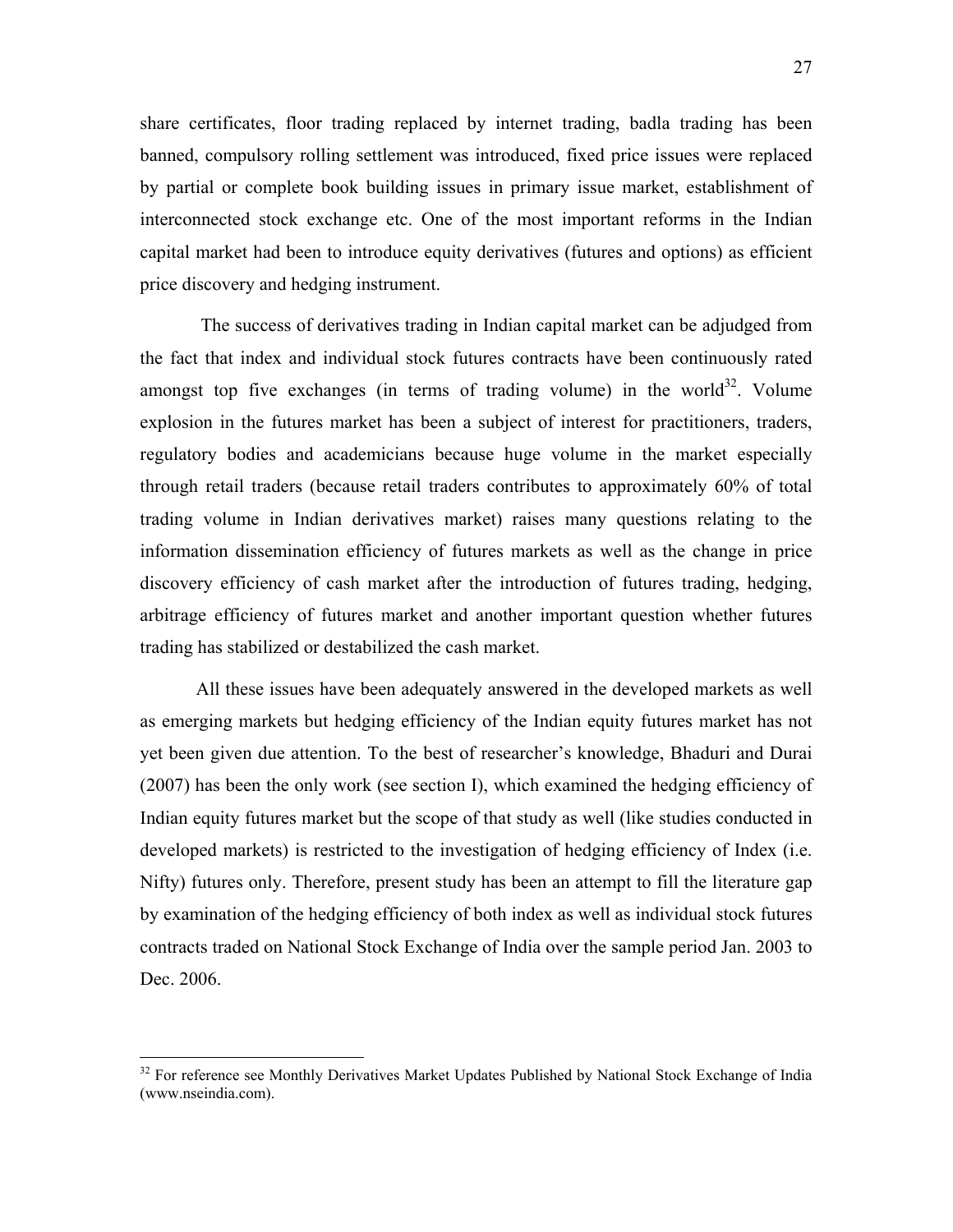share certificates, floor trading replaced by internet trading, badla trading has been banned, compulsory rolling settlement was introduced, fixed price issues were replaced by partial or complete book building issues in primary issue market, establishment of interconnected stock exchange etc. One of the most important reforms in the Indian capital market had been to introduce equity derivatives (futures and options) as efficient price discovery and hedging instrument.

The success of derivatives trading in Indian capital market can be adjudged from the fact that index and individual stock futures contracts have been continuously rated amongst top five exchanges (in terms of trading volume) in the world[32]. Volume explosion in the futures market has been a subject of interest for practitioners, traders, regulatory bodies and academicians because huge volume in the market especially through retail traders (because retail traders contributes to approximately 60% of total trading volume in Indian derivatives market) raises many questions relating to the information dissemination efficiency of futures markets as well as the change in price discovery efficiency of cash market after the introduction of futures trading, hedging, arbitrage efficiency of futures market and another important question whether futures trading has stabilized or destabilized the cash market.

All these issues have been adequately answered in the developed markets as well as emerging markets but hedging efficiency of the Indian equity futures market has not yet been given due attention. To the best of researcher's knowledge, Bhaduri and Durai (2007) has been the only work (see section I), which examined the hedging efficiency of Indian equity futures market but the scope of that study as well (like studies conducted in developed markets) is restricted to the investigation of hedging efficiency of Index (i.e. Nifty) futures only. Therefore, present study has been an attempt to fill the literature gap by examination of the hedging efficiency of both index as well as individual stock futures contracts traded on National Stock Exchange of India over the sample period Jan. 2003 to Dec. 2006.

---

[32] For reference see Monthly Derivatives Market Updates Published by National Stock Exchange of India (www.nseindia.com).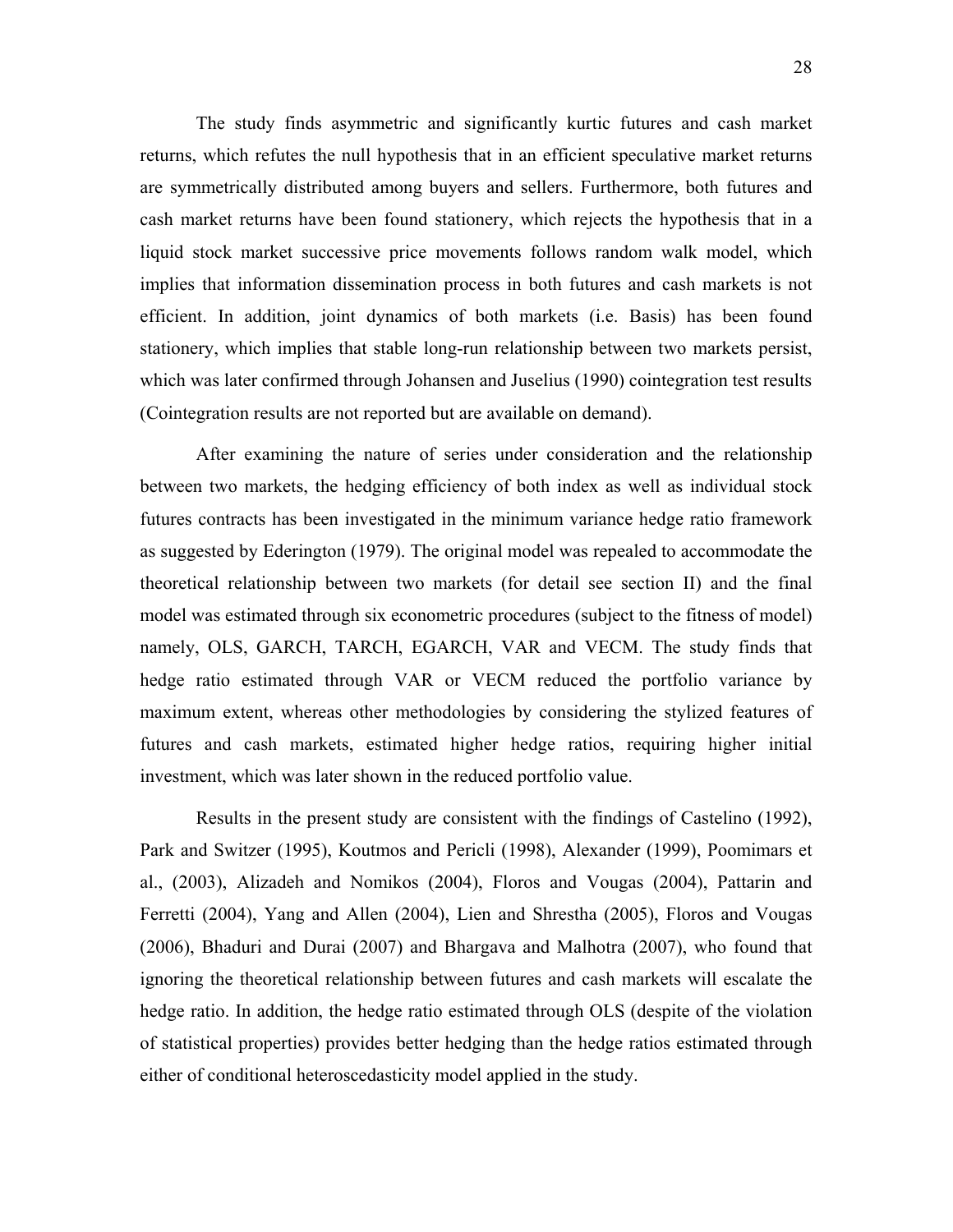The study finds asymmetric and significantly kurtic futures and cash market returns, which refutes the null hypothesis that in an efficient speculative market returns are symmetrically distributed among buyers and sellers. Furthermore, both futures and cash market returns have been found stationery, which rejects the hypothesis that in a liquid stock market successive price movements follows random walk model, which implies that information dissemination process in both futures and cash markets is not efficient. In addition, joint dynamics of both markets (i.e. Basis) has been found stationery, which implies that stable long-run relationship between two markets persist, which was later confirmed through Johansen and Juselius (1990) cointegration test results (Cointegration results are not reported but are available on demand).

After examining the nature of series under consideration and the relationship between two markets, the hedging efficiency of both index as well as individual stock futures contracts has been investigated in the minimum variance hedge ratio framework as suggested by Ederington (1979). The original model was repealed to accommodate the theoretical relationship between two markets (for detail see section II) and the final model was estimated through six econometric procedures (subject to the fitness of model) namely, OLS, GARCH, TARCH, EGARCH, VAR and VECM. The study finds that hedge ratio estimated through VAR or VECM reduced the portfolio variance by maximum extent, whereas other methodologies by considering the stylized features of futures and cash markets, estimated higher hedge ratios, requiring higher initial investment, which was later shown in the reduced portfolio value.

Results in the present study are consistent with the findings of Castelino (1992), Park and Switzer (1995), Koutmos and Pericli (1998), Alexander (1999), Poomimars et al., (2003), Alizadeh and Nomikos (2004), Floros and Vougas (2004), Pattarin and Ferretti (2004), Yang and Allen (2004), Lien and Shrestha (2005), Floros and Vougas (2006), Bhaduri and Durai (2007) and Bhargava and Malhotra (2007), who found that ignoring the theoretical relationship between futures and cash markets will escalate the hedge ratio. In addition, the hedge ratio estimated through OLS (despite of the violation of statistical properties) provides better hedging than the hedge ratios estimated through either of conditional heteroscedasticity model applied in the study.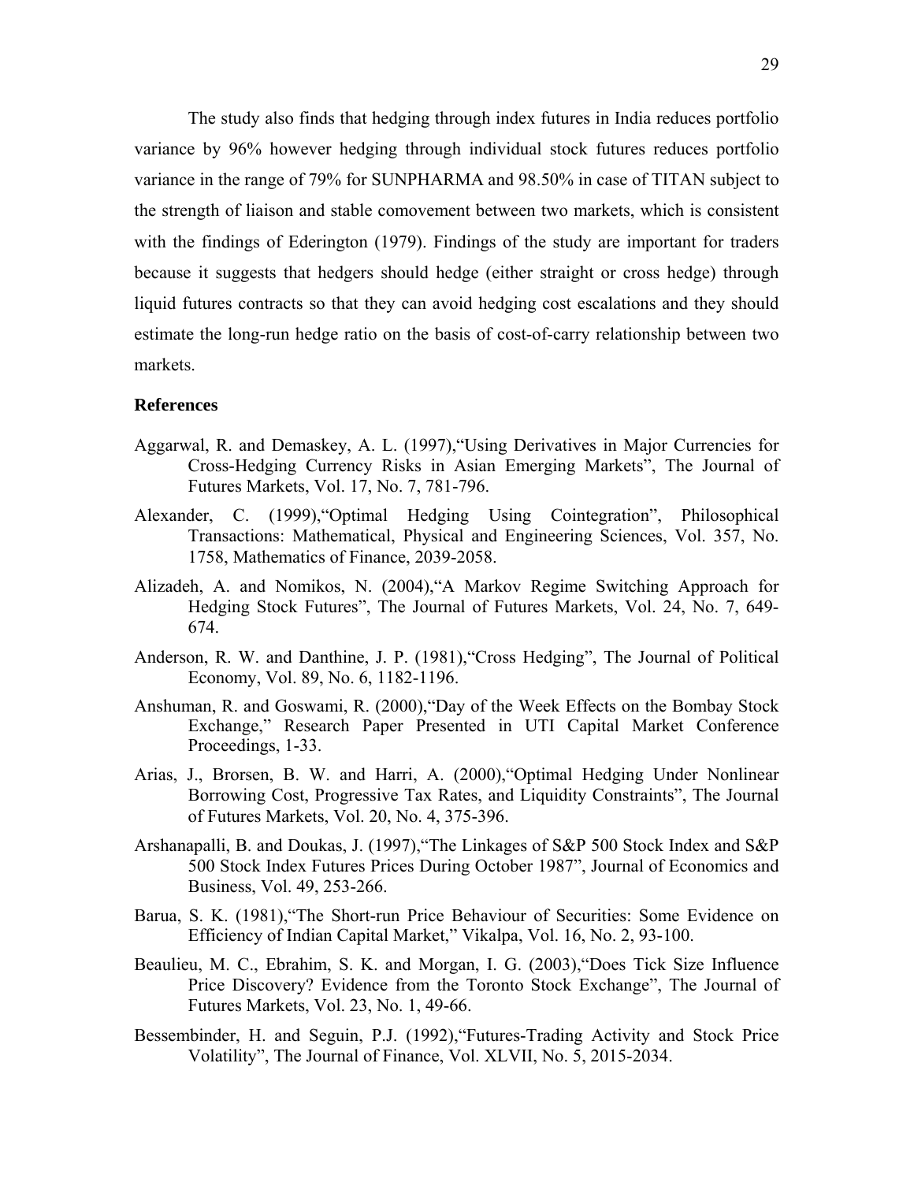The study also finds that hedging through index futures in India reduces portfolio variance by 96% however hedging through individual stock futures reduces portfolio variance in the range of 79% for SUNPHARMA and 98.50% in case of TITAN subject to the strength of liaison and stable comovement between two markets, which is consistent with the findings of Ederington (1979). Findings of the study are important for traders because it suggests that hedgers should hedge (either straight or cross hedge) through liquid futures contracts so that they can avoid hedging cost escalations and they should estimate the long-run hedge ratio on the basis of cost-of-carry relationship between two markets.

### References

Aggarwal, R. and Demaskey, A. L. (1997),"Using Derivatives in Major Currencies for Cross-Hedging Currency Risks in Asian Emerging Markets", The Journal of Futures Markets, Vol. 17, No. 7, 781-796.

Alexander, C. (1999),"Optimal Hedging Using Cointegration", Philosophical Transactions: Mathematical, Physical and Engineering Sciences, Vol. 357, No. 1758, Mathematics of Finance, 2039-2058.

Alizadeh, A. and Nomikos, N. (2004),"A Markov Regime Switching Approach for Hedging Stock Futures", The Journal of Futures Markets, Vol. 24, No. 7, 649-674.

Anderson, R. W. and Danthine, J. P. (1981),"Cross Hedging", The Journal of Political Economy, Vol. 89, No. 6, 1182-1196.

Anshuman, R. and Goswami, R. (2000),"Day of the Week Effects on the Bombay Stock Exchange," Research Paper Presented in UTI Capital Market Conference Proceedings, 1-33.

Arias, J., Brorsen, B. W. and Harri, A. (2000),"Optimal Hedging Under Nonlinear Borrowing Cost, Progressive Tax Rates, and Liquidity Constraints", The Journal of Futures Markets, Vol. 20, No. 4, 375-396.

Arshanapalli, B. and Doukas, J. (1997),"The Linkages of S&P 500 Stock Index and S&P 500 Stock Index Futures Prices During October 1987", Journal of Economics and Business, Vol. 49, 253-266.

Barua, S. K. (1981),"The Short-run Price Behaviour of Securities: Some Evidence on Efficiency of Indian Capital Market," Vikalpa, Vol. 16, No. 2, 93-100.

Beaulieu, M. C., Ebrahim, S. K. and Morgan, I. G. (2003),"Does Tick Size Influence Price Discovery? Evidence from the Toronto Stock Exchange", The Journal of Futures Markets, Vol. 23, No. 1, 49-66.

Bessembinder, H. and Seguin, P.J. (1992),"Futures-Trading Activity and Stock Price Volatility", The Journal of Finance, Vol. XLVII, No. 5, 2015-2034.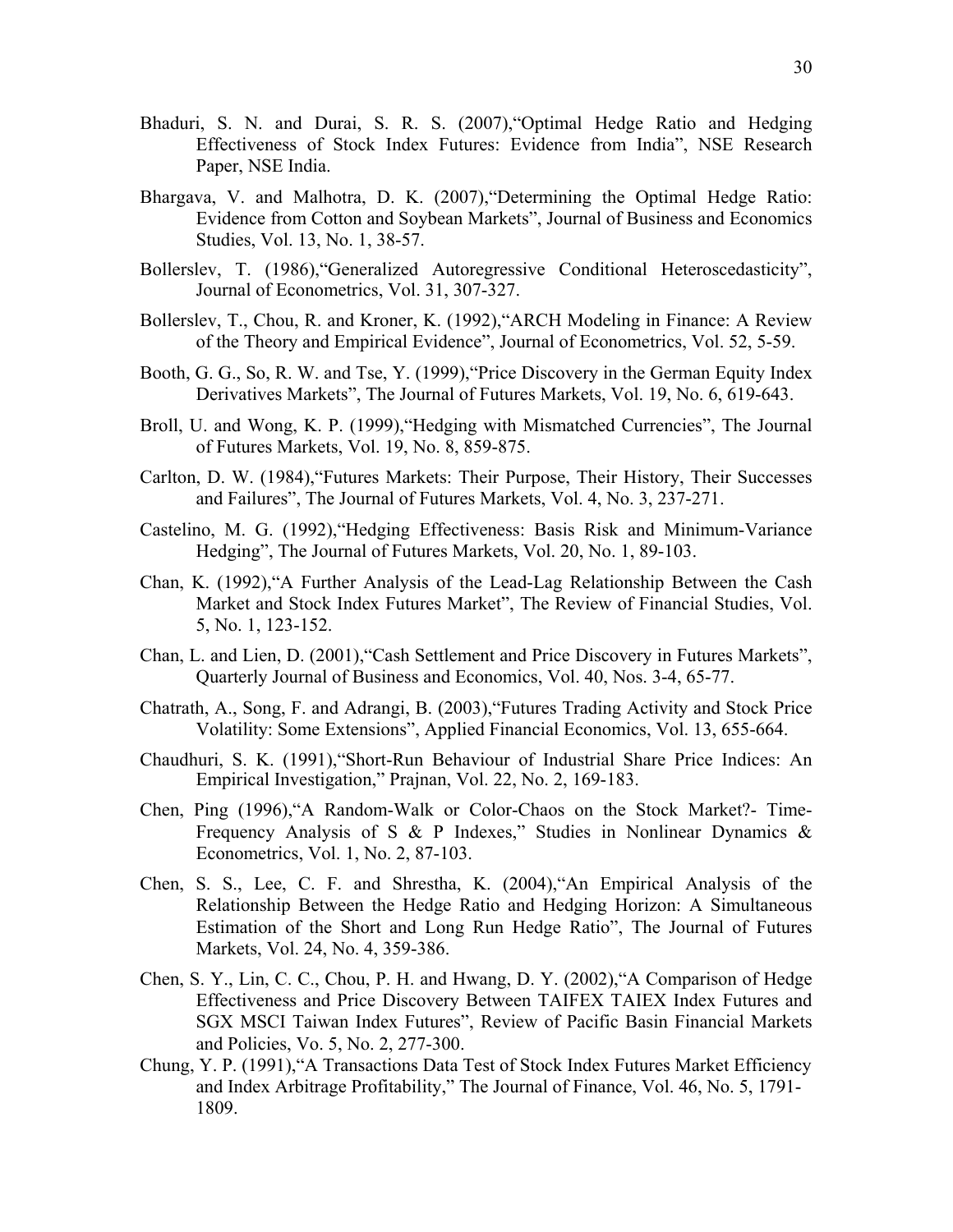Bhaduri, S. N. and Durai, S. R. S. (2007),"Optimal Hedge Ratio and Hedging Effectiveness of Stock Index Futures: Evidence from India", NSE Research Paper, NSE India.

Bhargava, V. and Malhotra, D. K. (2007),"Determining the Optimal Hedge Ratio: Evidence from Cotton and Soybean Markets", Journal of Business and Economics Studies, Vol. 13, No. 1, 38-57.

Bollerslev, T. (1986),"Generalized Autoregressive Conditional Heteroscedasticity", Journal of Econometrics, Vol. 31, 307-327.

Bollerslev, T., Chou, R. and Kroner, K. (1992),"ARCH Modeling in Finance: A Review of the Theory and Empirical Evidence", Journal of Econometrics, Vol. 52, 5-59.

Booth, G. G., So, R. W. and Tse, Y. (1999),"Price Discovery in the German Equity Index Derivatives Markets", The Journal of Futures Markets, Vol. 19, No. 6, 619-643.

Broll, U. and Wong, K. P. (1999),"Hedging with Mismatched Currencies", The Journal of Futures Markets, Vol. 19, No. 8, 859-875.

Carlton, D. W. (1984),"Futures Markets: Their Purpose, Their History, Their Successes and Failures", The Journal of Futures Markets, Vol. 4, No. 3, 237-271.

Castelino, M. G. (1992),"Hedging Effectiveness: Basis Risk and Minimum-Variance Hedging", The Journal of Futures Markets, Vol. 20, No. 1, 89-103.

Chan, K. (1992),"A Further Analysis of the Lead-Lag Relationship Between the Cash Market and Stock Index Futures Market", The Review of Financial Studies, Vol. 5, No. 1, 123-152.

Chan, L. and Lien, D. (2001),"Cash Settlement and Price Discovery in Futures Markets", Quarterly Journal of Business and Economics, Vol. 40, Nos. 3-4, 65-77.

Chatrath, A., Song, F. and Adrangi, B. (2003),"Futures Trading Activity and Stock Price Volatility: Some Extensions", Applied Financial Economics, Vol. 13, 655-664.

Chaudhuri, S. K. (1991),"Short-Run Behaviour of Industrial Share Price Indices: An Empirical Investigation," Prajnan, Vol. 22, No. 2, 169-183.

Chen, Ping (1996),"A Random-Walk or Color-Chaos on the Stock Market?- Time-Frequency Analysis of S & P Indexes," Studies in Nonlinear Dynamics & Econometrics, Vol. 1, No. 2, 87-103.

Chen, S. S., Lee, C. F. and Shrestha, K. (2004),"An Empirical Analysis of the Relationship Between the Hedge Ratio and Hedging Horizon: A Simultaneous Estimation of the Short and Long Run Hedge Ratio", The Journal of Futures Markets, Vol. 24, No. 4, 359-386.

Chen, S. Y., Lin, C. C., Chou, P. H. and Hwang, D. Y. (2002),"A Comparison of Hedge Effectiveness and Price Discovery Between TAIFEX TAIEX Index Futures and SGX MSCI Taiwan Index Futures", Review of Pacific Basin Financial Markets and Policies, Vo. 5, No. 2, 277-300.

Chung, Y. P. (1991),"A Transactions Data Test of Stock Index Futures Market Efficiency and Index Arbitrage Profitability," The Journal of Finance, Vol. 46, No. 5, 1791-1809.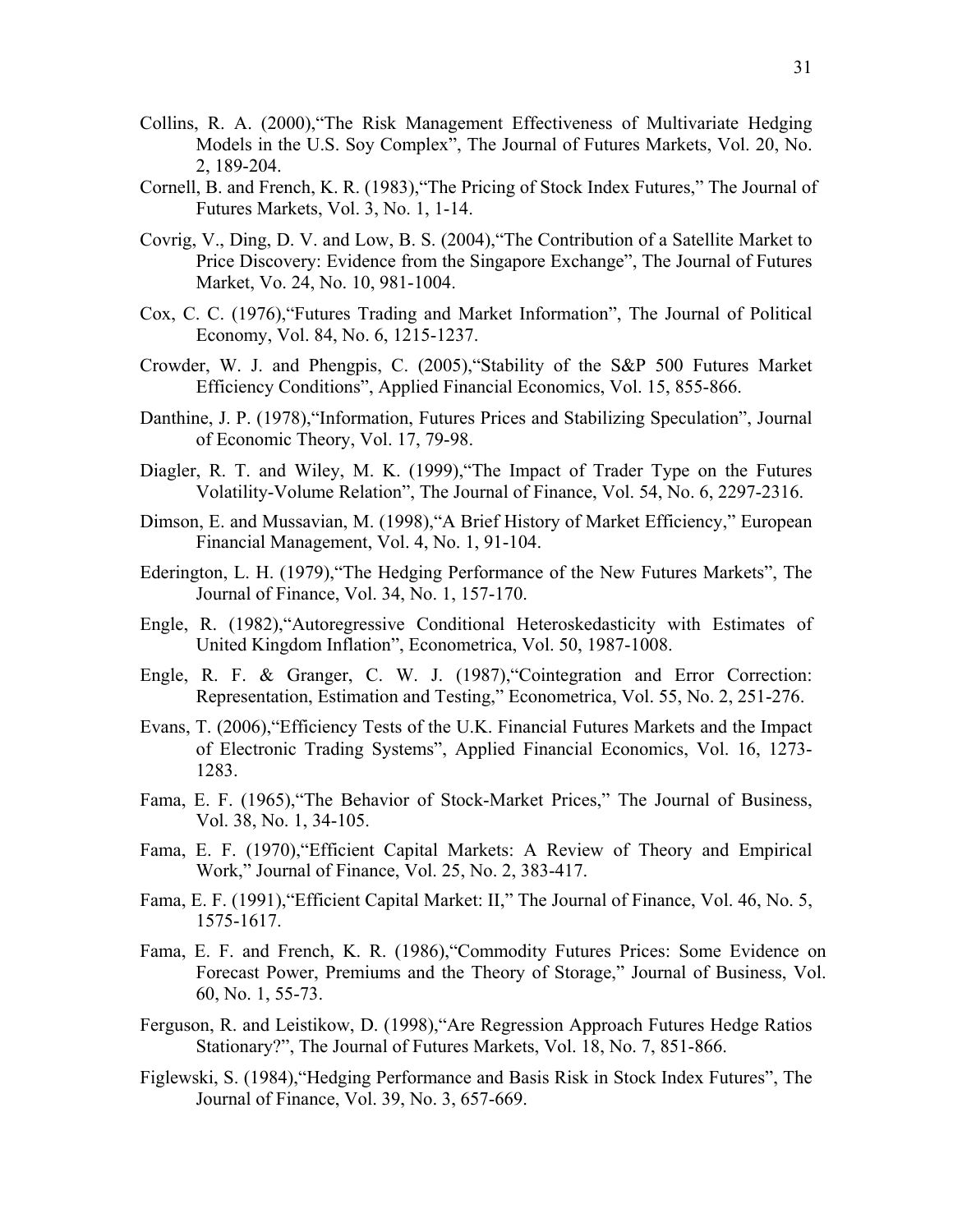Collins, R. A. (2000),"The Risk Management Effectiveness of Multivariate Hedging Models in the U.S. Soy Complex", The Journal of Futures Markets, Vol. 20, No. 2, 189-204.

Cornell, B. and French, K. R. (1983),"The Pricing of Stock Index Futures," The Journal of Futures Markets, Vol. 3, No. 1, 1-14.

Covrig, V., Ding, D. V. and Low, B. S. (2004),"The Contribution of a Satellite Market to Price Discovery: Evidence from the Singapore Exchange", The Journal of Futures Market, Vo. 24, No. 10, 981-1004.

Cox, C. C. (1976),"Futures Trading and Market Information", The Journal of Political Economy, Vol. 84, No. 6, 1215-1237.

Crowder, W. J. and Phengpis, C. (2005),"Stability of the S&P 500 Futures Market Efficiency Conditions", Applied Financial Economics, Vol. 15, 855-866.

Danthine, J. P. (1978),"Information, Futures Prices and Stabilizing Speculation", Journal of Economic Theory, Vol. 17, 79-98.

Diagler, R. T. and Wiley, M. K. (1999),"The Impact of Trader Type on the Futures Volatility-Volume Relation", The Journal of Finance, Vol. 54, No. 6, 2297-2316.

Dimson, E. and Mussavian, M. (1998),"A Brief History of Market Efficiency," European Financial Management, Vol. 4, No. 1, 91-104.

Ederington, L. H. (1979),"The Hedging Performance of the New Futures Markets", The Journal of Finance, Vol. 34, No. 1, 157-170.

Engle, R. (1982),"Autoregressive Conditional Heteroskedasticity with Estimates of United Kingdom Inflation", Econometrica, Vol. 50, 1987-1008.

Engle, R. F. & Granger, C. W. J. (1987),"Cointegration and Error Correction: Representation, Estimation and Testing," Econometrica, Vol. 55, No. 2, 251-276.

Evans, T. (2006),"Efficiency Tests of the U.K. Financial Futures Markets and the Impact of Electronic Trading Systems", Applied Financial Economics, Vol. 16, 1273-1283.

Fama, E. F. (1965),"The Behavior of Stock-Market Prices," The Journal of Business, Vol. 38, No. 1, 34-105.

Fama, E. F. (1970),"Efficient Capital Markets: A Review of Theory and Empirical Work," Journal of Finance, Vol. 25, No. 2, 383-417.

Fama, E. F. (1991),"Efficient Capital Market: II," The Journal of Finance, Vol. 46, No. 5, 1575-1617.

Fama, E. F. and French, K. R. (1986),"Commodity Futures Prices: Some Evidence on Forecast Power, Premiums and the Theory of Storage," Journal of Business, Vol. 60, No. 1, 55-73.

Ferguson, R. and Leistikow, D. (1998),"Are Regression Approach Futures Hedge Ratios Stationary?", The Journal of Futures Markets, Vol. 18, No. 7, 851-866.

Figlewski, S. (1984),"Hedging Performance and Basis Risk in Stock Index Futures", The Journal of Finance, Vol. 39, No. 3, 657-669.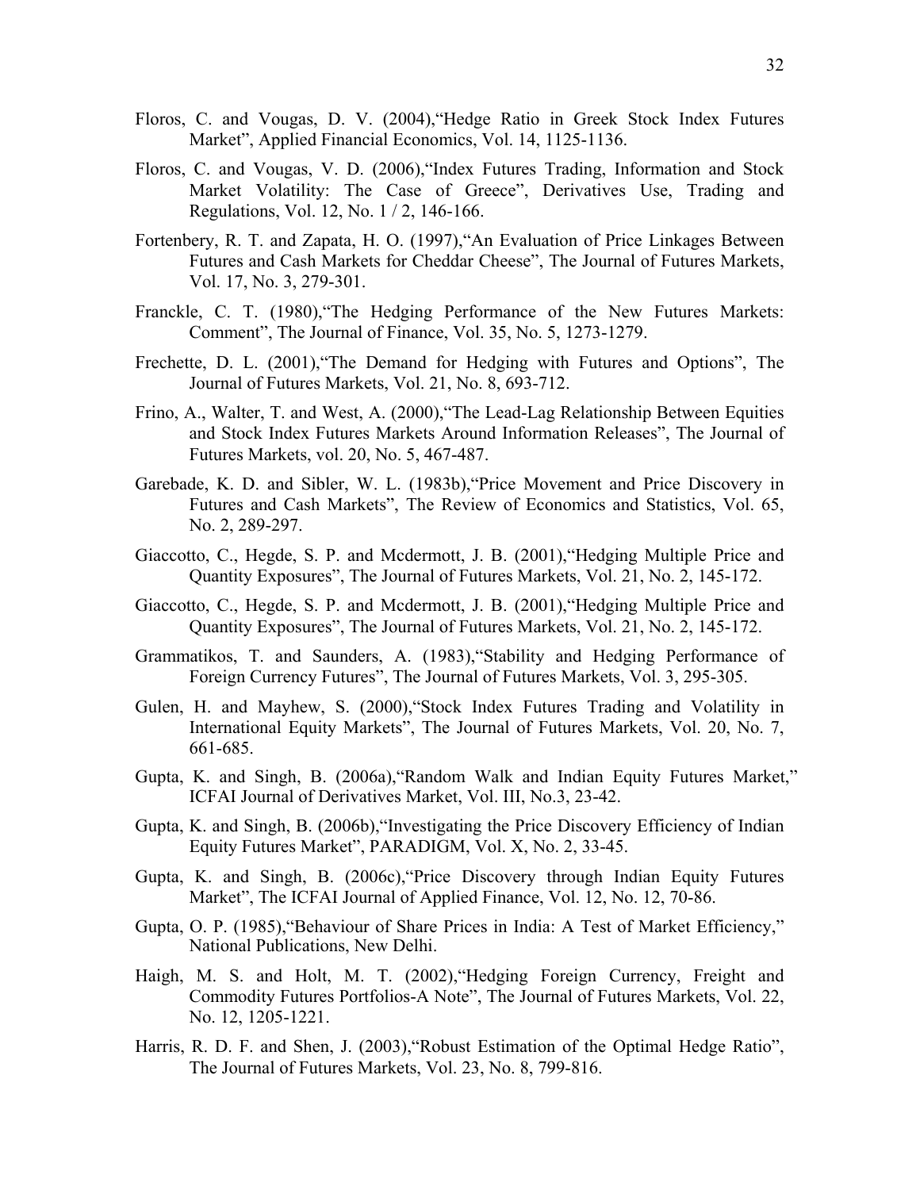Floros, C. and Vougas, D. V. (2004),"Hedge Ratio in Greek Stock Index Futures Market", Applied Financial Economics, Vol. 14, 1125-1136.

Floros, C. and Vougas, V. D. (2006),"Index Futures Trading, Information and Stock Market Volatility: The Case of Greece", Derivatives Use, Trading and Regulations, Vol. 12, No. 1 / 2, 146-166.

Fortenbery, R. T. and Zapata, H. O. (1997),"An Evaluation of Price Linkages Between Futures and Cash Markets for Cheddar Cheese", The Journal of Futures Markets, Vol. 17, No. 3, 279-301.

Franckle, C. T. (1980),"The Hedging Performance of the New Futures Markets: Comment", The Journal of Finance, Vol. 35, No. 5, 1273-1279.

Frechette, D. L. (2001),"The Demand for Hedging with Futures and Options", The Journal of Futures Markets, Vol. 21, No. 8, 693-712.

Frino, A., Walter, T. and West, A. (2000),"The Lead-Lag Relationship Between Equities and Stock Index Futures Markets Around Information Releases", The Journal of Futures Markets, vol. 20, No. 5, 467-487.

Garebade, K. D. and Sibler, W. L. (1983b),"Price Movement and Price Discovery in Futures and Cash Markets", The Review of Economics and Statistics, Vol. 65, No. 2, 289-297.

Giaccotto, C., Hegde, S. P. and Mcdermott, J. B. (2001),"Hedging Multiple Price and Quantity Exposures", The Journal of Futures Markets, Vol. 21, No. 2, 145-172.

Giaccotto, C., Hegde, S. P. and Mcdermott, J. B. (2001),"Hedging Multiple Price and Quantity Exposures", The Journal of Futures Markets, Vol. 21, No. 2, 145-172.

Grammatikos, T. and Saunders, A. (1983),"Stability and Hedging Performance of Foreign Currency Futures", The Journal of Futures Markets, Vol. 3, 295-305.

Gulen, H. and Mayhew, S. (2000),"Stock Index Futures Trading and Volatility in International Equity Markets", The Journal of Futures Markets, Vol. 20, No. 7, 661-685.

Gupta, K. and Singh, B. (2006a),"Random Walk and Indian Equity Futures Market," ICFAI Journal of Derivatives Market, Vol. III, No.3, 23-42.

Gupta, K. and Singh, B. (2006b),"Investigating the Price Discovery Efficiency of Indian Equity Futures Market", PARADIGM, Vol. X, No. 2, 33-45.

Gupta, K. and Singh, B. (2006c),"Price Discovery through Indian Equity Futures Market", The ICFAI Journal of Applied Finance, Vol. 12, No. 12, 70-86.

Gupta, O. P. (1985),"Behaviour of Share Prices in India: A Test of Market Efficiency," National Publications, New Delhi.

Haigh, M. S. and Holt, M. T. (2002),"Hedging Foreign Currency, Freight and Commodity Futures Portfolios-A Note", The Journal of Futures Markets, Vol. 22, No. 12, 1205-1221.

Harris, R. D. F. and Shen, J. (2003),"Robust Estimation of the Optimal Hedge Ratio", The Journal of Futures Markets, Vol. 23, No. 8, 799-816.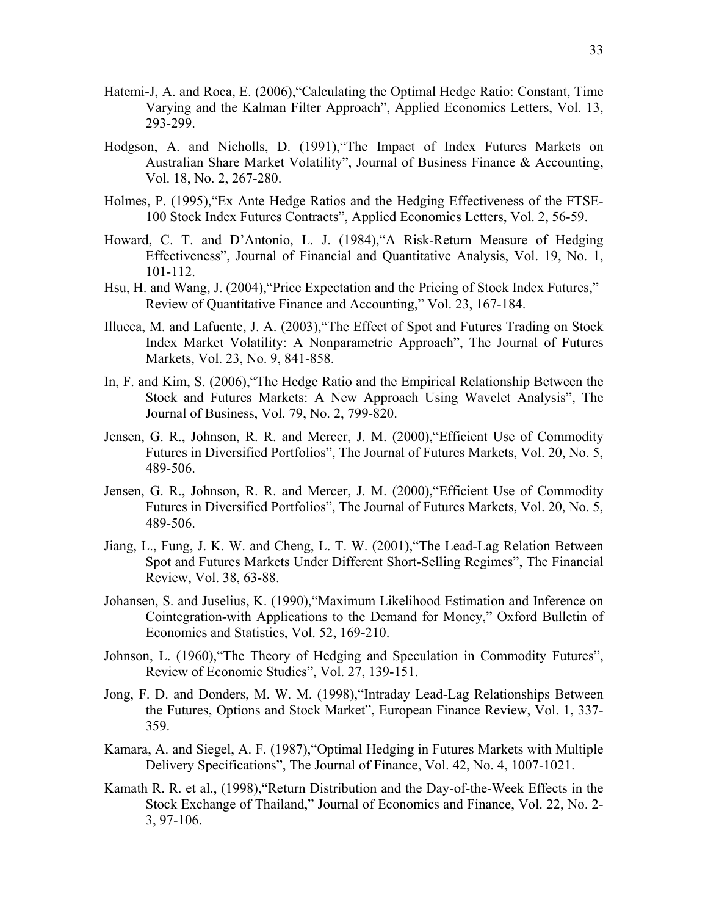Hatemi-J, A. and Roca, E. (2006),"Calculating the Optimal Hedge Ratio: Constant, Time Varying and the Kalman Filter Approach", Applied Economics Letters, Vol. 13, 293-299.

Hodgson, A. and Nicholls, D. (1991),"The Impact of Index Futures Markets on Australian Share Market Volatility", Journal of Business Finance & Accounting, Vol. 18, No. 2, 267-280.

Holmes, P. (1995),"Ex Ante Hedge Ratios and the Hedging Effectiveness of the FTSE-100 Stock Index Futures Contracts", Applied Economics Letters, Vol. 2, 56-59.

Howard, C. T. and D'Antonio, L. J. (1984),"A Risk-Return Measure of Hedging Effectiveness", Journal of Financial and Quantitative Analysis, Vol. 19, No. 1, 101-112.

Hsu, H. and Wang, J. (2004),"Price Expectation and the Pricing of Stock Index Futures," Review of Quantitative Finance and Accounting," Vol. 23, 167-184.

Illueca, M. and Lafuente, J. A. (2003),"The Effect of Spot and Futures Trading on Stock Index Market Volatility: A Nonparametric Approach", The Journal of Futures Markets, Vol. 23, No. 9, 841-858.

In, F. and Kim, S. (2006),"The Hedge Ratio and the Empirical Relationship Between the Stock and Futures Markets: A New Approach Using Wavelet Analysis", The Journal of Business, Vol. 79, No. 2, 799-820.

Jensen, G. R., Johnson, R. R. and Mercer, J. M. (2000),"Efficient Use of Commodity Futures in Diversified Portfolios", The Journal of Futures Markets, Vol. 20, No. 5, 489-506.

Jensen, G. R., Johnson, R. R. and Mercer, J. M. (2000),"Efficient Use of Commodity Futures in Diversified Portfolios", The Journal of Futures Markets, Vol. 20, No. 5, 489-506.

Jiang, L., Fung, J. K. W. and Cheng, L. T. W. (2001),"The Lead-Lag Relation Between Spot and Futures Markets Under Different Short-Selling Regimes", The Financial Review, Vol. 38, 63-88.

Johansen, S. and Juselius, K. (1990),"Maximum Likelihood Estimation and Inference on Cointegration-with Applications to the Demand for Money," Oxford Bulletin of Economics and Statistics, Vol. 52, 169-210.

Johnson, L. (1960),"The Theory of Hedging and Speculation in Commodity Futures", Review of Economic Studies", Vol. 27, 139-151.

Jong, F. D. and Donders, M. W. M. (1998),"Intraday Lead-Lag Relationships Between the Futures, Options and Stock Market", European Finance Review, Vol. 1, 337-359.

Kamara, A. and Siegel, A. F. (1987),"Optimal Hedging in Futures Markets with Multiple Delivery Specifications", The Journal of Finance, Vol. 42, No. 4, 1007-1021.

Kamath R. R. et al., (1998),"Return Distribution and the Day-of-the-Week Effects in the Stock Exchange of Thailand," Journal of Economics and Finance, Vol. 22, No. 2-3, 97-106.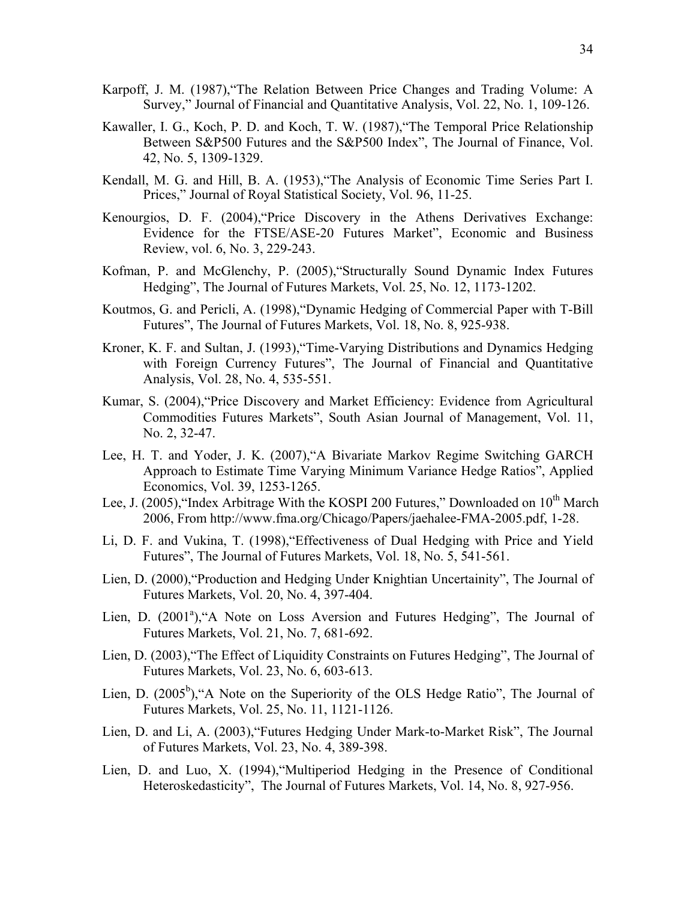Karpoff, J. M. (1987),"The Relation Between Price Changes and Trading Volume: A Survey," Journal of Financial and Quantitative Analysis, Vol. 22, No. 1, 109-126.

Kawaller, I. G., Koch, P. D. and Koch, T. W. (1987),"The Temporal Price Relationship Between S&P500 Futures and the S&P500 Index", The Journal of Finance, Vol. 42, No. 5, 1309-1329.

Kendall, M. G. and Hill, B. A. (1953),"The Analysis of Economic Time Series Part I. Prices," Journal of Royal Statistical Society, Vol. 96, 11-25.

Kenourgios, D. F. (2004),"Price Discovery in the Athens Derivatives Exchange: Evidence for the FTSE/ASE-20 Futures Market", Economic and Business Review, vol. 6, No. 3, 229-243.

Kofman, P. and McGlenchy, P. (2005),"Structurally Sound Dynamic Index Futures Hedging", The Journal of Futures Markets, Vol. 25, No. 12, 1173-1202.

Koutmos, G. and Pericli, A. (1998),"Dynamic Hedging of Commercial Paper with T-Bill Futures", The Journal of Futures Markets, Vol. 18, No. 8, 925-938.

Kroner, K. F. and Sultan, J. (1993),"Time-Varying Distributions and Dynamics Hedging with Foreign Currency Futures", The Journal of Financial and Quantitative Analysis, Vol. 28, No. 4, 535-551.

Kumar, S. (2004),"Price Discovery and Market Efficiency: Evidence from Agricultural Commodities Futures Markets", South Asian Journal of Management, Vol. 11, No. 2, 32-47.

Lee, H. T. and Yoder, J. K. (2007),"A Bivariate Markov Regime Switching GARCH Approach to Estimate Time Varying Minimum Variance Hedge Ratios", Applied Economics, Vol. 39, 1253-1265.

Lee, J. (2005),"Index Arbitrage With the KOSPI 200 Futures," Downloaded on 10th March 2006, From http://www.fma.org/Chicago/Papers/jaehalee-FMA-2005.pdf, 1-28.

Li, D. F. and Vukina, T. (1998),"Effectiveness of Dual Hedging with Price and Yield Futures", The Journal of Futures Markets, Vol. 18, No. 5, 541-561.

Lien, D. (2000),"Production and Hedging Under Knightian Uncertainity", The Journal of Futures Markets, Vol. 20, No. 4, 397-404.

Lien, D. (2001[a]),"A Note on Loss Aversion and Futures Hedging", The Journal of Futures Markets, Vol. 21, No. 7, 681-692.

Lien, D. (2003),"The Effect of Liquidity Constraints on Futures Hedging", The Journal of Futures Markets, Vol. 23, No. 6, 603-613.

Lien, D. (2005[b]),"A Note on the Superiority of the OLS Hedge Ratio", The Journal of Futures Markets, Vol. 25, No. 11, 1121-1126.

Lien, D. and Li, A. (2003),"Futures Hedging Under Mark-to-Market Risk", The Journal of Futures Markets, Vol. 23, No. 4, 389-398.

Lien, D. and Luo, X. (1994),"Multiperiod Hedging in the Presence of Conditional Heteroskedasticity", The Journal of Futures Markets, Vol. 14, No. 8, 927-956.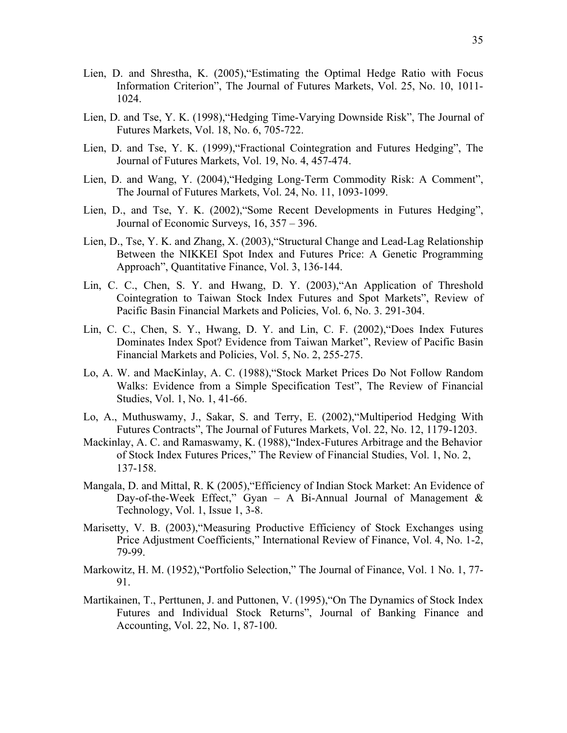Lien, D. and Shrestha, K. (2005),"Estimating the Optimal Hedge Ratio with Focus Information Criterion", The Journal of Futures Markets, Vol. 25, No. 10, 1011-1024.

Lien, D. and Tse, Y. K. (1998),"Hedging Time-Varying Downside Risk", The Journal of Futures Markets, Vol. 18, No. 6, 705-722.

Lien, D. and Tse, Y. K. (1999),"Fractional Cointegration and Futures Hedging", The Journal of Futures Markets, Vol. 19, No. 4, 457-474.

Lien, D. and Wang, Y. (2004),"Hedging Long-Term Commodity Risk: A Comment", The Journal of Futures Markets, Vol. 24, No. 11, 1093-1099.

Lien, D., and Tse, Y. K. (2002),"Some Recent Developments in Futures Hedging", Journal of Economic Surveys, 16, 357 – 396.

Lien, D., Tse, Y. K. and Zhang, X. (2003),"Structural Change and Lead-Lag Relationship Between the NIKKEI Spot Index and Futures Price: A Genetic Programming Approach", Quantitative Finance, Vol. 3, 136-144.

Lin, C. C., Chen, S. Y. and Hwang, D. Y. (2003),"An Application of Threshold Cointegration to Taiwan Stock Index Futures and Spot Markets", Review of Pacific Basin Financial Markets and Policies, Vol. 6, No. 3. 291-304.

Lin, C. C., Chen, S. Y., Hwang, D. Y. and Lin, C. F. (2002),"Does Index Futures Dominates Index Spot? Evidence from Taiwan Market", Review of Pacific Basin Financial Markets and Policies, Vol. 5, No. 2, 255-275.

Lo, A. W. and MacKinlay, A. C. (1988),"Stock Market Prices Do Not Follow Random Walks: Evidence from a Simple Specification Test", The Review of Financial Studies, Vol. 1, No. 1, 41-66.

Lo, A., Muthuswamy, J., Sakar, S. and Terry, E. (2002),"Multiperiod Hedging With Futures Contracts", The Journal of Futures Markets, Vol. 22, No. 12, 1179-1203.

Mackinlay, A. C. and Ramaswamy, K. (1988),"Index-Futures Arbitrage and the Behavior of Stock Index Futures Prices," The Review of Financial Studies, Vol. 1, No. 2, 137-158.

Mangala, D. and Mittal, R. K (2005),"Efficiency of Indian Stock Market: An Evidence of Day-of-the-Week Effect," Gyan – A Bi-Annual Journal of Management & Technology, Vol. 1, Issue 1, 3-8.

Marisetty, V. B. (2003),"Measuring Productive Efficiency of Stock Exchanges using Price Adjustment Coefficients," International Review of Finance, Vol. 4, No. 1-2, 79-99.

Markowitz, H. M. (1952),"Portfolio Selection," The Journal of Finance, Vol. 1 No. 1, 77-91.

Martikainen, T., Perttunen, J. and Puttonen, V. (1995),"On The Dynamics of Stock Index Futures and Individual Stock Returns", Journal of Banking Finance and Accounting, Vol. 22, No. 1, 87-100.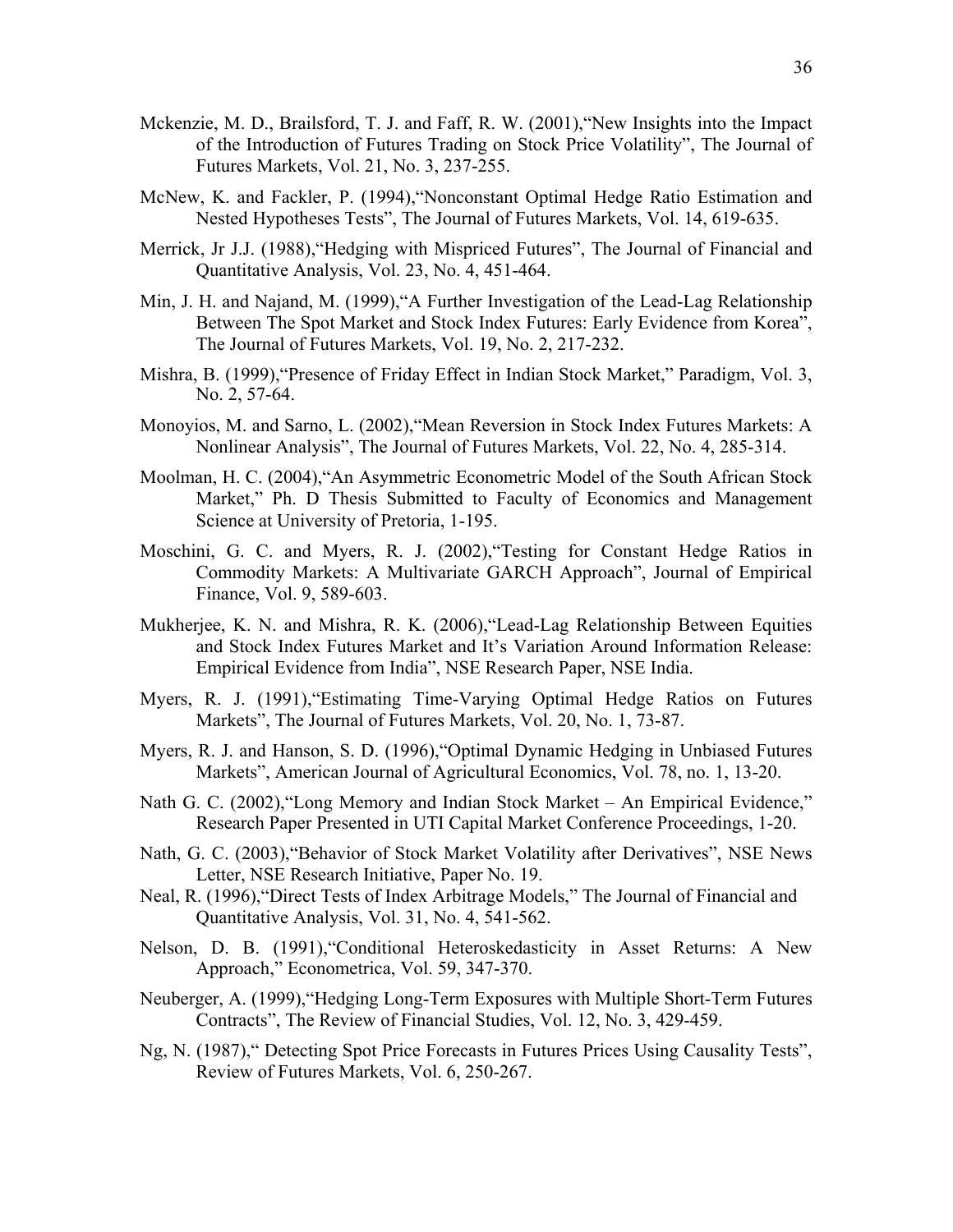Mckenzie, M. D., Brailsford, T. J. and Faff, R. W. (2001),"New Insights into the Impact of the Introduction of Futures Trading on Stock Price Volatility", The Journal of Futures Markets, Vol. 21, No. 3, 237-255.

McNew, K. and Fackler, P. (1994),"Nonconstant Optimal Hedge Ratio Estimation and Nested Hypotheses Tests", The Journal of Futures Markets, Vol. 14, 619-635.

Merrick, Jr J.J. (1988),"Hedging with Mispriced Futures", The Journal of Financial and Quantitative Analysis, Vol. 23, No. 4, 451-464.

Min, J. H. and Najand, M. (1999),"A Further Investigation of the Lead-Lag Relationship Between The Spot Market and Stock Index Futures: Early Evidence from Korea", The Journal of Futures Markets, Vol. 19, No. 2, 217-232.

Mishra, B. (1999),"Presence of Friday Effect in Indian Stock Market," Paradigm, Vol. 3, No. 2, 57-64.

Monoyios, M. and Sarno, L. (2002),"Mean Reversion in Stock Index Futures Markets: A Nonlinear Analysis", The Journal of Futures Markets, Vol. 22, No. 4, 285-314.

Moolman, H. C. (2004),"An Asymmetric Econometric Model of the South African Stock Market," Ph. D Thesis Submitted to Faculty of Economics and Management Science at University of Pretoria, 1-195.

Moschini, G. C. and Myers, R. J. (2002),"Testing for Constant Hedge Ratios in Commodity Markets: A Multivariate GARCH Approach", Journal of Empirical Finance, Vol. 9, 589-603.

Mukherjee, K. N. and Mishra, R. K. (2006),"Lead-Lag Relationship Between Equities and Stock Index Futures Market and It's Variation Around Information Release: Empirical Evidence from India", NSE Research Paper, NSE India.

Myers, R. J. (1991),"Estimating Time-Varying Optimal Hedge Ratios on Futures Markets", The Journal of Futures Markets, Vol. 20, No. 1, 73-87.

Myers, R. J. and Hanson, S. D. (1996),"Optimal Dynamic Hedging in Unbiased Futures Markets", American Journal of Agricultural Economics, Vol. 78, no. 1, 13-20.

Nath G. C. (2002),"Long Memory and Indian Stock Market – An Empirical Evidence," Research Paper Presented in UTI Capital Market Conference Proceedings, 1-20.

Nath, G. C. (2003),"Behavior of Stock Market Volatility after Derivatives", NSE News Letter, NSE Research Initiative, Paper No. 19.

Neal, R. (1996),"Direct Tests of Index Arbitrage Models," The Journal of Financial and Quantitative Analysis, Vol. 31, No. 4, 541-562.

Nelson, D. B. (1991),"Conditional Heteroskedasticity in Asset Returns: A New Approach," Econometrica, Vol. 59, 347-370.

Neuberger, A. (1999),"Hedging Long-Term Exposures with Multiple Short-Term Futures Contracts", The Review of Financial Studies, Vol. 12, No. 3, 429-459.

Ng, N. (1987)," Detecting Spot Price Forecasts in Futures Prices Using Causality Tests", Review of Futures Markets, Vol. 6, 250-267.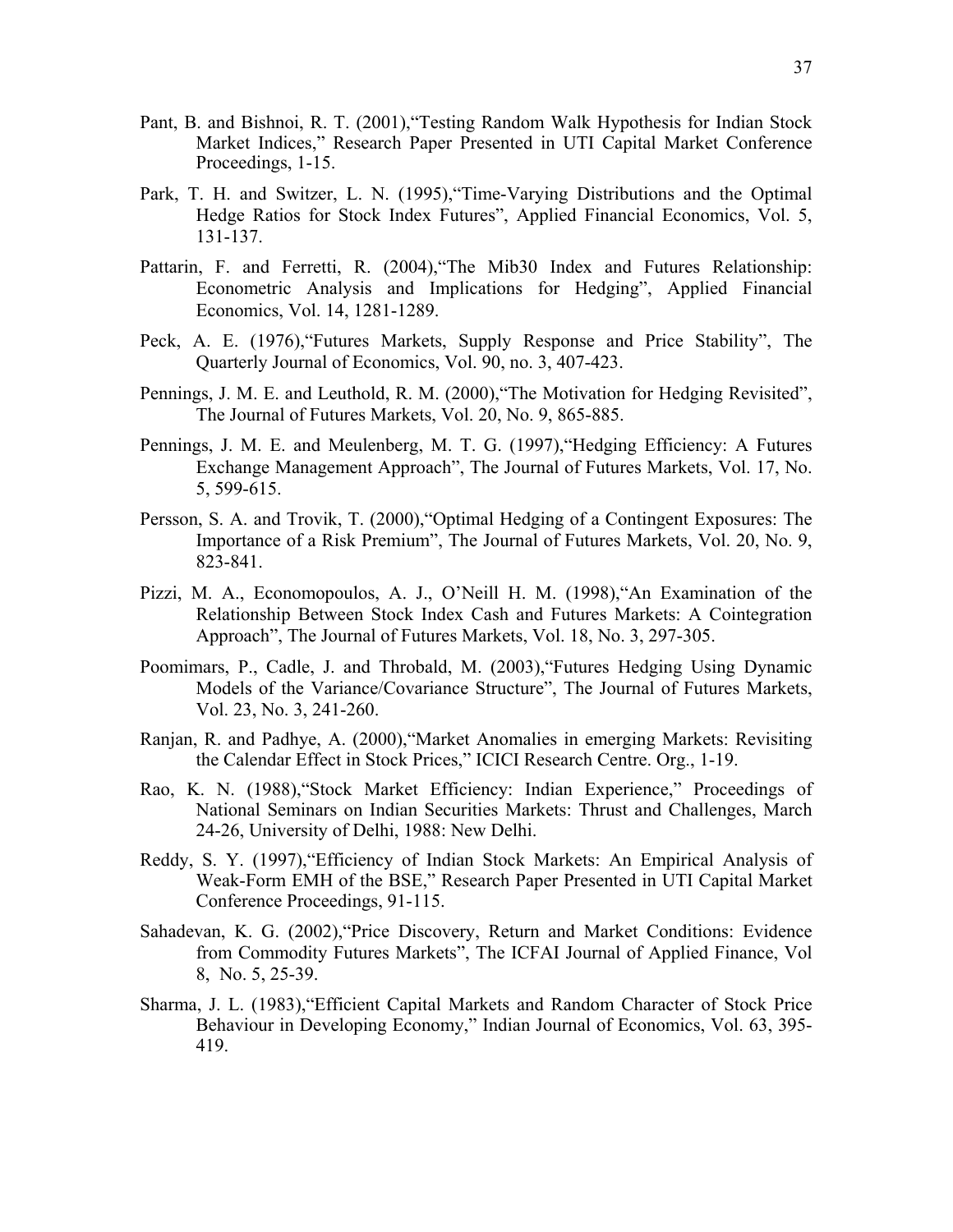Pant, B. and Bishnoi, R. T. (2001),"Testing Random Walk Hypothesis for Indian Stock Market Indices," Research Paper Presented in UTI Capital Market Conference Proceedings, 1-15.

Park, T. H. and Switzer, L. N. (1995),"Time-Varying Distributions and the Optimal Hedge Ratios for Stock Index Futures", Applied Financial Economics, Vol. 5, 131-137.

Pattarin, F. and Ferretti, R. (2004),"The Mib30 Index and Futures Relationship: Econometric Analysis and Implications for Hedging", Applied Financial Economics, Vol. 14, 1281-1289.

Peck, A. E. (1976),"Futures Markets, Supply Response and Price Stability", The Quarterly Journal of Economics, Vol. 90, no. 3, 407-423.

Pennings, J. M. E. and Leuthold, R. M. (2000),"The Motivation for Hedging Revisited", The Journal of Futures Markets, Vol. 20, No. 9, 865-885.

Pennings, J. M. E. and Meulenberg, M. T. G. (1997),"Hedging Efficiency: A Futures Exchange Management Approach", The Journal of Futures Markets, Vol. 17, No. 5, 599-615.

Persson, S. A. and Trovik, T. (2000),"Optimal Hedging of a Contingent Exposures: The Importance of a Risk Premium", The Journal of Futures Markets, Vol. 20, No. 9, 823-841.

Pizzi, M. A., Economopoulos, A. J., O'Neill H. M. (1998),"An Examination of the Relationship Between Stock Index Cash and Futures Markets: A Cointegration Approach", The Journal of Futures Markets, Vol. 18, No. 3, 297-305.

Poomimars, P., Cadle, J. and Throbald, M. (2003),"Futures Hedging Using Dynamic Models of the Variance/Covariance Structure", The Journal of Futures Markets, Vol. 23, No. 3, 241-260.

Ranjan, R. and Padhye, A. (2000),"Market Anomalies in emerging Markets: Revisiting the Calendar Effect in Stock Prices," ICICI Research Centre. Org., 1-19.

Rao, K. N. (1988),"Stock Market Efficiency: Indian Experience," Proceedings of National Seminars on Indian Securities Markets: Thrust and Challenges, March 24-26, University of Delhi, 1988: New Delhi.

Reddy, S. Y. (1997),"Efficiency of Indian Stock Markets: An Empirical Analysis of Weak-Form EMH of the BSE," Research Paper Presented in UTI Capital Market Conference Proceedings, 91-115.

Sahadevan, K. G. (2002),"Price Discovery, Return and Market Conditions: Evidence from Commodity Futures Markets", The ICFAI Journal of Applied Finance, Vol 8, No. 5, 25-39.

Sharma, J. L. (1983),"Efficient Capital Markets and Random Character of Stock Price Behaviour in Developing Economy," Indian Journal of Economics, Vol. 63, 395-419.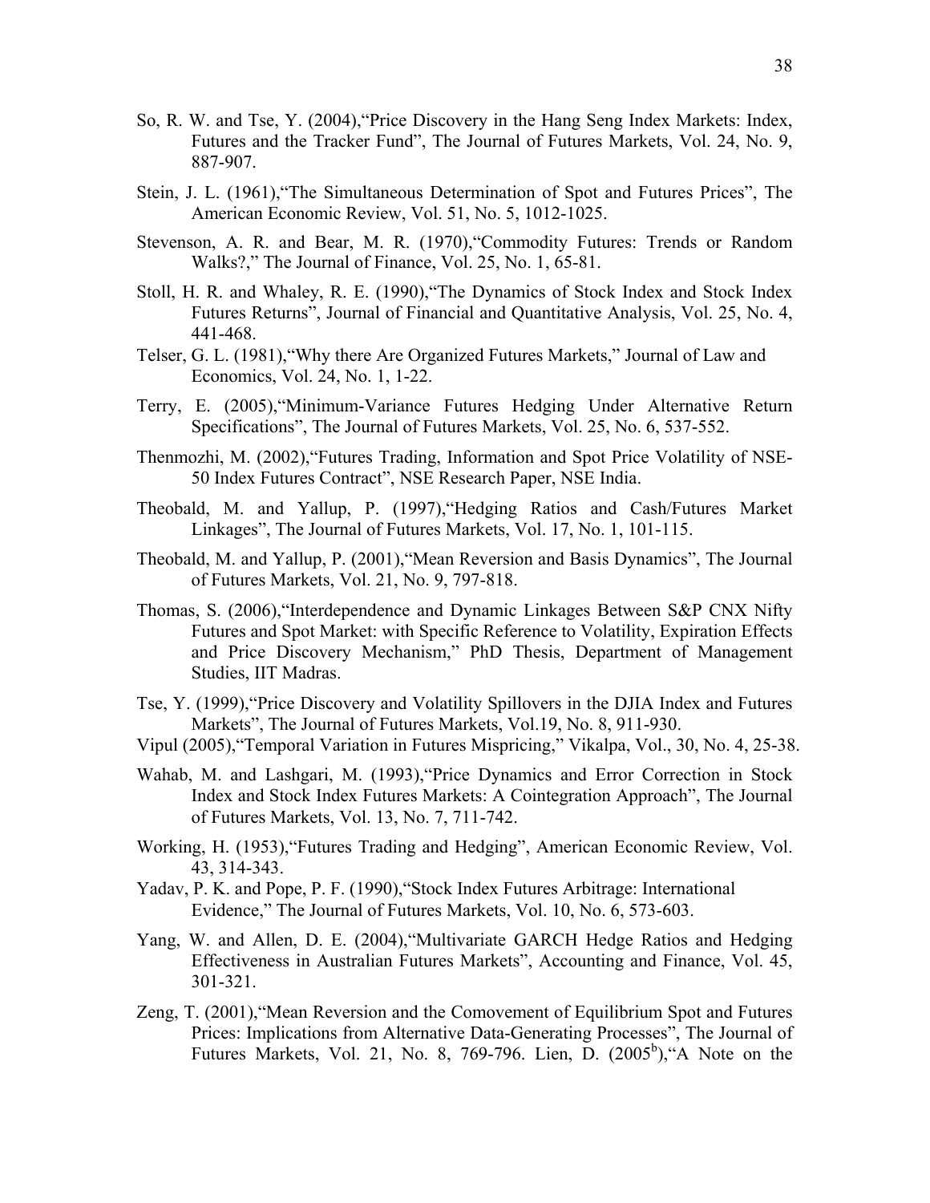So, R. W. and Tse, Y. (2004),"Price Discovery in the Hang Seng Index Markets: Index, Futures and the Tracker Fund", The Journal of Futures Markets, Vol. 24, No. 9, 887-907.

Stein, J. L. (1961),"The Simultaneous Determination of Spot and Futures Prices", The American Economic Review, Vol. 51, No. 5, 1012-1025.

Stevenson, A. R. and Bear, M. R. (1970),"Commodity Futures: Trends or Random Walks?," The Journal of Finance, Vol. 25, No. 1, 65-81.

Stoll, H. R. and Whaley, R. E. (1990),"The Dynamics of Stock Index and Stock Index Futures Returns", Journal of Financial and Quantitative Analysis, Vol. 25, No. 4, 441-468.

Telser, G. L. (1981),"Why there Are Organized Futures Markets," Journal of Law and Economics, Vol. 24, No. 1, 1-22.

Terry, E. (2005),"Minimum-Variance Futures Hedging Under Alternative Return Specifications", The Journal of Futures Markets, Vol. 25, No. 6, 537-552.

Thenmozhi, M. (2002),"Futures Trading, Information and Spot Price Volatility of NSE-50 Index Futures Contract", NSE Research Paper, NSE India.

Theobald, M. and Yallup, P. (1997),"Hedging Ratios and Cash/Futures Market Linkages", The Journal of Futures Markets, Vol. 17, No. 1, 101-115.

Theobald, M. and Yallup, P. (2001),"Mean Reversion and Basis Dynamics", The Journal of Futures Markets, Vol. 21, No. 9, 797-818.

Thomas, S. (2006),"Interdependence and Dynamic Linkages Between S&P CNX Nifty Futures and Spot Market: with Specific Reference to Volatility, Expiration Effects and Price Discovery Mechanism," PhD Thesis, Department of Management Studies, IIT Madras.

Tse, Y. (1999),"Price Discovery and Volatility Spillovers in the DJIA Index and Futures Markets", The Journal of Futures Markets, Vol.19, No. 8, 911-930.

Vipul (2005),"Temporal Variation in Futures Mispricing," Vikalpa, Vol., 30, No. 4, 25-38.

Wahab, M. and Lashgari, M. (1993),"Price Dynamics and Error Correction in Stock Index and Stock Index Futures Markets: A Cointegration Approach", The Journal of Futures Markets, Vol. 13, No. 7, 711-742.

Working, H. (1953),"Futures Trading and Hedging", American Economic Review, Vol. 43, 314-343.

Yadav, P. K. and Pope, P. F. (1990),"Stock Index Futures Arbitrage: International Evidence," The Journal of Futures Markets, Vol. 10, No. 6, 573-603.

Yang, W. and Allen, D. E. (2004),"Multivariate GARCH Hedge Ratios and Hedging Effectiveness in Australian Futures Markets", Accounting and Finance, Vol. 45, 301-321.

Zeng, T. (2001),"Mean Reversion and the Comovement of Equilibrium Spot and Futures Prices: Implications from Alternative Data-Generating Processes", The Journal of Futures Markets, Vol. 21, No. 8, 769-796. Lien, D. (2005[b]),"A Note on the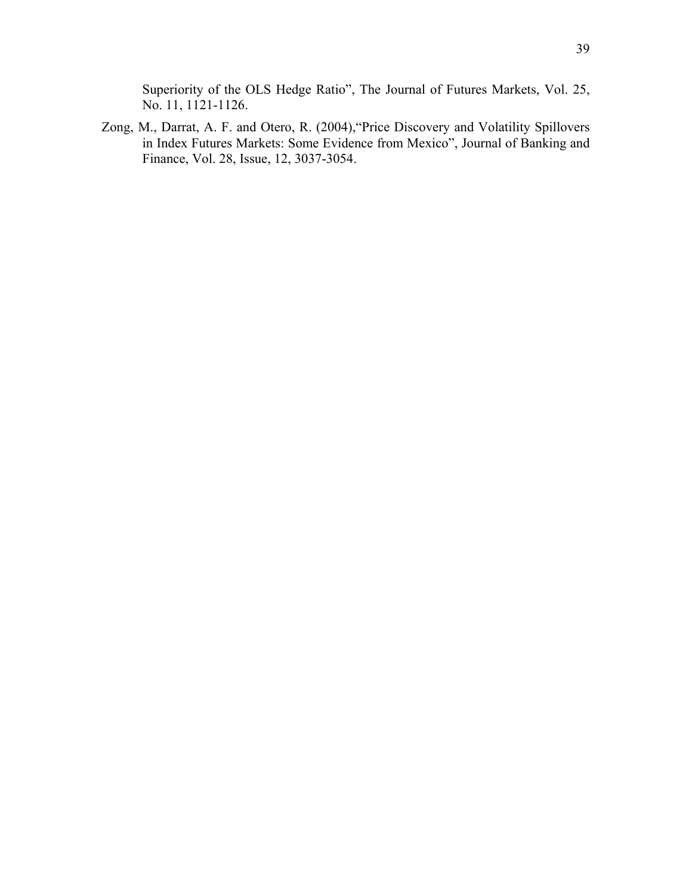Superiority of the OLS Hedge Ratio", The Journal of Futures Markets, Vol. 25, No. 11, 1121-1126.

Zong, M., Darrat, A. F. and Otero, R. (2004),"Price Discovery and Volatility Spillovers in Index Futures Markets: Some Evidence from Mexico", Journal of Banking and Finance, Vol. 28, Issue, 12, 3037-3054.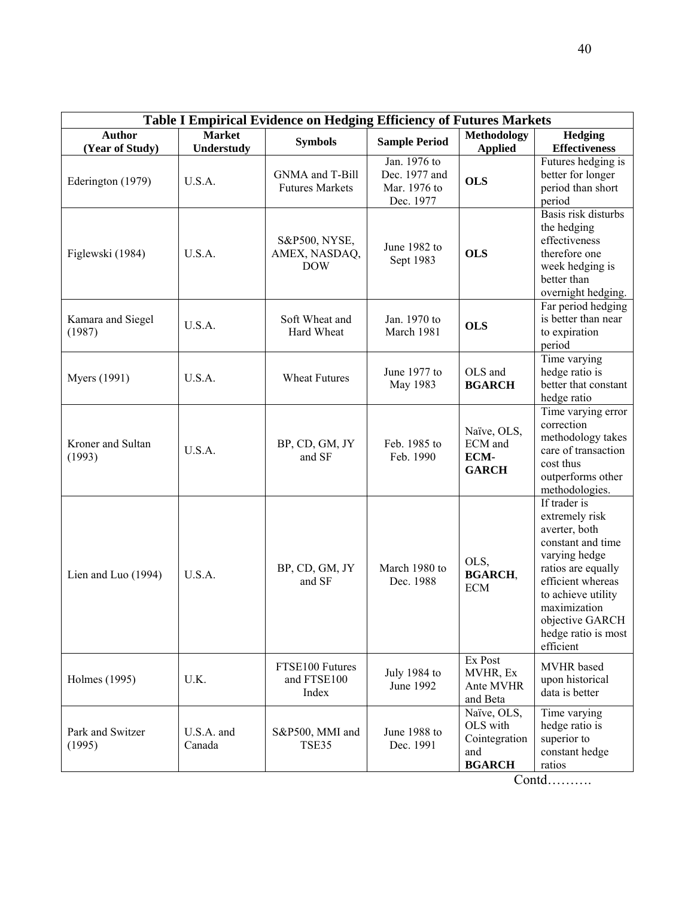| **Table I Empirical Evidence on Hedging Efficiency of Futures Markets** | | | | | |
|---|---|---|---|---|---|
| **Author (Year of Study)** | **Market Understudy** | **Symbols** | **Sample Period** | **Methodology Applied** | **Hedging Effectiveness** |
| Ederington (1979) | U.S.A. | GNMA and T-Bill Futures Markets | Jan. 1976 to Dec. 1977 and Mar. 1976 to Dec. 1977 | **OLS** | Futures hedging is better for longer period than short period |
| Figlewski (1984) | U.S.A. | S&P500, NYSE, AMEX, NASDAQ, DOW | June 1982 to Sept 1983 | **OLS** | Basis risk disturbs the hedging effectiveness therefore one week hedging is better than overnight hedging. |
| Kamara and Siegel (1987) | U.S.A. | Soft Wheat and Hard Wheat | Jan. 1970 to March 1981 | **OLS** | Far period hedging is better than near to expiration period |
| Myers (1991) | U.S.A. | Wheat Futures | June 1977 to May 1983 | OLS and **BGARCH** | Time varying hedge ratio is better that constant hedge ratio |
| Kroner and Sultan (1993) | U.S.A. | BP, CD, GM, JY and SF | Feb. 1985 to Feb. 1990 | Naïve, OLS, ECM and **ECM-GARCH** | Time varying error correction methodology takes care of transaction cost thus outperforms other methodologies. |
| Lien and Luo (1994) | U.S.A. | BP, CD, GM, JY and SF | March 1980 to Dec. 1988 | OLS, **BGARCH**, ECM | If trader is extremely risk averter, both constant and time varying hedge ratios are equally efficient whereas to achieve utility maximization objective GARCH hedge ratio is most efficient |
| Holmes (1995) | U.K. | FTSE100 Futures and FTSE100 Index | July 1984 to June 1992 | Ex Post MVHR, Ex Ante MVHR and Beta | MVHR based upon historical data is better |
| Park and Switzer (1995) | U.S.A. and Canada | S&P500, MMI and TSE35 | June 1988 to Dec. 1991 | Naïve, OLS, OLS with Cointegration and **BGARCH** | Time varying hedge ratio is superior to constant hedge ratios |

Contd……….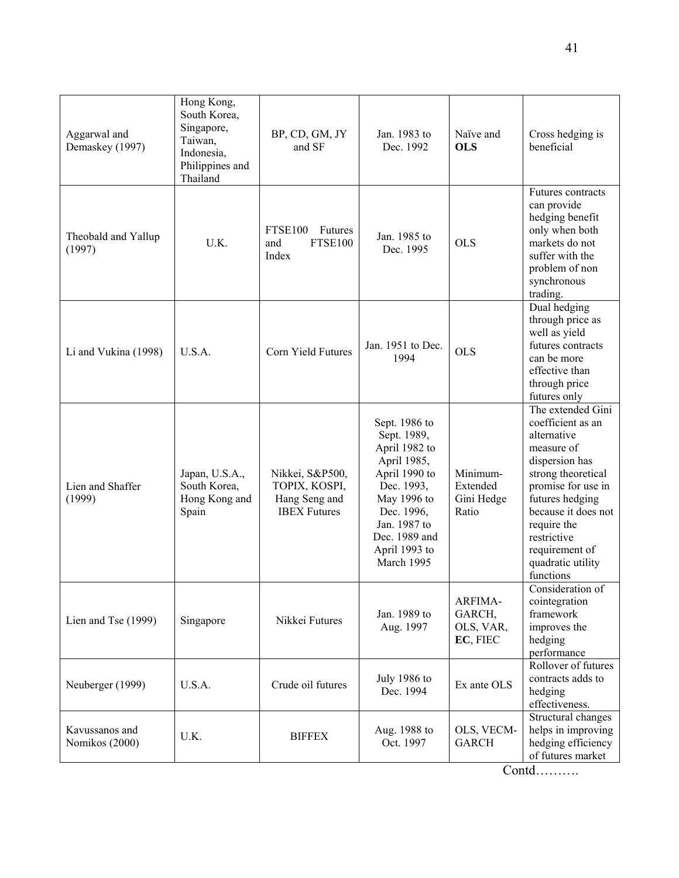| | | | | | |
|---|---|---|---|---|---|
| Aggarwal and Demaskey (1997) | Hong Kong, South Korea, Singapore, Taiwan, Indonesia, Philippines and Thailand | BP, CD, GM, JY and SF | Jan. 1983 to Dec. 1992 | Naïve and **OLS** | Cross hedging is beneficial |
| Theobald and Yallup (1997) | U.K. | FTSE100 Futures and FTSE100 Index | Jan. 1985 to Dec. 1995 | OLS | Futures contracts can provide hedging benefit only when both markets do not suffer with the problem of non synchronous trading. |
| Li and Vukina (1998) | U.S.A. | Corn Yield Futures | Jan. 1951 to Dec. 1994 | OLS | Dual hedging through price as well as yield futures contracts can be more effective than through price futures only |
| Lien and Shaffer (1999) | Japan, U.S.A., South Korea, Hong Kong and Spain | Nikkei, S&P500, TOPIX, KOSPI, Hang Seng and IBEX Futures | Sept. 1986 to Sept. 1989, April 1982 to April 1985, April 1990 to Dec. 1993, May 1996 to Dec. 1996, Jan. 1987 to Dec. 1989 and April 1993 to March 1995 | Minimum-Extended Gini Hedge Ratio | The extended Gini coefficient as an alternative measure of dispersion has strong theoretical promise for use in futures hedging because it does not require the restrictive requirement of quadratic utility functions |
| Lien and Tse (1999) | Singapore | Nikkei Futures | Jan. 1989 to Aug. 1997 | ARFIMA-GARCH, OLS, VAR, **EC**, FIEC | Consideration of cointegration framework improves the hedging performance |
| Neuberger (1999) | U.S.A. | Crude oil futures | July 1986 to Dec. 1994 | Ex ante OLS | Rollover of futures contracts adds to hedging effectiveness. |
| Kavussanos and Nomikos (2000) | U.K. | BIFFEX | Aug. 1988 to Oct. 1997 | OLS, VECM-GARCH | Structural changes helps in improving hedging efficiency of futures market |

Contd……….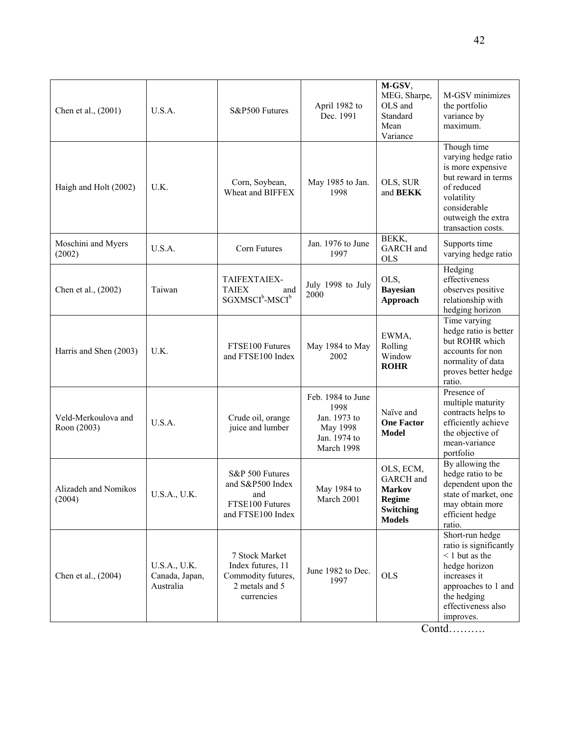| Chen et al., (2001) | U.S.A. | S&P500 Futures | April 1982 to Dec. 1991 | **M-GSV**, MEG, Sharpe, OLS and Standard Mean Variance | M-GSV minimizes the portfolio variance by maximum. |
|---|---|---|---|---|---|
| Haigh and Holt (2002) | U.K. | Corn, Soybean, Wheat and BIFFEX | May 1985 to Jan. 1998 | OLS, SUR and **BEKK** | Though time varying hedge ratio is more expensive but reward in terms of reduced volatility considerable outweigh the extra transaction costs. |
| Moschini and Myers (2002) | U.S.A. | Corn Futures | Jan. 1976 to June 1997 | BEKK, GARCH and OLS | Supports time varying hedge ratio |
| Chen et al., (2002) | Taiwan | TAIFEXTAIEX-TAIEX and SGXMSCI[b]-MSCI[b] | July 1998 to July 2000 | OLS, **Bayesian Approach** | Hedging effectiveness observes positive relationship with hedging horizon |
| Harris and Shen (2003) | U.K. | FTSE100 Futures and FTSE100 Index | May 1984 to May 2002 | EWMA, Rolling Window **ROHR** | Time varying hedge ratio is better but ROHR which accounts for non normality of data proves better hedge ratio. |
| Veld-Merkoulova and Roon (2003) | U.S.A. | Crude oil, orange juice and lumber | Feb. 1984 to June 1998 Jan. 1973 to May 1998 Jan. 1974 to March 1998 | Naïve and **One Factor Model** | Presence of multiple maturity contracts helps to efficiently achieve the objective of mean-variance portfolio |
| Alizadeh and Nomikos (2004) | U.S.A., U.K. | S&P 500 Futures and S&P500 Index and FTSE100 Futures and FTSE100 Index | May 1984 to March 2001 | OLS, ECM, GARCH and **Markov Regime Switching Models** | By allowing the hedge ratio to be dependent upon the state of market, one may obtain more efficient hedge ratio. |
| Chen et al., (2004) | U.S.A., U.K. Canada, Japan, Australia | 7 Stock Market Index futures, 11 Commodity futures, 2 metals and 5 currencies | June 1982 to Dec. 1997 | OLS | Short-run hedge ratio is significantly < 1 but as the hedge horizon increases it approaches to 1 and the hedging effectiveness also improves. |

Contd……….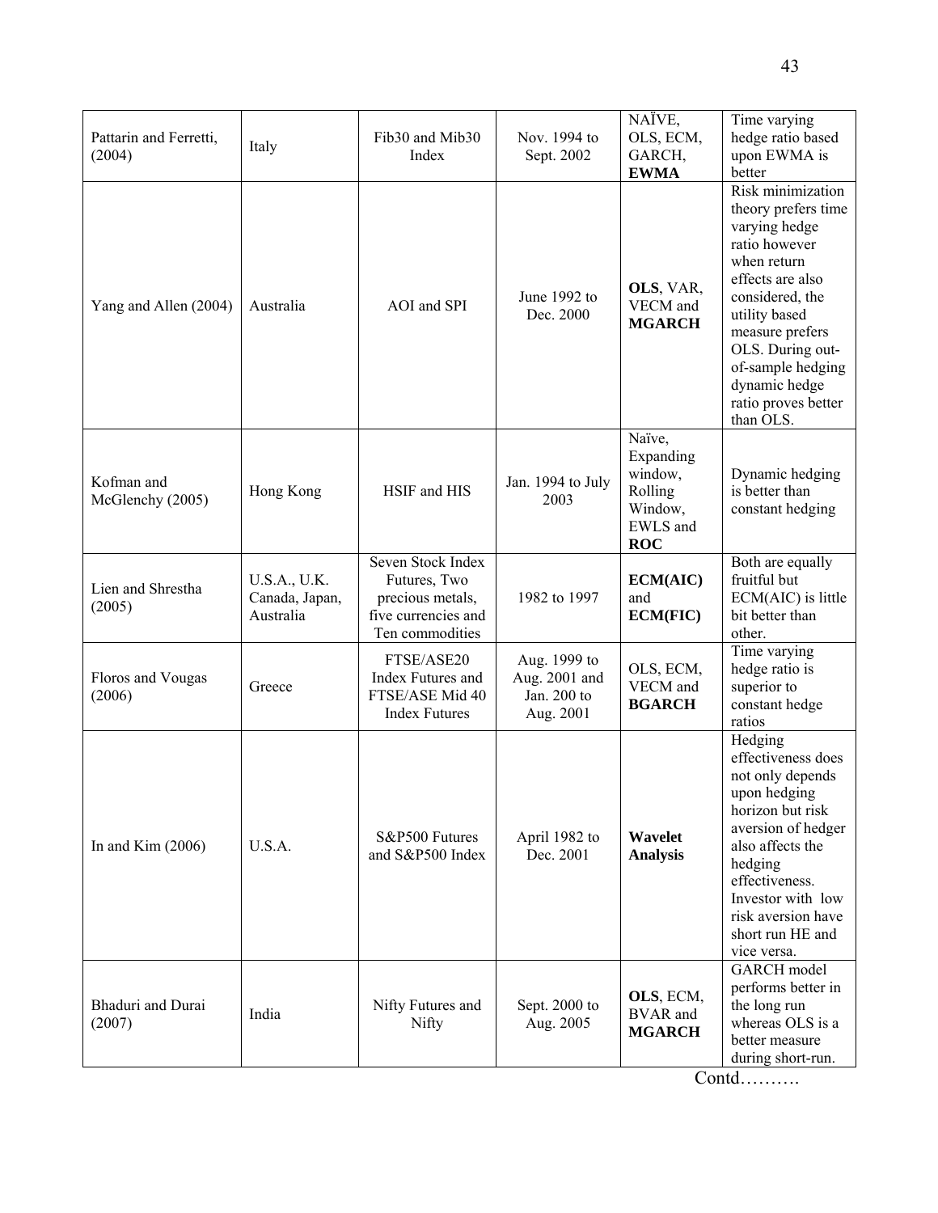| | | | | | |
|---|---|---|---|---|---|
| Pattarin and Ferretti, (2004) | Italy | Fib30 and Mib30 Index | Nov. 1994 to Sept. 2002 | NAÏVE, OLS, ECM, GARCH, **EWMA** | Time varying hedge ratio based upon EWMA is better |
| Yang and Allen (2004) | Australia | AOI and SPI | June 1992 to Dec. 2000 | **OLS**, VAR, VECM and **MGARCH** | Risk minimization theory prefers time varying hedge ratio however when return effects are also considered, the utility based measure prefers OLS. During out-of-sample hedging dynamic hedge ratio proves better than OLS. |
| Kofman and McGlenchy (2005) | Hong Kong | HSIF and HIS | Jan. 1994 to July 2003 | Naïve, Expanding window, Rolling Window, EWLS and **ROC** | Dynamic hedging is better than constant hedging |
| Lien and Shrestha (2005) | U.S.A., U.K. Canada, Japan, Australia | Seven Stock Index Futures, Two precious metals, five currencies and Ten commodities | 1982 to 1997 | **ECM(AIC)** and **ECM(FIC)** | Both are equally fruitful but ECM(AIC) is little bit better than other. |
| Floros and Vougas (2006) | Greece | FTSE/ASE20 Index Futures and FTSE/ASE Mid 40 Index Futures | Aug. 1999 to Aug. 2001 and Jan. 200 to Aug. 2001 | OLS, ECM, VECM and **BGARCH** | Time varying hedge ratio is superior to constant hedge ratios |
| In and Kim (2006) | U.S.A. | S&P500 Futures and S&P500 Index | April 1982 to Dec. 2001 | **Wavelet Analysis** | Hedging effectiveness does not only depends upon hedging horizon but risk aversion of hedger also affects the hedging effectiveness. Investor with low risk aversion have short run HE and vice versa. |
| Bhaduri and Durai (2007) | India | Nifty Futures and Nifty | Sept. 2000 to Aug. 2005 | **OLS**, ECM, BVAR and **MGARCH** | GARCH model performs better in the long run whereas OLS is a better measure during short-run. |

Contd……….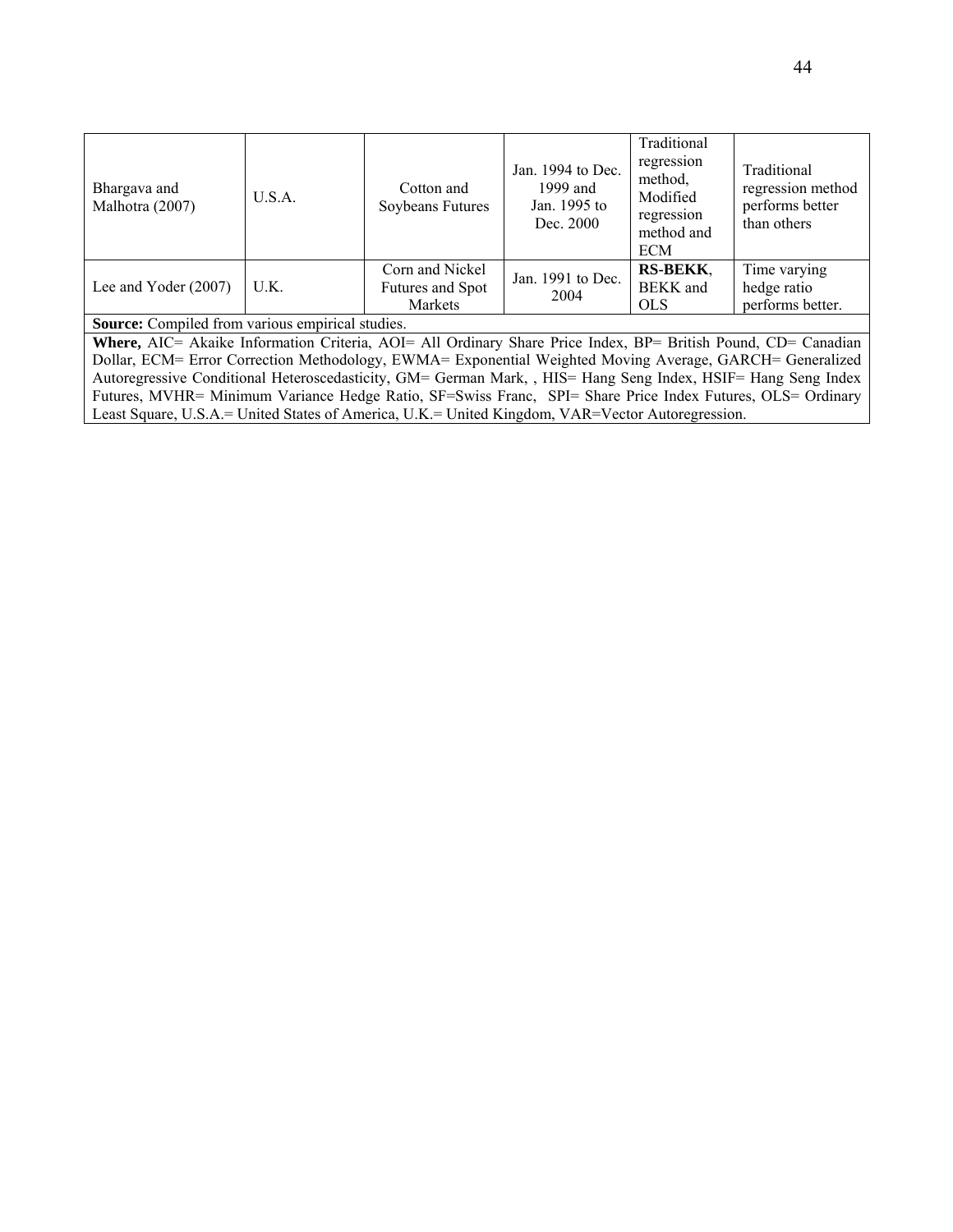| | | | | | |
|---|---|---|---|---|---|
| Bhargava and Malhotra (2007) | U.S.A. | Cotton and Soybeans Futures | Jan. 1994 to Dec. 1999 and Jan. 1995 to Dec. 2000 | Traditional regression method, Modified regression method and ECM | Traditional regression method performs better than others |
| Lee and Yoder (2007) | U.K. | Corn and Nickel Futures and Spot Markets | Jan. 1991 to Dec. 2004 | **RS-BEKK**, BEKK and OLS | Time varying hedge ratio performs better. |

**Source:** Compiled from various empirical studies.

**Where,** AIC= Akaike Information Criteria, AOI= All Ordinary Share Price Index, BP= British Pound, CD= Canadian Dollar, ECM= Error Correction Methodology, EWMA= Exponential Weighted Moving Average, GARCH= Generalized Autoregressive Conditional Heteroscedasticity, GM= German Mark, , HIS= Hang Seng Index, HSIF= Hang Seng Index Futures, MVHR= Minimum Variance Hedge Ratio, SF=Swiss Franc, SPI= Share Price Index Futures, OLS= Ordinary Least Square, U.S.A.= United States of America, U.K.= United Kingdom, VAR=Vector Autoregression.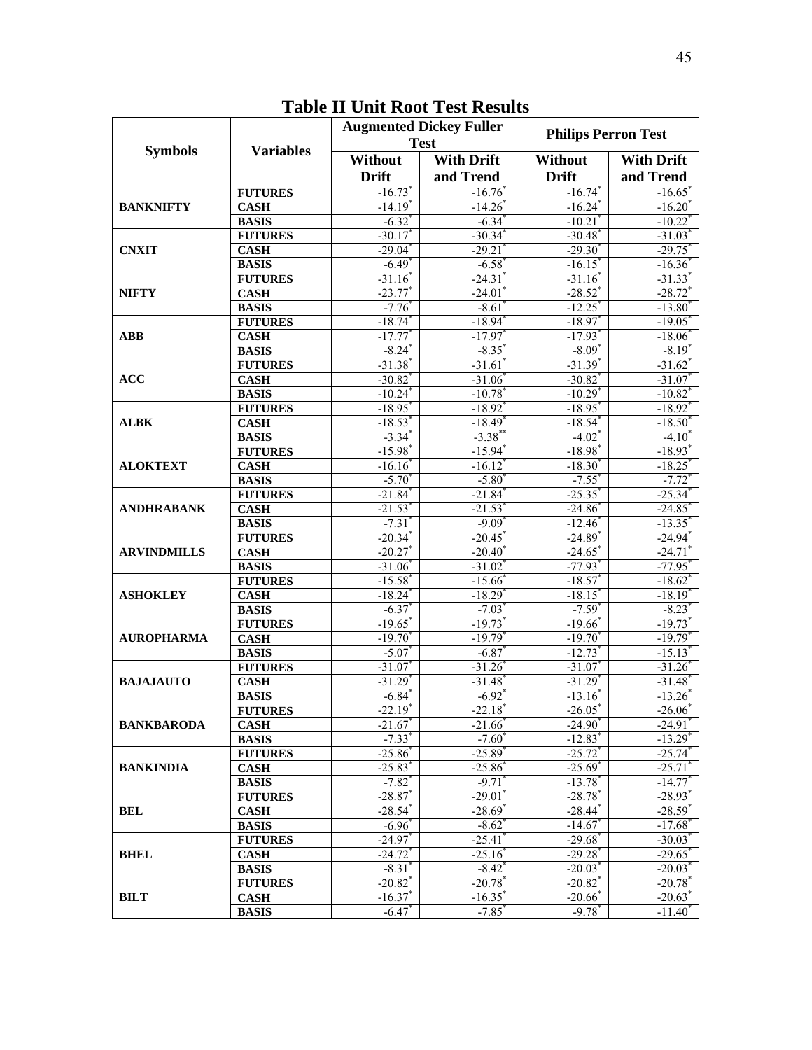## Table II Unit Root Test Results

| Symbols | Variables | Augmented Dickey Fuller Test | | Philips Perron Test | |
|---|---|---|---|---|---|
| | | Without Drift | With Drift and Trend | Without Drift | With Drift and Trend |
| BANKNIFTY | FUTURES | -16.73* | -16.76* | -16.74* | -16.65* |
| | CASH | -14.19* | -14.26* | -16.24* | -16.20* |
| | BASIS | -6.32* | -6.34* | -10.21* | -10.22* |
| CNXIT | FUTURES | -30.17* | -30.34* | -30.48* | -31.03* |
| | CASH | -29.04* | -29.21* | -29.30* | -29.75* |
| | BASIS | -6.49* | -6.58* | -16.15* | -16.36* |
| NIFTY | FUTURES | -31.16* | -24.31* | -31.16* | -31.33* |
| | CASH | -23.77* | -24.01* | -28.52* | -28.72* |
| | BASIS | -7.76* | -8.61* | -12.25* | -13.80* |
| ABB | FUTURES | -18.74* | -18.94* | -18.97* | -19.05* |
| | CASH | -17.77* | -17.97* | -17.93* | -18.06* |
| | BASIS | -8.24* | -8.35* | -8.09* | -8.19* |
| ACC | FUTURES | -31.38* | -31.61* | -31.39* | -31.62* |
| | CASH | -30.82* | -31.06* | -30.82* | -31.07* |
| | BASIS | -10.24* | -10.78* | -10.29* | -10.82* |
| ALBK | FUTURES | -18.95* | -18.92* | -18.95* | -18.92* |
| | CASH | -18.53* | -18.49* | -18.54* | -18.50* |
| | BASIS | -3.34* | -3.38** | -4.02* | -4.10* |
| ALOKTEXT | FUTURES | -15.98* | -15.94* | -18.98* | -18.93* |
| | CASH | -16.16* | -16.12* | -18.30* | -18.25* |
| | BASIS | -5.70* | -5.80* | -7.55* | -7.72* |
| ANDHRABANK | FUTURES | -21.84* | -21.84* | -25.35* | -25.34* |
| | CASH | -21.53* | -21.53* | -24.86* | -24.85* |
| | BASIS | -7.31* | -9.09* | -12.46* | -13.35* |
| ARVINDMILLS | FUTURES | -20.34* | -20.45* | -24.89* | -24.94* |
| | CASH | -20.27* | -20.40* | -24.65* | -24.71* |
| | BASIS | -31.06* | -31.02* | -77.93* | -77.95* |
| ASHOKLEY | FUTURES | -15.58* | -15.66* | -18.57* | -18.62* |
| | CASH | -18.24* | -18.29* | -18.15* | -18.19* |
| | BASIS | -6.37* | -7.03* | -7.59* | -8.23* |
| AUROPHARMA | FUTURES | -19.65* | -19.73* | -19.66* | -19.73* |
| | CASH | -19.70* | -19.79* | -19.70* | -19.79* |
| | BASIS | -5.07* | -6.87* | -12.73* | -15.13* |
| BAJAJAUTO | FUTURES | -31.07* | -31.26* | -31.07* | -31.26* |
| | CASH | -31.29* | -31.48* | -31.29* | -31.48* |
| | BASIS | -6.84* | -6.92* | -13.16* | -13.26* |
| BANKBARODA | FUTURES | -22.19* | -22.18* | -26.05* | -26.06* |
| | CASH | -21.67* | -21.66* | -24.90* | -24.91* |
| | BASIS | -7.33* | -7.60* | -12.83* | -13.29* |
| BANKINDIA | FUTURES | -25.86* | -25.89* | -25.72* | -25.74* |
| | CASH | -25.83* | -25.86* | -25.69* | -25.71* |
| | BASIS | -7.82* | -9.71* | -13.78* | -14.77* |
| BEL | FUTURES | -28.87* | -29.01* | -28.78* | -28.93* |
| | CASH | -28.54* | -28.69* | -28.44* | -28.59* |
| | BASIS | -6.96* | -8.62* | -14.67* | -17.68* |
| BHEL | FUTURES | -24.97* | -25.41* | -29.68* | -30.03* |
| | CASH | -24.72* | -25.16* | -29.28* | -29.65* |
| | BASIS | -8.31* | -8.42* | -20.03* | -20.03* |
| BILT | FUTURES | -20.82* | -20.78* | -20.82* | -20.78* |
| | CASH | -16.37* | -16.35* | -20.66* | -20.63* |
| | BASIS | -6.47* | -7.85* | -9.78* | -11.40* |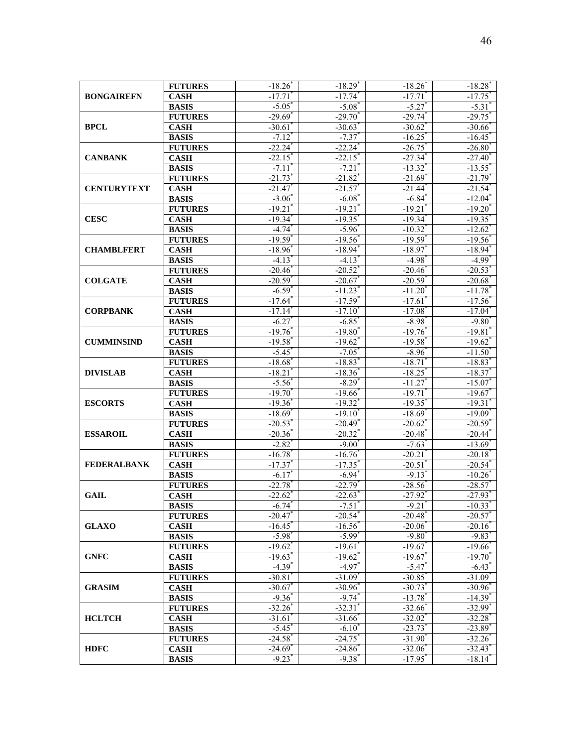| | | | | | |
|---|---|---|---|---|---|
| BONGAIREFN | FUTURES | -18.26* | -18.29* | -18.26* | -18.28* |
| | CASH | -17.71* | -17.74* | -17.71* | -17.75* |
| | BASIS | -5.05* | -5.08* | -5.27* | -5.31* |
| BPCL | FUTURES | -29.69* | -29.70* | -29.74* | -29.75* |
| | CASH | -30.61* | -30.63* | -30.62* | -30.66* |
| | BASIS | -7.12* | -7.37* | -16.25* | -16.45* |
| CANBANK | FUTURES | -22.24* | -22.24* | -26.75* | -26.80* |
| | CASH | -22.15* | -22.15* | -27.34* | -27.40* |
| | BASIS | -7.11* | -7.21* | -13.32* | -13.55* |
| CENTURYTEXT | FUTURES | -21.73* | -21.82* | -21.69* | -21.79* |
| | CASH | -21.47* | -21.57* | -21.44* | -21.54* |
| | BASIS | -3.06* | -6.08* | -6.84* | -12.04* |
| CESC | FUTURES | -19.21* | -19.21* | -19.21* | -19.20* |
| | CASH | -19.34* | -19.35* | -19.34* | -19.35* |
| | BASIS | -4.74* | -5.96* | -10.32* | -12.62* |
| CHAMBLFERT | FUTURES | -19.59* | -19.56* | -19.59* | -19.56* |
| | CASH | -18.96* | -18.94* | -18.97* | -18.94* |
| | BASIS | -4.13* | -4.13* | -4.98* | -4.99* |
| COLGATE | FUTURES | -20.46* | -20.52* | -20.46* | -20.53* |
| | CASH | -20.59* | -20.67* | -20.59* | -20.68* |
| | BASIS | -6.59* | -11.23* | -11.20* | -11.78* |
| CORPBANK | FUTURES | -17.64* | -17.59* | -17.61* | -17.56* |
| | CASH | -17.14* | -17.10* | -17.08* | -17.04* |
| | BASIS | -6.27* | -6.85* | -8.98* | -9.80* |
| CUMMINSIND | FUTURES | -19.76* | -19.80* | -19.76* | -19.81* |
| | CASH | -19.58* | -19.62* | -19.58* | -19.62* |
| | BASIS | -5.45* | -7.05* | -8.96* | -11.50* |
| DIVISLAB | FUTURES | -18.68* | -18.83* | -18.71* | -18.83* |
| | CASH | -18.21* | -18.36* | -18.25* | -18.37* |
| | BASIS | -5.56* | -8.29* | -11.27* | -15.07* |
| ESCORTS | FUTURES | -19.70* | -19.66* | -19.71* | -19.67* |
| | CASH | -19.36* | -19.32* | -19.35* | -19.31* |
| | BASIS | -18.69* | -19.10* | -18.69* | -19.09* |
| ESSAROIL | FUTURES | -20.53* | -20.49* | -20.62* | -20.59* |
| | CASH | -20.36* | -20.32* | -20.48* | -20.44* |
| | BASIS | -2.82* | -9.00* | -7.63* | -13.69* |
| FEDERALBANK | FUTURES | -16.78* | -16.76* | -20.21* | -20.18* |
| | CASH | -17.37* | -17.35* | -20.51* | -20.54* |
| | BASIS | -6.17* | -6.94* | -9.13* | -10.26* |
| GAIL | FUTURES | -22.78* | -22.79* | -28.56* | -28.57* |
| | CASH | -22.62* | -22.63* | -27.92* | -27.93* |
| | BASIS | -6.74* | -7.51* | -9.21* | -10.33* |
| GLAXO | FUTURES | -20.47* | -20.54* | -20.48* | -20.57* |
| | CASH | -16.45* | -16.56* | -20.06* | -20.16* |
| | BASIS | -5.98* | -5.99* | -9.80* | -9.83* |
| GNFC | FUTURES | -19.62* | -19.61* | -19.67* | -19.66* |
| | CASH | -19.63* | -19.62* | -19.67* | -19.70* |
| | BASIS | -4.39* | -4.97* | -5.47* | -6.43* |
| GRASIM | FUTURES | -30.81* | -31.09* | -30.85* | -31.09* |
| | CASH | -30.67* | -30.96* | -30.73* | -30.96* |
| | BASIS | -9.36* | -9.74* | -13.78* | -14.39* |
| HCLTCH | FUTURES | -32.26* | -32.31* | -32.66* | -32.99* |
| | CASH | -31.61* | -31.66* | -32.02* | -32.28* |
| | BASIS | -5.45* | -6.10* | -23.73* | -23.89* |
| HDFC | FUTURES | -24.58* | -24.75* | -31.90* | -32.26* |
| | CASH | -24.69* | -24.86* | -32.06* | -32.43* |
| | BASIS | -9.23* | -9.38* | -17.95* | -18.14* |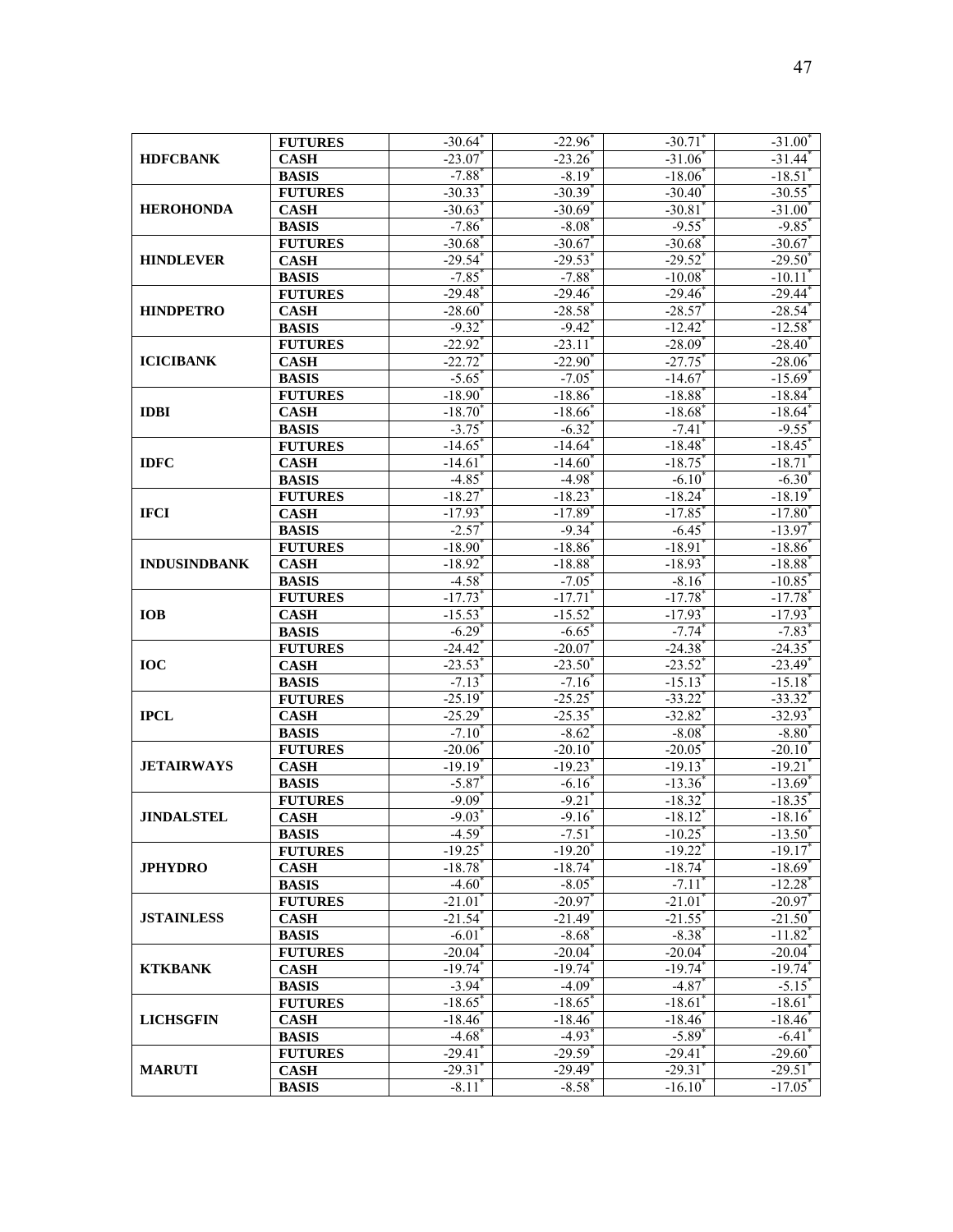| | | | | | |
|---|---|---|---|---|---|
| HDFCBANK | FUTURES | -30.64* | -22.96* | -30.71* | -31.00* |
| | CASH | -23.07* | -23.26* | -31.06* | -31.44* |
| | BASIS | -7.88* | -8.19* | -18.06* | -18.51* |
| HEROHONDA | FUTURES | -30.33* | -30.39* | -30.40* | -30.55* |
| | CASH | -30.63* | -30.69* | -30.81* | -31.00* |
| | BASIS | -7.86* | -8.08* | -9.55* | -9.85* |
| HINDLEVER | FUTURES | -30.68* | -30.67* | -30.68* | -30.67* |
| | CASH | -29.54* | -29.53* | -29.52* | -29.50* |
| | BASIS | -7.85* | -7.88* | -10.08* | -10.11* |
| HINDPETRO | FUTURES | -29.48* | -29.46* | -29.46* | -29.44* |
| | CASH | -28.60* | -28.58* | -28.57* | -28.54* |
| | BASIS | -9.32* | -9.42* | -12.42* | -12.58* |
| ICICIBANK | FUTURES | -22.92* | -23.11* | -28.09* | -28.40* |
| | CASH | -22.72* | -22.90* | -27.75* | -28.06* |
| | BASIS | -5.65* | -7.05* | -14.67* | -15.69* |
| IDBI | FUTURES | -18.90* | -18.86* | -18.88* | -18.84* |
| | CASH | -18.70* | -18.66* | -18.68* | -18.64* |
| | BASIS | -3.75* | -6.32* | -7.41* | -9.55* |
| IDFC | FUTURES | -14.65* | -14.64* | -18.48* | -18.45* |
| | CASH | -14.61* | -14.60* | -18.75* | -18.71* |
| | BASIS | -4.85* | -4.98* | -6.10* | -6.30* |
| IFCI | FUTURES | -18.27* | -18.23* | -18.24* | -18.19* |
| | CASH | -17.93* | -17.89* | -17.85* | -17.80* |
| | BASIS | -2.57* | -9.34* | -6.45* | -13.97* |
| INDUSINDBANK | FUTURES | -18.90* | -18.86* | -18.91* | -18.86* |
| | CASH | -18.92* | -18.88* | -18.93* | -18.88* |
| | BASIS | -4.58* | -7.05* | -8.16* | -10.85* |
| IOB | FUTURES | -17.73* | -17.71* | -17.78* | -17.78* |
| | CASH | -15.53* | -15.52* | -17.93* | -17.93* |
| | BASIS | -6.29* | -6.65* | -7.74* | -7.83* |
| IOC | FUTURES | -24.42* | -20.07* | -24.38* | -24.35* |
| | CASH | -23.53* | -23.50* | -23.52* | -23.49* |
| | BASIS | -7.13* | -7.16* | -15.13* | -15.18* |
| IPCL | FUTURES | -25.19* | -25.25* | -33.22* | -33.32* |
| | CASH | -25.29* | -25.35* | -32.82* | -32.93* |
| | BASIS | -7.10* | -8.62* | -8.08* | -8.80* |
| JETAIRWAYS | FUTURES | -20.06* | -20.10* | -20.05* | -20.10* |
| | CASH | -19.19* | -19.23* | -19.13* | -19.21* |
| | BASIS | -5.87* | -6.16* | -13.36* | -13.69* |
| JINDALSTEL | FUTURES | -9.09* | -9.21* | -18.32* | -18.35* |
| | CASH | -9.03* | -9.16* | -18.12* | -18.16* |
| | BASIS | -4.59* | -7.51* | -10.25* | -13.50* |
| JPHYDRO | FUTURES | -19.25* | -19.20* | -19.22* | -19.17* |
| | CASH | -18.78* | -18.74* | -18.74* | -18.69* |
| | BASIS | -4.60* | -8.05* | -7.11* | -12.28* |
| JSTAINLESS | FUTURES | -21.01* | -20.97* | -21.01* | -20.97* |
| | CASH | -21.54* | -21.49* | -21.55* | -21.50* |
| | BASIS | -6.01* | -8.68* | -8.38* | -11.82* |
| KTKBANK | FUTURES | -20.04* | -20.04* | -20.04* | -20.04* |
| | CASH | -19.74* | -19.74* | -19.74* | -19.74* |
| | BASIS | -3.94* | -4.09* | -4.87* | -5.15* |
| LICHSGFIN | FUTURES | -18.65* | -18.65* | -18.61* | -18.61* |
| | CASH | -18.46* | -18.46* | -18.46* | -18.46* |
| | BASIS | -4.68* | -4.93* | -5.89* | -6.41* |
| MARUTI | FUTURES | -29.41* | -29.59* | -29.41* | -29.60* |
| | CASH | -29.31* | -29.49* | -29.31* | -29.51* |
| | BASIS | -8.11* | -8.58* | -16.10* | -17.05* |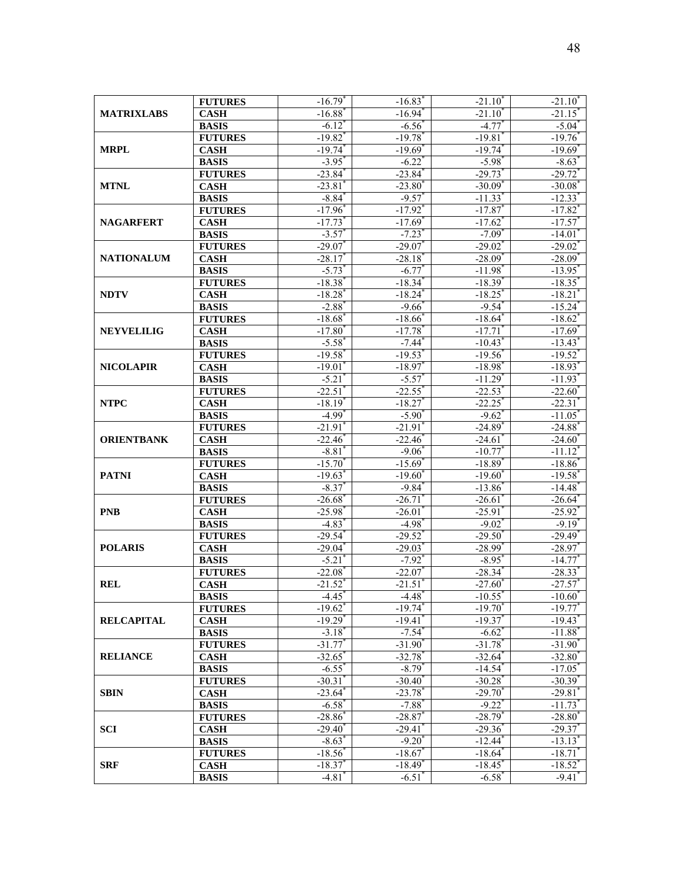| | | | | | |
|---|---|---|---|---|---|
| MATRIXLABS | FUTURES | -16.79* | -16.83* | -21.10* | -21.10* |
| | CASH | -16.88* | -16.94* | -21.10* | -21.15* |
| | BASIS | -6.12* | -6.56* | -4.77* | -5.04* |
| MRPL | FUTURES | -19.82* | -19.78* | -19.81* | -19.76* |
| | CASH | -19.74* | -19.69* | -19.74* | -19.69* |
| | BASIS | -3.95* | -6.22* | -5.98* | -8.63* |
| MTNL | FUTURES | -23.84* | -23.84* | -29.73* | -29.72* |
| | CASH | -23.81* | -23.80* | -30.09* | -30.08* |
| | BASIS | -8.84* | -9.57* | -11.33* | -12.33* |
| NAGARFERT | FUTURES | -17.96* | -17.92* | -17.87* | -17.82* |
| | CASH | -17.73* | -17.69* | -17.62* | -17.57* |
| | BASIS | -3.57* | -7.23* | -7.09* | -14.01* |
| NATIONALUM | FUTURES | -29.07* | -29.07* | -29.02* | -29.02* |
| | CASH | -28.17* | -28.18* | -28.09* | -28.09* |
| | BASIS | -5.73* | -6.77* | -11.98* | -13.95* |
| NDTV | FUTURES | -18.38* | -18.34* | -18.39* | -18.35* |
| | CASH | -18.28* | -18.24* | -18.25* | -18.21* |
| | BASIS | -2.88* | -9.66* | -9.54* | -15.24* |
| NEYVELILIG | FUTURES | -18.68* | -18.66* | -18.64* | -18.62* |
| | CASH | -17.80* | -17.78* | -17.71* | -17.69* |
| | BASIS | -5.58* | -7.44* | -10.43* | -13.43* |
| NICOLAPIR | FUTURES | -19.58* | -19.53* | -19.56* | -19.52* |
| | CASH | -19.01* | -18.97* | -18.98* | -18.93* |
| | BASIS | -5.21* | -5.57* | -11.29* | -11.93* |
| NTPC | FUTURES | -22.51* | -22.55* | -22.53* | -22.60* |
| | CASH | -18.19* | -18.27* | -22.25* | -22.31* |
| | BASIS | -4.99* | -5.90* | -9.62* | -11.05* |
| ORIENTBANK | FUTURES | -21.91* | -21.91* | -24.89* | -24.88* |
| | CASH | -22.46* | -22.46* | -24.61* | -24.60* |
| | BASIS | -8.81* | -9.06* | -10.77* | -11.12* |
| PATNI | FUTURES | -15.70* | -15.69* | -18.89* | -18.86* |
| | CASH | -19.63* | -19.60* | -19.60* | -19.58* |
| | BASIS | -8.37* | -9.84* | -13.86* | -14.48* |
| PNB | FUTURES | -26.68* | -26.71* | -26.61* | -26.64* |
| | CASH | -25.98* | -26.01* | -25.91* | -25.92* |
| | BASIS | -4.83* | -4.98* | -9.02* | -9.19* |
| POLARIS | FUTURES | -29.54* | -29.52* | -29.50* | -29.49* |
| | CASH | -29.04* | -29.03* | -28.99* | -28.97* |
| | BASIS | -5.21* | -7.92* | -8.95* | -14.77* |
| REL | FUTURES | -22.08* | -22.07* | -28.34* | -28.33* |
| | CASH | -21.52* | -21.51* | -27.60* | -27.57* |
| | BASIS | -4.45* | -4.48* | -10.55* | -10.60* |
| RELCAPITAL | FUTURES | -19.62* | -19.74* | -19.70* | -19.77* |
| | CASH | -19.29* | -19.41* | -19.37* | -19.43* |
| | BASIS | -3.18* | -7.54* | -6.62* | -11.88* |
| RELIANCE | FUTURES | -31.77* | -31.90* | -31.78* | -31.90* |
| | CASH | -32.65* | -32.78* | -32.64* | -32.80* |
| | BASIS | -6.55* | -8.79* | -14.54* | -17.05* |
| SBIN | FUTURES | -30.31* | -30.40* | -30.28* | -30.39* |
| | CASH | -23.64* | -23.78* | -29.70* | -29.81* |
| | BASIS | -6.58* | -7.88* | -9.22* | -11.73* |
| SCI | FUTURES | -28.86* | -28.87* | -28.79* | -28.80* |
| | CASH | -29.40* | -29.41* | -29.36* | -29.37* |
| | BASIS | -8.63* | -9.20* | -12.44* | -13.13* |
| SRF | FUTURES | -18.56* | -18.67* | -18.64* | -18.71* |
| | CASH | -18.37* | -18.49* | -18.45* | -18.52* |
| | BASIS | -4.81* | -6.51* | -6.58* | -9.41* |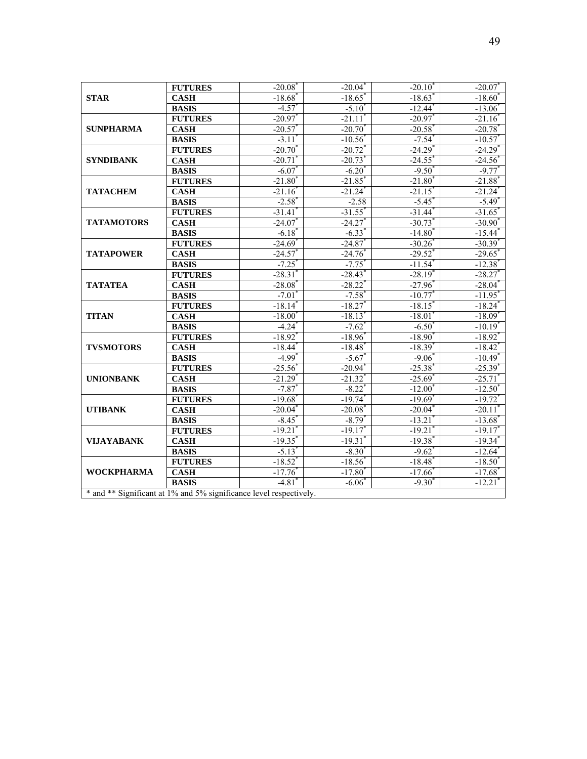| | | | | | |
|---|---|---|---|---|---|
| **STAR** | **FUTURES** | -20.08* | -20.04* | -20.10* | -20.07* |
| | **CASH** | -18.68* | -18.65* | -18.63* | -18.60* |
| | **BASIS** | -4.57* | -5.10* | -12.44* | -13.06* |
| **SUNPHARMA** | **FUTURES** | -20.97* | -21.11* | -20.97* | -21.16* |
| | **CASH** | -20.57* | -20.70* | -20.58* | -20.78* |
| | **BASIS** | -3.11* | -10.56* | -7.54* | -10.57* |
| **SYNDIBANK** | **FUTURES** | -20.70* | -20.72* | -24.29* | -24.29* |
| | **CASH** | -20.71* | -20.73* | -24.55* | -24.56* |
| | **BASIS** | -6.07* | -6.20* | -9.50* | -9.77* |
| **TATACHEM** | **FUTURES** | -21.80* | -21.85* | -21.80* | -21.88* |
| | **CASH** | -21.16* | -21.24* | -21.15* | -21.24* |
| | **BASIS** | -2.58* | -2.58 | -5.45* | -5.49* |
| **TATAMOTORS** | **FUTURES** | -31.41* | -31.55* | -31.44* | -31.65* |
| | **CASH** | -24.07* | -24.27* | -30.73* | -30.90* |
| | **BASIS** | -6.18* | -6.33* | -14.80* | -15.44* |
| **TATAPOWER** | **FUTURES** | -24.69* | -24.87* | -30.26* | -30.39* |
| | **CASH** | -24.57* | -24.76* | -29.52* | -29.65* |
| | **BASIS** | -7.25* | -7.75* | -11.54* | -12.38* |
| **TATATEA** | **FUTURES** | -28.31* | -28.43* | -28.19* | -28.27* |
| | **CASH** | -28.08* | -28.22* | -27.96* | -28.04* |
| | **BASIS** | -7.01* | -7.58* | -10.77* | -11.95* |
| **TITAN** | **FUTURES** | -18.14* | -18.27* | -18.15* | -18.24* |
| | **CASH** | -18.00* | -18.13* | -18.01* | -18.09* |
| | **BASIS** | -4.24* | -7.62* | -6.50* | -10.19* |
| **TVSMOTORS** | **FUTURES** | -18.92* | -18.96* | -18.90* | -18.92* |
| | **CASH** | -18.44* | -18.48* | -18.39* | -18.42* |
| | **BASIS** | -4.99* | -5.67* | -9.06* | -10.49* |
| **UNIONBANK** | **FUTURES** | -25.56* | -20.94* | -25.38* | -25.39* |
| | **CASH** | -21.29* | -21.32* | -25.69* | -25.71* |
| | **BASIS** | -7.87* | -8.22* | -12.00* | -12.50* |
| **UTIBANK** | **FUTURES** | -19.68* | -19.74* | -19.69* | -19.72* |
| | **CASH** | -20.04* | -20.08* | -20.04* | -20.11* |
| | **BASIS** | -8.45* | -8.79* | -13.21* | -13.68* |
| **VIJAYABANK** | **FUTURES** | -19.21* | -19.17* | -19.21* | -19.17* |
| | **CASH** | -19.35* | -19.31* | -19.38* | -19.34* |
| | **BASIS** | -5.13* | -8.30* | -9.62* | -12.64* |
| **WOCKPHARMA** | **FUTURES** | -18.52* | -18.56* | -18.48* | -18.50* |
| | **CASH** | -17.76* | -17.80* | -17.66* | -17.68* |
| | **BASIS** | -4.81* | -6.06* | -9.30* | -12.21* |

\* and ** Significant at 1% and 5% significance level respectively.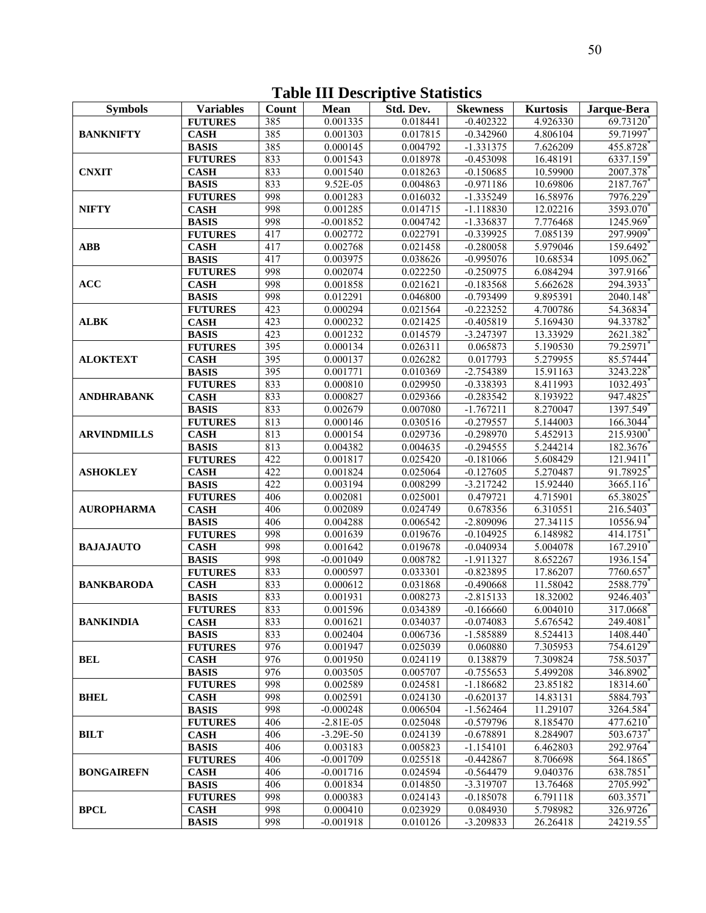# Table III Descriptive Statistics

| Symbols | Variables | Count | Mean | Std. Dev. | Skewness | Kurtosis | Jarque-Bera |
|---|---|---|---|---|---|---|---|
| BANKNIFTY | FUTURES | 385 | 0.001335 | 0.018441 | -0.402322 | 4.926330 | 69.73120* |
| | CASH | 385 | 0.001303 | 0.017815 | -0.342960 | 4.806104 | 59.71997* |
| | BASIS | 385 | 0.000145 | 0.004792 | -1.331375 | 7.626209 | 455.8728* |
| CNXIT | FUTURES | 833 | 0.001543 | 0.018978 | -0.453098 | 16.48191 | 6337.159* |
| | CASH | 833 | 0.001540 | 0.018263 | -0.150685 | 10.59900 | 2007.378* |
| | BASIS | 833 | 9.52E-05 | 0.004863 | -0.971186 | 10.69806 | 2187.767* |
| NIFTY | FUTURES | 998 | 0.001283 | 0.016032 | -1.335249 | 16.58976 | 7976.229* |
| | CASH | 998 | 0.001285 | 0.014715 | -1.118830 | 12.02216 | 3593.070* |
| | BASIS | 998 | -0.001852 | 0.004742 | -1.336837 | 7.776468 | 1245.969* |
| ABB | FUTURES | 417 | 0.002772 | 0.022791 | -0.339925 | 7.085139 | 297.9909* |
| | CASH | 417 | 0.002768 | 0.021458 | -0.280058 | 5.979046 | 159.6492* |
| | BASIS | 417 | 0.003975 | 0.038626 | -0.995076 | 10.68534 | 1095.062* |
| ACC | FUTURES | 998 | 0.002074 | 0.022250 | -0.250975 | 6.084294 | 397.9166* |
| | CASH | 998 | 0.001858 | 0.021621 | -0.183568 | 5.662628 | 294.3933* |
| | BASIS | 998 | 0.012291 | 0.046800 | -0.793499 | 9.895391 | 2040.148* |
| ALBK | FUTURES | 423 | 0.000294 | 0.021564 | -0.223252 | 4.700786 | 54.36834* |
| | CASH | 423 | 0.000232 | 0.021425 | -0.405819 | 5.169430 | 94.33782* |
| | BASIS | 423 | 0.001232 | 0.014579 | -3.247397 | 13.33929 | 2621.382* |
| ALOKTEXT | FUTURES | 395 | 0.000134 | 0.026311 | 0.065873 | 5.190530 | 79.25971* |
| | CASH | 395 | 0.000137 | 0.026282 | 0.017793 | 5.279955 | 85.57444* |
| | BASIS | 395 | 0.001771 | 0.010369 | -2.754389 | 15.91163 | 3243.228* |
| ANDHRABANK | FUTURES | 833 | 0.000810 | 0.029950 | -0.338393 | 8.411993 | 1032.493* |
| | CASH | 833 | 0.000827 | 0.029366 | -0.283542 | 8.193922 | 947.4825* |
| | BASIS | 833 | 0.002679 | 0.007080 | -1.767211 | 8.270047 | 1397.549* |
| ARVINDMILLS | FUTURES | 813 | 0.000146 | 0.030516 | -0.279557 | 5.144003 | 166.3044* |
| | CASH | 813 | 0.000154 | 0.029736 | -0.298970 | 5.452913 | 215.9300* |
| | BASIS | 813 | 0.004382 | 0.004635 | -0.294555 | 5.244214 | 182.3676* |
| ASHOKLEY | FUTURES | 422 | 0.001817 | 0.025420 | -0.181066 | 5.608429 | 121.9411* |
| | CASH | 422 | 0.001824 | 0.025064 | -0.127605 | 5.270487 | 91.78925* |
| | BASIS | 422 | 0.003194 | 0.008299 | -3.217242 | 15.92440 | 3665.116* |
| AUROPHARMA | FUTURES | 406 | 0.002081 | 0.025001 | 0.479721 | 4.715901 | 65.38025* |
| | CASH | 406 | 0.002089 | 0.024749 | 0.678356 | 6.310551 | 216.5403* |
| | BASIS | 406 | 0.004288 | 0.006542 | -2.809096 | 27.34115 | 10556.94* |
| BAJAJAUTO | FUTURES | 998 | 0.001639 | 0.019676 | -0.104925 | 6.148982 | 414.1751* |
| | CASH | 998 | 0.001642 | 0.019678 | -0.040934 | 5.004078 | 167.2910* |
| | BASIS | 998 | -0.001049 | 0.008782 | -1.911327 | 8.652267 | 1936.154* |
| BANKBARODA | FUTURES | 833 | 0.000597 | 0.033301 | -0.823895 | 17.86207 | 7760.657* |
| | CASH | 833 | 0.000612 | 0.031868 | -0.490668 | 11.58042 | 2588.779* |
| | BASIS | 833 | 0.001931 | 0.008273 | -2.815133 | 18.32002 | 9246.403* |
| BANKINDIA | FUTURES | 833 | 0.001596 | 0.034389 | -0.166660 | 6.004010 | 317.0668* |
| | CASH | 833 | 0.001621 | 0.034037 | -0.074083 | 5.676542 | 249.4081* |
| | BASIS | 833 | 0.002404 | 0.006736 | -1.585889 | 8.524413 | 1408.440* |
| BEL | FUTURES | 976 | 0.001947 | 0.025039 | 0.060880 | 7.305953 | 754.6129* |
| | CASH | 976 | 0.001950 | 0.024119 | 0.138879 | 7.309824 | 758.5037* |
| | BASIS | 976 | 0.003505 | 0.005707 | -0.755653 | 5.499208 | 346.8902* |
| BHEL | FUTURES | 998 | 0.002589 | 0.024581 | -1.186682 | 23.85182 | 18314.60* |
| | CASH | 998 | 0.002591 | 0.024130 | -0.620137 | 14.83131 | 5884.793* |
| | BASIS | 998 | -0.000248 | 0.006504 | -1.562464 | 11.29107 | 3264.584* |
| BILT | FUTURES | 406 | -2.81E-05 | 0.025048 | -0.579796 | 8.185470 | 477.6210* |
| | CASH | 406 | -3.29E-50 | 0.024139 | -0.678891 | 8.284907 | 503.6737* |
| | BASIS | 406 | 0.003183 | 0.005823 | -1.154101 | 6.462803 | 292.9764* |
| BONGAIREFN | FUTURES | 406 | -0.001709 | 0.025518 | -0.442867 | 8.706698 | 564.1865* |
| | CASH | 406 | -0.001716 | 0.024594 | -0.564479 | 9.040376 | 638.7851* |
| | BASIS | 406 | 0.001834 | 0.014850 | -3.319707 | 13.76468 | 2705.992* |
| BPCL | FUTURES | 998 | 0.000383 | 0.024143 | -0.185078 | 6.791118 | 603.3571* |
| | CASH | 998 | 0.000410 | 0.023929 | 0.084930 | 5.798982 | 326.9726* |
| | BASIS | 998 | -0.001918 | 0.010126 | -3.209833 | 26.26418 | 24219.55* |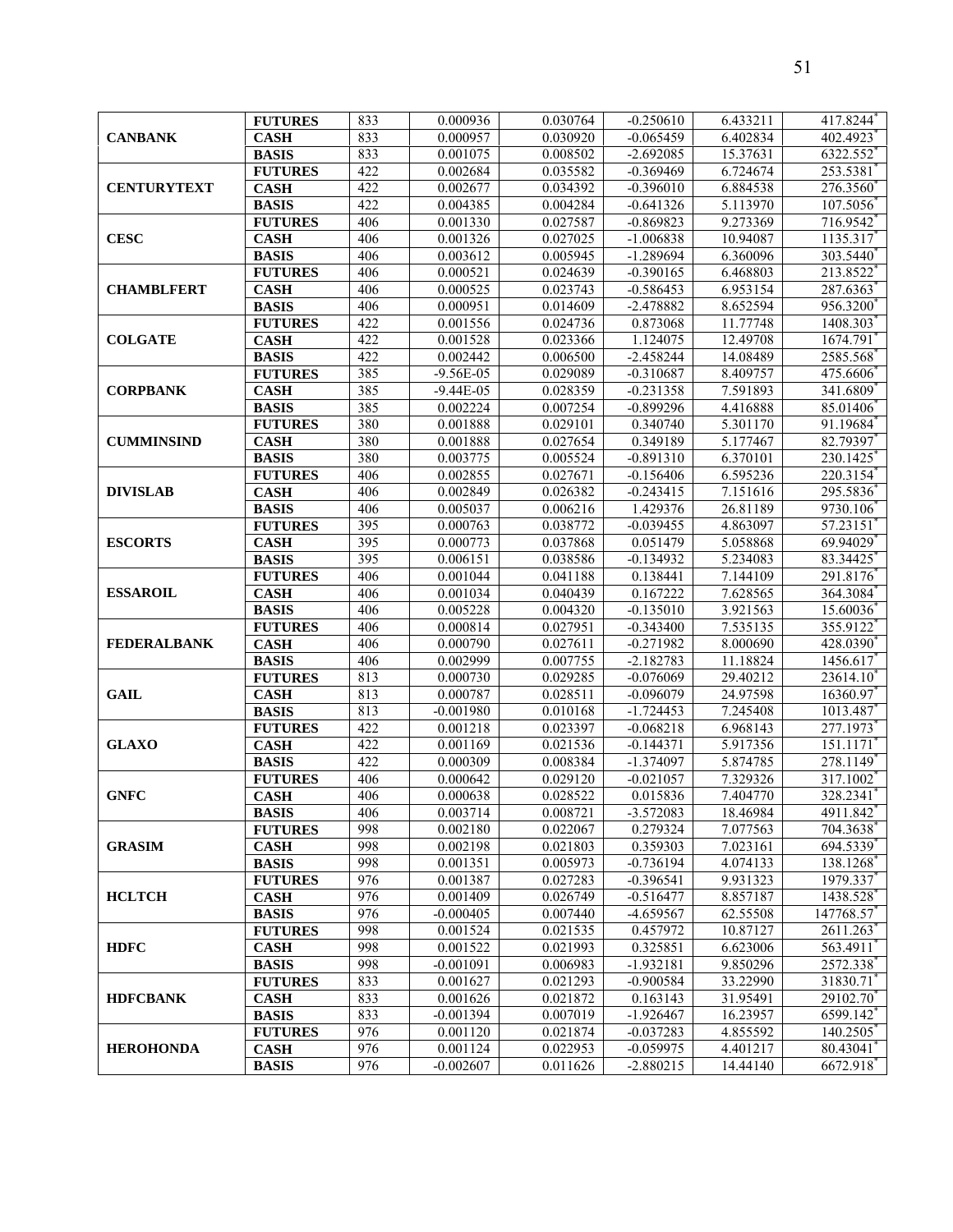| | | | | | | | |
|---|---|---|---|---|---|---|---|
| **CANBANK** | **FUTURES** | 833 | 0.000936 | 0.030764 | -0.250610 | 6.433211 | 417.8244* |
| | **CASH** | 833 | 0.000957 | 0.030920 | -0.065459 | 6.402834 | 402.4923* |
| | **BASIS** | 833 | 0.001075 | 0.008502 | -2.692085 | 15.37631 | 6322.552* |
| **CENTURYTEXT** | **FUTURES** | 422 | 0.002684 | 0.035582 | -0.369469 | 6.724674 | 253.5381* |
| | **CASH** | 422 | 0.002677 | 0.034392 | -0.396010 | 6.884538 | 276.3560* |
| | **BASIS** | 422 | 0.004385 | 0.004284 | -0.641326 | 5.113970 | 107.5056* |
| **CESC** | **FUTURES** | 406 | 0.001330 | 0.027587 | -0.869823 | 9.273369 | 716.9542* |
| | **CASH** | 406 | 0.001326 | 0.027025 | -1.006838 | 10.94087 | 1135.317* |
| | **BASIS** | 406 | 0.003612 | 0.005945 | -1.289694 | 6.360096 | 303.5440* |
| **CHAMBLFERT** | **FUTURES** | 406 | 0.000521 | 0.024639 | -0.390165 | 6.468803 | 213.8522* |
| | **CASH** | 406 | 0.000525 | 0.023743 | -0.586453 | 6.953154 | 287.6363* |
| | **BASIS** | 406 | 0.000951 | 0.014609 | -2.478882 | 8.652594 | 956.3200* |
| **COLGATE** | **FUTURES** | 422 | 0.001556 | 0.024736 | 0.873068 | 11.77748 | 1408.303* |
| | **CASH** | 422 | 0.001528 | 0.023366 | 1.124075 | 12.49708 | 1674.791* |
| | **BASIS** | 422 | 0.002442 | 0.006500 | -2.458244 | 14.08489 | 2585.568* |
| **CORPBANK** | **FUTURES** | 385 | -9.56E-05 | 0.029089 | -0.310687 | 8.409757 | 475.6606* |
| | **CASH** | 385 | -9.44E-05 | 0.028359 | -0.231358 | 7.591893 | 341.6809* |
| | **BASIS** | 385 | 0.002224 | 0.007254 | -0.899296 | 4.416888 | 85.01406* |
| **CUMMINSIND** | **FUTURES** | 380 | 0.001888 | 0.029101 | 0.340740 | 5.301170 | 91.19684* |
| | **CASH** | 380 | 0.001888 | 0.027654 | 0.349189 | 5.177467 | 82.79397* |
| | **BASIS** | 380 | 0.003775 | 0.005524 | -0.891310 | 6.370101 | 230.1425* |
| **DIVISLAB** | **FUTURES** | 406 | 0.002855 | 0.027671 | -0.156406 | 6.595236 | 220.3154* |
| | **CASH** | 406 | 0.002849 | 0.026382 | -0.243415 | 7.151616 | 295.5836* |
| | **BASIS** | 406 | 0.005037 | 0.006216 | 1.429376 | 26.81189 | 9730.106* |
| **ESCORTS** | **FUTURES** | 395 | 0.000763 | 0.038772 | -0.039455 | 4.863097 | 57.23151* |
| | **CASH** | 395 | 0.000773 | 0.037868 | 0.051479 | 5.058868 | 69.94029* |
| | **BASIS** | 395 | 0.006151 | 0.038586 | -0.134932 | 5.234083 | 83.34425* |
| **ESSAROIL** | **FUTURES** | 406 | 0.001044 | 0.041188 | 0.138441 | 7.144109 | 291.8176* |
| | **CASH** | 406 | 0.001034 | 0.040439 | 0.167222 | 7.628565 | 364.3084* |
| | **BASIS** | 406 | 0.005228 | 0.004320 | -0.135010 | 3.921563 | 15.60036* |
| **FEDERALBANK** | **FUTURES** | 406 | 0.000814 | 0.027951 | -0.343400 | 7.535135 | 355.9122* |
| | **CASH** | 406 | 0.000790 | 0.027611 | -0.271982 | 8.000690 | 428.0390* |
| | **BASIS** | 406 | 0.002999 | 0.007755 | -2.182783 | 11.18824 | 1456.617* |
| **GAIL** | **FUTURES** | 813 | 0.000730 | 0.029285 | -0.076069 | 29.40212 | 23614.10* |
| | **CASH** | 813 | 0.000787 | 0.028511 | -0.096079 | 24.97598 | 16360.97* |
| | **BASIS** | 813 | -0.001980 | 0.010168 | -1.724453 | 7.245408 | 1013.487* |
| **GLAXO** | **FUTURES** | 422 | 0.001218 | 0.023397 | -0.068218 | 6.968143 | 277.1973* |
| | **CASH** | 422 | 0.001169 | 0.021536 | -0.144371 | 5.917356 | 151.1171* |
| | **BASIS** | 422 | 0.000309 | 0.008384 | -1.374097 | 5.874785 | 278.1149* |
| **GNFC** | **FUTURES** | 406 | 0.000642 | 0.029120 | -0.021057 | 7.329326 | 317.1002* |
| | **CASH** | 406 | 0.000638 | 0.028522 | 0.015836 | 7.404770 | 328.2341* |
| | **BASIS** | 406 | 0.003714 | 0.008721 | -3.572083 | 18.46984 | 4911.842* |
| **GRASIM** | **FUTURES** | 998 | 0.002180 | 0.022067 | 0.279324 | 7.077563 | 704.3638* |
| | **CASH** | 998 | 0.002198 | 0.021803 | 0.359303 | 7.023161 | 694.5339* |
| | **BASIS** | 998 | 0.001351 | 0.005973 | -0.736194 | 4.074133 | 138.1268* |
| **HCLTCH** | **FUTURES** | 976 | 0.001387 | 0.027283 | -0.396541 | 9.931323 | 1979.337* |
| | **CASH** | 976 | 0.001409 | 0.026749 | -0.516477 | 8.857187 | 1438.528* |
| | **BASIS** | 976 | -0.000405 | 0.007440 | -4.659567 | 62.55508 | 147768.57* |
| **HDFC** | **FUTURES** | 998 | 0.001524 | 0.021535 | 0.457972 | 10.87127 | 2611.263* |
| | **CASH** | 998 | 0.001522 | 0.021993 | 0.325851 | 6.623006 | 563.4911* |
| | **BASIS** | 998 | -0.001091 | 0.006983 | -1.932181 | 9.850296 | 2572.338* |
| **HDFCBANK** | **FUTURES** | 833 | 0.001627 | 0.021293 | -0.900584 | 33.22990 | 31830.71* |
| | **CASH** | 833 | 0.001626 | 0.021872 | 0.163143 | 31.95491 | 29102.70* |
| | **BASIS** | 833 | -0.001394 | 0.007019 | -1.926467 | 16.23957 | 6599.142* |
| **HEROHONDA** | **FUTURES** | 976 | 0.001120 | 0.021874 | -0.037283 | 4.855592 | 140.2505* |
| | **CASH** | 976 | 0.001124 | 0.022953 | -0.059975 | 4.401217 | 80.43041* |
| | **BASIS** | 976 | -0.002607 | 0.011626 | -2.880215 | 14.44140 | 6672.918* |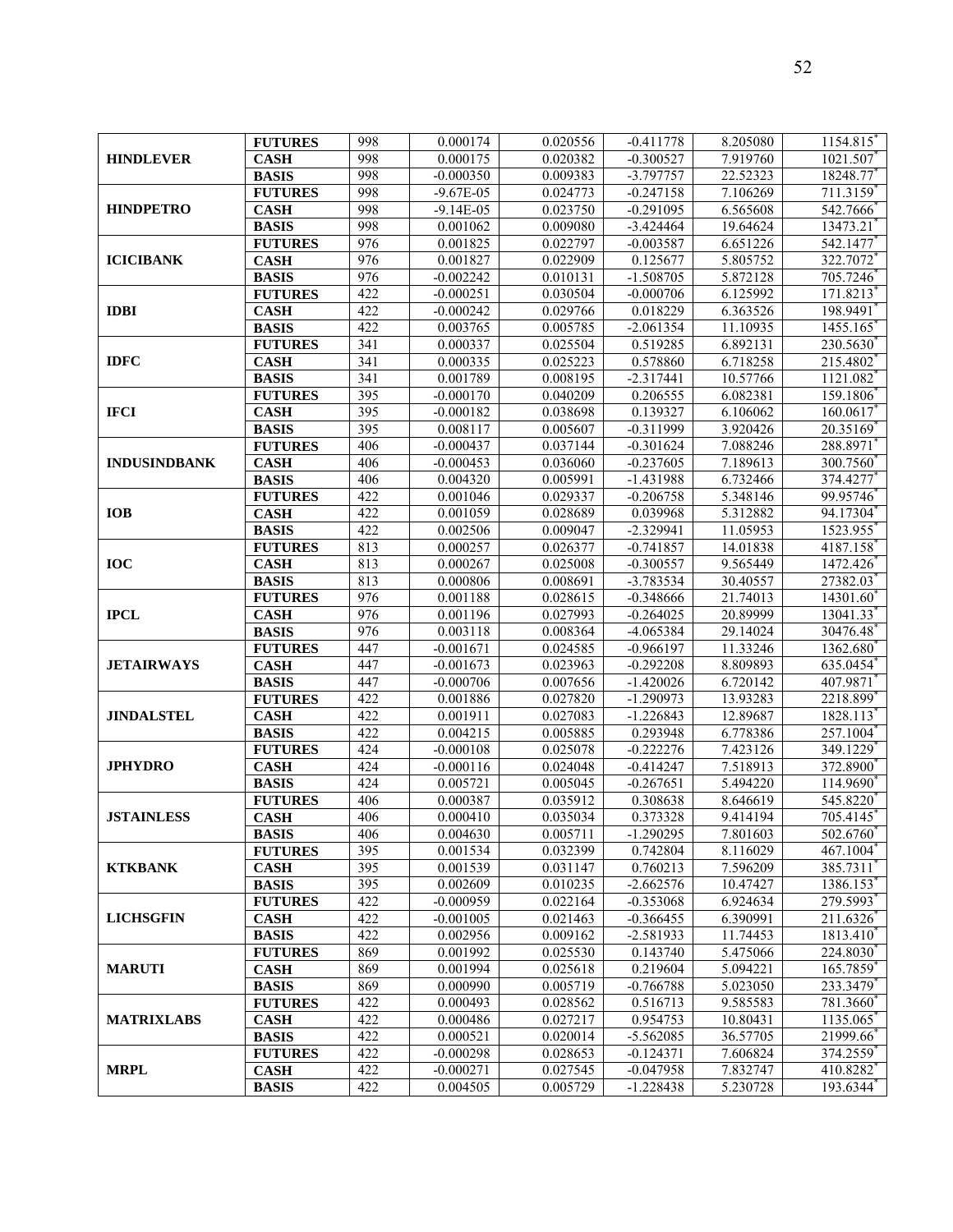| | | | | | | | |
|---|---|---|---|---|---|---|---|
| HINDLEVER | FUTURES | 998 | 0.000174 | 0.020556 | -0.411778 | 8.205080 | 1154.815* |
| | CASH | 998 | 0.000175 | 0.020382 | -0.300527 | 7.919760 | 1021.507* |
| | BASIS | 998 | -0.000350 | 0.009383 | -3.797757 | 22.52323 | 18248.77* |
| HINDPETRO | FUTURES | 998 | -9.67E-05 | 0.024773 | -0.247158 | 7.106269 | 711.3159* |
| | CASH | 998 | -9.14E-05 | 0.023750 | -0.291095 | 6.565608 | 542.7666* |
| | BASIS | 998 | 0.001062 | 0.009080 | -3.424464 | 19.64624 | 13473.21* |
| ICICIBANK | FUTURES | 976 | 0.001825 | 0.022797 | -0.003587 | 6.651226 | 542.1477* |
| | CASH | 976 | 0.001827 | 0.022909 | 0.125677 | 5.805752 | 322.7072* |
| | BASIS | 976 | -0.002242 | 0.010131 | -1.508705 | 5.872128 | 705.7246* |
| IDBI | FUTURES | 422 | -0.000251 | 0.030504 | -0.000706 | 6.125992 | 171.8213* |
| | CASH | 422 | -0.000242 | 0.029766 | 0.018229 | 6.363526 | 198.9491* |
| | BASIS | 422 | 0.003765 | 0.005785 | -2.061354 | 11.10935 | 1455.165* |
| IDFC | FUTURES | 341 | 0.000337 | 0.025504 | 0.519285 | 6.892131 | 230.5630* |
| | CASH | 341 | 0.000335 | 0.025223 | 0.578860 | 6.718258 | 215.4802* |
| | BASIS | 341 | 0.001789 | 0.008195 | -2.317441 | 10.57766 | 1121.082* |
| IFCI | FUTURES | 395 | -0.000170 | 0.040209 | 0.206555 | 6.082381 | 159.1806* |
| | CASH | 395 | -0.000182 | 0.038698 | 0.139327 | 6.106062 | 160.0617* |
| | BASIS | 395 | 0.008117 | 0.005607 | -0.311999 | 3.920426 | 20.35169* |
| INDUSINDBANK | FUTURES | 406 | -0.000437 | 0.037144 | -0.301624 | 7.088246 | 288.8971* |
| | CASH | 406 | -0.000453 | 0.036060 | -0.237605 | 7.189613 | 300.7560* |
| | BASIS | 406 | 0.004320 | 0.005991 | -1.431988 | 6.732466 | 374.4277* |
| IOB | FUTURES | 422 | 0.001046 | 0.029337 | -0.206758 | 5.348146 | 99.95746* |
| | CASH | 422 | 0.001059 | 0.028689 | 0.039968 | 5.312882 | 94.17304* |
| | BASIS | 422 | 0.002506 | 0.009047 | -2.329941 | 11.05953 | 1523.955* |
| IOC | FUTURES | 813 | 0.000257 | 0.026377 | -0.741857 | 14.01838 | 4187.158* |
| | CASH | 813 | 0.000267 | 0.025008 | -0.300557 | 9.565449 | 1472.426* |
| | BASIS | 813 | 0.000806 | 0.008691 | -3.783534 | 30.40557 | 27382.03* |
| IPCL | FUTURES | 976 | 0.001188 | 0.028615 | -0.348666 | 21.74013 | 14301.60* |
| | CASH | 976 | 0.001196 | 0.027993 | -0.264025 | 20.89999 | 13041.33* |
| | BASIS | 976 | 0.003118 | 0.008364 | -4.065384 | 29.14024 | 30476.48* |
| JETAIRWAYS | FUTURES | 447 | -0.001671 | 0.024585 | -0.966197 | 11.33246 | 1362.680* |
| | CASH | 447 | -0.001673 | 0.023963 | -0.292208 | 8.809893 | 635.0454* |
| | BASIS | 447 | -0.000706 | 0.007656 | -1.420026 | 6.720142 | 407.9871* |
| JINDALSTEL | FUTURES | 422 | 0.001886 | 0.027820 | -1.290973 | 13.93283 | 2218.899* |
| | CASH | 422 | 0.001911 | 0.027083 | -1.226843 | 12.89687 | 1828.113* |
| | BASIS | 422 | 0.004215 | 0.005885 | 0.293948 | 6.778386 | 257.1004* |
| JPHYDRO | FUTURES | 424 | -0.000108 | 0.025078 | -0.222276 | 7.423126 | 349.1229* |
| | CASH | 424 | -0.000116 | 0.024048 | -0.414247 | 7.518913 | 372.8900* |
| | BASIS | 424 | 0.005721 | 0.005045 | -0.267651 | 5.494220 | 114.9690* |
| JSTAINLESS | FUTURES | 406 | 0.000387 | 0.035912 | 0.308638 | 8.646619 | 545.8220* |
| | CASH | 406 | 0.000410 | 0.035034 | 0.373328 | 9.414194 | 705.4145* |
| | BASIS | 406 | 0.004630 | 0.005711 | -1.290295 | 7.801603 | 502.6760* |
| KTKBANK | FUTURES | 395 | 0.001534 | 0.032399 | 0.742804 | 8.116029 | 467.1004* |
| | CASH | 395 | 0.001539 | 0.031147 | 0.760213 | 7.596209 | 385.7311* |
| | BASIS | 395 | 0.002609 | 0.010235 | -2.662576 | 10.47427 | 1386.153* |
| LICHSGFIN | FUTURES | 422 | -0.000959 | 0.022164 | -0.353068 | 6.924634 | 279.5993* |
| | CASH | 422 | -0.001005 | 0.021463 | -0.366455 | 6.390991 | 211.6326* |
| | BASIS | 422 | 0.002956 | 0.009162 | -2.581933 | 11.74453 | 1813.410* |
| MARUTI | FUTURES | 869 | 0.001992 | 0.025530 | 0.143740 | 5.475066 | 224.8030* |
| | CASH | 869 | 0.001994 | 0.025618 | 0.219604 | 5.094221 | 165.7859* |
| | BASIS | 869 | 0.000990 | 0.005719 | -0.766788 | 5.023050 | 233.3479* |
| MATRIXLABS | FUTURES | 422 | 0.000493 | 0.028562 | 0.516713 | 9.585583 | 781.3660* |
| | CASH | 422 | 0.000486 | 0.027217 | 0.954753 | 10.80431 | 1135.065* |
| | BASIS | 422 | 0.000521 | 0.020014 | -5.562085 | 36.57705 | 21999.66* |
| MRPL | FUTURES | 422 | -0.000298 | 0.028653 | -0.124371 | 7.606824 | 374.2559* |
| | CASH | 422 | -0.000271 | 0.027545 | -0.047958 | 7.832747 | 410.8282* |
| | BASIS | 422 | 0.004505 | 0.005729 | -1.228438 | 5.230728 | 193.6344* |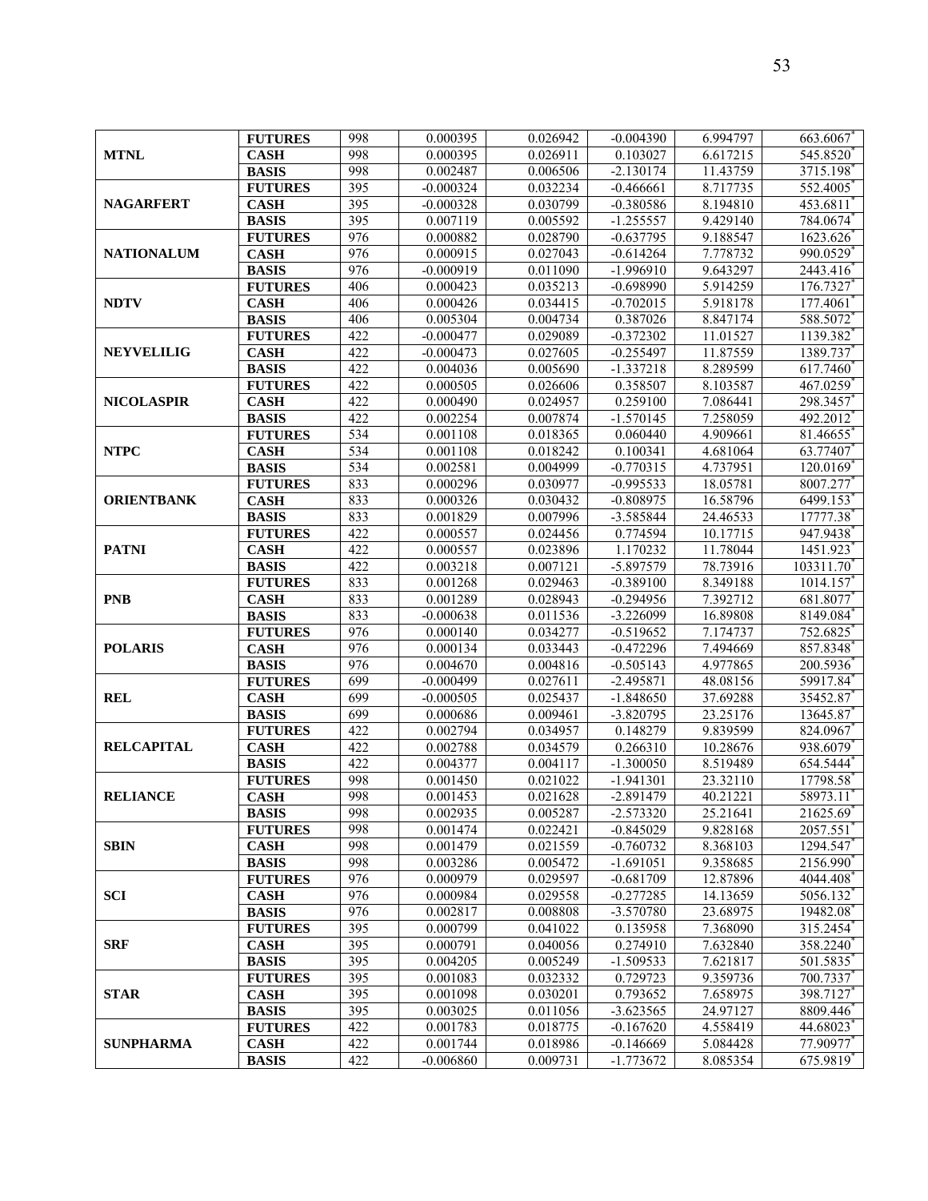| | | | | | | | |
|---|---|---|---|---|---|---|---|
| **MTNL** | **FUTURES** | 998 | 0.000395 | 0.026942 | -0.004390 | 6.994797 | 663.6067* |
| | **CASH** | 998 | 0.000395 | 0.026911 | 0.103027 | 6.617215 | 545.8520* |
| | **BASIS** | 998 | 0.002487 | 0.006506 | -2.130174 | 11.43759 | 3715.198* |
| **NAGARFERT** | **FUTURES** | 395 | -0.000324 | 0.032234 | -0.466661 | 8.717735 | 552.4005* |
| | **CASH** | 395 | -0.000328 | 0.030799 | -0.380586 | 8.194810 | 453.6811* |
| | **BASIS** | 395 | 0.007119 | 0.005592 | -1.255557 | 9.429140 | 784.0674* |
| **NATIONALUM** | **FUTURES** | 976 | 0.000882 | 0.028790 | -0.637795 | 9.188547 | 1623.626* |
| | **CASH** | 976 | 0.000915 | 0.027043 | -0.614264 | 7.778732 | 990.0529* |
| | **BASIS** | 976 | -0.000919 | 0.011090 | -1.996910 | 9.643297 | 2443.416* |
| **NDTV** | **FUTURES** | 406 | 0.000423 | 0.035213 | -0.698990 | 5.914259 | 176.7327* |
| | **CASH** | 406 | 0.000426 | 0.034415 | -0.702015 | 5.918178 | 177.4061* |
| | **BASIS** | 406 | 0.005304 | 0.004734 | 0.387026 | 8.847174 | 588.5072* |
| **NEYVELILIG** | **FUTURES** | 422 | -0.000477 | 0.029089 | -0.372302 | 11.01527 | 1139.382* |
| | **CASH** | 422 | -0.000473 | 0.027605 | -0.255497 | 11.87559 | 1389.737* |
| | **BASIS** | 422 | 0.004036 | 0.005690 | -1.337218 | 8.289599 | 617.7460* |
| **NICOLASPIR** | **FUTURES** | 422 | 0.000505 | 0.026606 | 0.358507 | 8.103587 | 467.0259* |
| | **CASH** | 422 | 0.000490 | 0.024957 | 0.259100 | 7.086441 | 298.3457* |
| | **BASIS** | 422 | 0.002254 | 0.007874 | -1.570145 | 7.258059 | 492.2012* |
| **NTPC** | **FUTURES** | 534 | 0.001108 | 0.018365 | 0.060440 | 4.909661 | 81.46655* |
| | **CASH** | 534 | 0.001108 | 0.018242 | 0.100341 | 4.681064 | 63.77407* |
| | **BASIS** | 534 | 0.002581 | 0.004999 | -0.770315 | 4.737951 | 120.0169* |
| **ORIENTBANK** | **FUTURES** | 833 | 0.000296 | 0.030977 | -0.995533 | 18.05781 | 8007.277* |
| | **CASH** | 833 | 0.000326 | 0.030432 | -0.808975 | 16.58796 | 6499.153* |
| | **BASIS** | 833 | 0.001829 | 0.007996 | -3.585844 | 24.46533 | 17777.38* |
| **PATNI** | **FUTURES** | 422 | 0.000557 | 0.024456 | 0.774594 | 10.17715 | 947.9438* |
| | **CASH** | 422 | 0.000557 | 0.023896 | 1.170232 | 11.78044 | 1451.923* |
| | **BASIS** | 422 | 0.003218 | 0.007121 | -5.897579 | 78.73916 | 103311.70* |
| **PNB** | **FUTURES** | 833 | 0.001268 | 0.029463 | -0.389100 | 8.349188 | 1014.157* |
| | **CASH** | 833 | 0.001289 | 0.028943 | -0.294956 | 7.392712 | 681.8077* |
| | **BASIS** | 833 | -0.000638 | 0.011536 | -3.226099 | 16.89808 | 8149.084* |
| **POLARIS** | **FUTURES** | 976 | 0.000140 | 0.034277 | -0.519652 | 7.174737 | 752.6825* |
| | **CASH** | 976 | 0.000134 | 0.033443 | -0.472296 | 7.494669 | 857.8348* |
| | **BASIS** | 976 | 0.004670 | 0.004816 | -0.505143 | 4.977865 | 200.5936* |
| **REL** | **FUTURES** | 699 | -0.000499 | 0.027611 | -2.495871 | 48.08156 | 59917.84* |
| | **CASH** | 699 | -0.000505 | 0.025437 | -1.848650 | 37.69288 | 35452.87* |
| | **BASIS** | 699 | 0.000686 | 0.009461 | -3.820795 | 23.25176 | 13645.87* |
| **RELCAPITAL** | **FUTURES** | 422 | 0.002794 | 0.034957 | 0.148279 | 9.839599 | 824.0967* |
| | **CASH** | 422 | 0.002788 | 0.034579 | 0.266310 | 10.28676 | 938.6079* |
| | **BASIS** | 422 | 0.004377 | 0.004117 | -1.300050 | 8.519489 | 654.5444* |
| **RELIANCE** | **FUTURES** | 998 | 0.001450 | 0.021022 | -1.941301 | 23.32110 | 17798.58* |
| | **CASH** | 998 | 0.001453 | 0.021628 | -2.891479 | 40.21221 | 58973.11* |
| | **BASIS** | 998 | 0.002935 | 0.005287 | -2.573320 | 25.21641 | 21625.69* |
| **SBIN** | **FUTURES** | 998 | 0.001474 | 0.022421 | -0.845029 | 9.828168 | 2057.551* |
| | **CASH** | 998 | 0.001479 | 0.021559 | -0.760732 | 8.368103 | 1294.547* |
| | **BASIS** | 998 | 0.003286 | 0.005472 | -1.691051 | 9.358685 | 2156.990* |
| **SCI** | **FUTURES** | 976 | 0.000979 | 0.029597 | -0.681709 | 12.87896 | 4044.408* |
| | **CASH** | 976 | 0.000984 | 0.029558 | -0.277285 | 14.13659 | 5056.132* |
| | **BASIS** | 976 | 0.002817 | 0.008808 | -3.570780 | 23.68975 | 19482.08* |
| **SRF** | **FUTURES** | 395 | 0.000799 | 0.041022 | 0.135958 | 7.368090 | 315.2454* |
| | **CASH** | 395 | 0.000791 | 0.040056 | 0.274910 | 7.632840 | 358.2240* |
| | **BASIS** | 395 | 0.004205 | 0.005249 | -1.509533 | 7.621817 | 501.5835* |
| **STAR** | **FUTURES** | 395 | 0.001083 | 0.032332 | 0.729723 | 9.359736 | 700.7337* |
| | **CASH** | 395 | 0.001098 | 0.030201 | 0.793652 | 7.658975 | 398.7127* |
| | **BASIS** | 395 | 0.003025 | 0.011056 | -3.623565 | 24.97127 | 8809.446* |
| **SUNPHARMA** | **FUTURES** | 422 | 0.001783 | 0.018775 | -0.167620 | 4.558419 | 44.68023* |
| | **CASH** | 422 | 0.001744 | 0.018986 | -0.146669 | 5.084428 | 77.90977* |
| | **BASIS** | 422 | -0.006860 | 0.009731 | -1.773672 | 8.085354 | 675.9819* |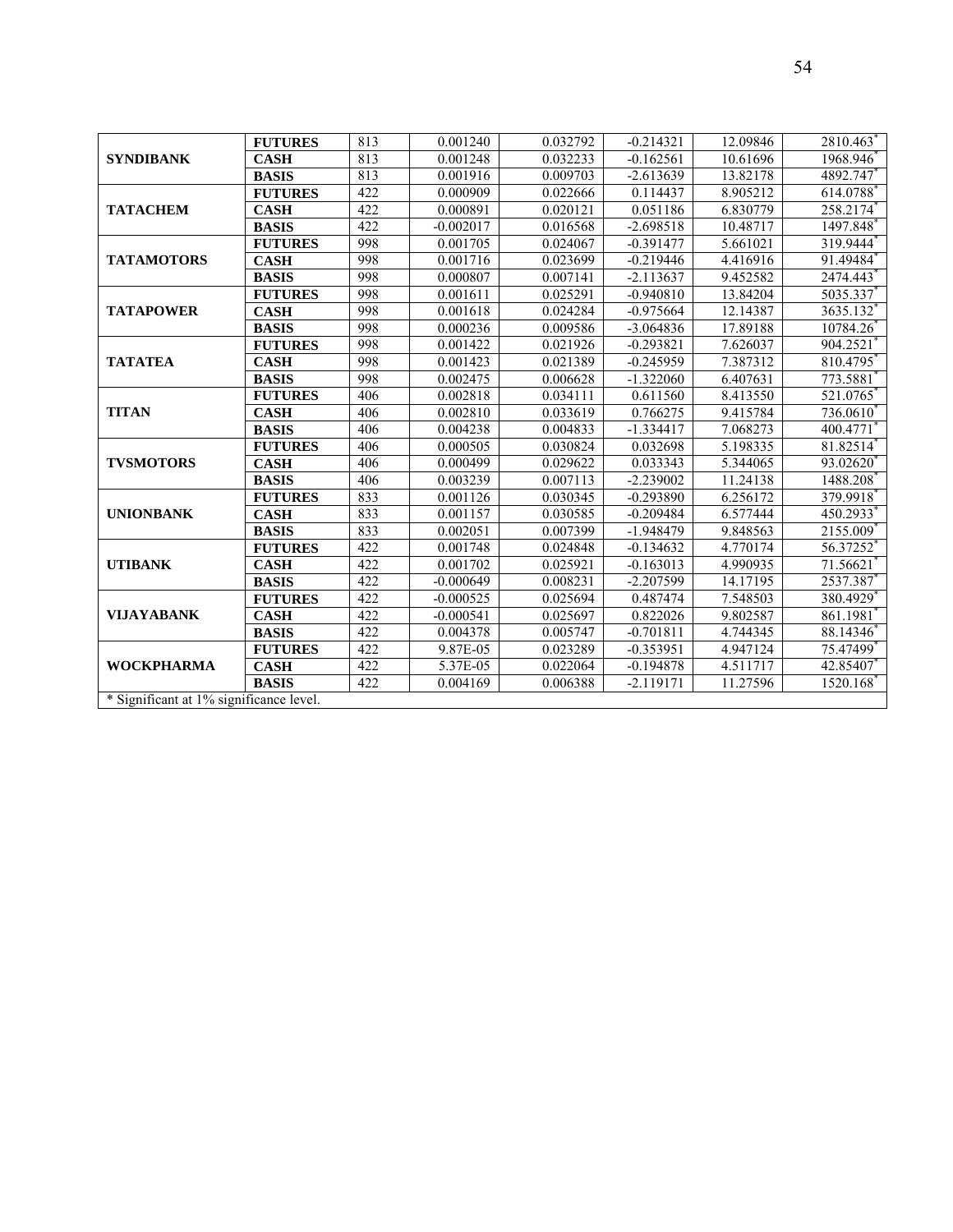| | | | | | | | |
|---|---|---|---|---|---|---|---|
| **SYNDIBANK** | **FUTURES** | 813 | 0.001240 | 0.032792 | -0.214321 | 12.09846 | 2810.463* |
| | **CASH** | 813 | 0.001248 | 0.032233 | -0.162561 | 10.61696 | 1968.946* |
| | **BASIS** | 813 | 0.001916 | 0.009703 | -2.613639 | 13.82178 | 4892.747* |
| **TATACHEM** | **FUTURES** | 422 | 0.000909 | 0.022666 | 0.114437 | 8.905212 | 614.0788* |
| | **CASH** | 422 | 0.000891 | 0.020121 | 0.051186 | 6.830779 | 258.2174* |
| | **BASIS** | 422 | -0.002017 | 0.016568 | -2.698518 | 10.48717 | 1497.848* |
| **TATAMOTORS** | **FUTURES** | 998 | 0.001705 | 0.024067 | -0.391477 | 5.661021 | 319.9444* |
| | **CASH** | 998 | 0.001716 | 0.023699 | -0.219446 | 4.416916 | 91.49484* |
| | **BASIS** | 998 | 0.000807 | 0.007141 | -2.113637 | 9.452582 | 2474.443* |
| **TATAPOWER** | **FUTURES** | 998 | 0.001611 | 0.025291 | -0.940810 | 13.84204 | 5035.337* |
| | **CASH** | 998 | 0.001618 | 0.024284 | -0.975664 | 12.14387 | 3635.132* |
| | **BASIS** | 998 | 0.000236 | 0.009586 | -3.064836 | 17.89188 | 10784.26* |
| **TATATEA** | **FUTURES** | 998 | 0.001422 | 0.021926 | -0.293821 | 7.626037 | 904.2521* |
| | **CASH** | 998 | 0.001423 | 0.021389 | -0.245959 | 7.387312 | 810.4795* |
| | **BASIS** | 998 | 0.002475 | 0.006628 | -1.322060 | 6.407631 | 773.5881* |
| **TITAN** | **FUTURES** | 406 | 0.002818 | 0.034111 | 0.611560 | 8.413550 | 521.0765* |
| | **CASH** | 406 | 0.002810 | 0.033619 | 0.766275 | 9.415784 | 736.0610* |
| | **BASIS** | 406 | 0.004238 | 0.004833 | -1.334417 | 7.068273 | 400.4771* |
| **TVSMOTORS** | **FUTURES** | 406 | 0.000505 | 0.030824 | 0.032698 | 5.198335 | 81.82514* |
| | **CASH** | 406 | 0.000499 | 0.029622 | 0.033343 | 5.344065 | 93.02620* |
| | **BASIS** | 406 | 0.003239 | 0.007113 | -2.239002 | 11.24138 | 1488.208* |
| **UNIONBANK** | **FUTURES** | 833 | 0.001126 | 0.030345 | -0.293890 | 6.256172 | 379.9918* |
| | **CASH** | 833 | 0.001157 | 0.030585 | -0.209484 | 6.577444 | 450.2933* |
| | **BASIS** | 833 | 0.002051 | 0.007399 | -1.948479 | 9.848563 | 2155.009* |
| **UTIBANK** | **FUTURES** | 422 | 0.001748 | 0.024848 | -0.134632 | 4.770174 | 56.37252* |
| | **CASH** | 422 | 0.001702 | 0.025921 | -0.163013 | 4.990935 | 71.56621* |
| | **BASIS** | 422 | -0.000649 | 0.008231 | -2.207599 | 14.17195 | 2537.387* |
| **VIJAYABANK** | **FUTURES** | 422 | -0.000525 | 0.025694 | 0.487474 | 7.548503 | 380.4929* |
| | **CASH** | 422 | -0.000541 | 0.025697 | 0.822026 | 9.802587 | 861.1981* |
| | **BASIS** | 422 | 0.004378 | 0.005747 | -0.701811 | 4.744345 | 88.14346* |
| **WOCKPHARMA** | **FUTURES** | 422 | 9.87E-05 | 0.023289 | -0.353951 | 4.947124 | 75.47499* |
| | **CASH** | 422 | 5.37E-05 | 0.022064 | -0.194878 | 4.511717 | 42.85407* |
| | **BASIS** | 422 | 0.004169 | 0.006388 | -2.119171 | 11.27596 | 1520.168* |

* Significant at 1% significance level.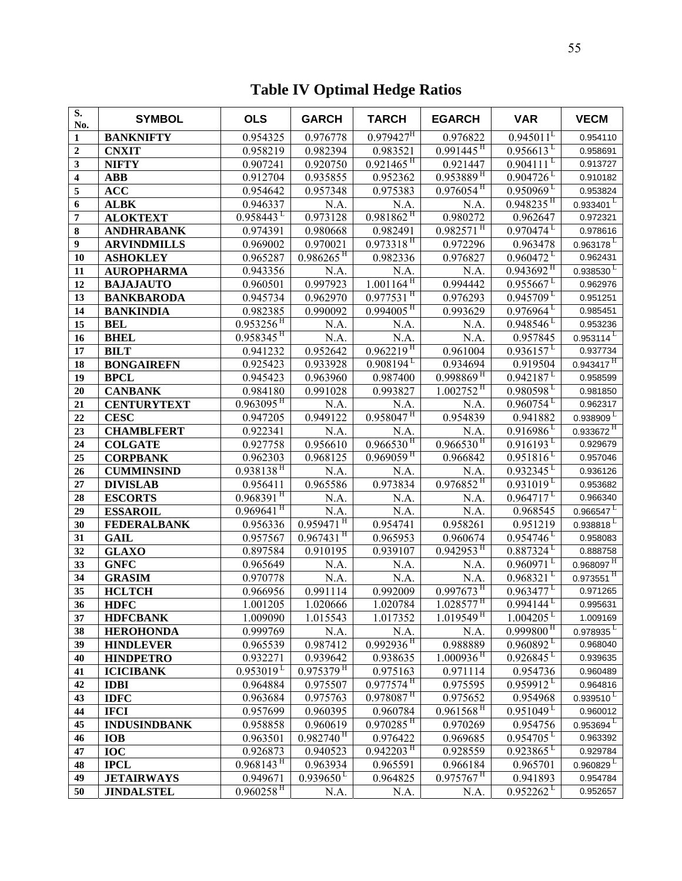# Table IV Optimal Hedge Ratios

| S. No. | SYMBOL | OLS | GARCH | TARCH | EGARCH | VAR | VECM |
|---|---|---|---|---|---|---|---|
| 1 | BANKNIFTY | 0.954325 | 0.976778 | 0.979427 H | 0.976822 | 0.945011 L | 0.954110 |
| 2 | CNXIT | 0.958219 | 0.982394 | 0.983521 | 0.991445 H | 0.956613 L | 0.958691 |
| 3 | NIFTY | 0.907241 | 0.920750 | 0.921465 H | 0.921447 | 0.904111 L | 0.913727 |
| 4 | ABB | 0.912704 | 0.935855 | 0.952362 | 0.953889 H | 0.904726 L | 0.910182 |
| 5 | ACC | 0.954642 | 0.957348 | 0.975383 | 0.976054 H | 0.950969 L | 0.953824 |
| 6 | ALBK | 0.946337 | N.A. | N.A. | N.A. | 0.948235 H | 0.933401 L |
| 7 | ALOKTEXT | 0.958443 L | 0.973128 | 0.981862 H | 0.980272 | 0.962647 | 0.972321 |
| 8 | ANDHRABANK | 0.974391 | 0.980668 | 0.982491 | 0.982571 H | 0.970474 L | 0.978616 |
| 9 | ARVINDMILLS | 0.969002 | 0.970021 | 0.973318 H | 0.972296 | 0.963478 | 0.963178 L |
| 10 | ASHOKLEY | 0.965287 | 0.986265 H | 0.982336 | 0.976827 | 0.960472 L | 0.962431 |
| 11 | AUROPHARMA | 0.943356 | N.A. | N.A. | N.A. | 0.943692 H | 0.938530 L |
| 12 | BAJAJAUTO | 0.960501 | 0.997923 | 1.001164 H | 0.994442 | 0.955667 L | 0.962976 |
| 13 | BANKBARODA | 0.945734 | 0.962970 | 0.977531 H | 0.976293 | 0.945709 L | 0.951251 |
| 14 | BANKINDIA | 0.982385 | 0.990092 | 0.994005 H | 0.993629 | 0.976964 L | 0.985451 |
| 15 | BEL | 0.953256 H | N.A. | N.A. | N.A. | 0.948546 L | 0.953236 |
| 16 | BHEL | 0.958345 H | N.A. | N.A. | N.A. | 0.957845 | 0.953114 L |
| 17 | BILT | 0.941232 | 0.952642 | 0.962219 H | 0.961004 | 0.936157 L | 0.937734 |
| 18 | BONGAIREFN | 0.925423 | 0.933928 | 0.908194 L | 0.934694 | 0.919504 | 0.943417 H |
| 19 | BPCL | 0.945423 | 0.963960 | 0.987400 | 0.998869 H | 0.942187 L | 0.958599 |
| 20 | CANBANK | 0.984180 | 0.991028 | 0.993827 | 1.002752 H | 0.980598 L | 0.981850 |
| 21 | CENTURYTEXT | 0.963095 H | N.A. | N.A. | N.A. | 0.960754 L | 0.962317 |
| 22 | CESC | 0.947205 | 0.949122 | 0.958047 H | 0.954839 | 0.941882 | 0.938909 L |
| 23 | CHAMBLFERT | 0.922341 | N.A. | N.A. | N.A. | 0.916986 L | 0.933672 H |
| 24 | COLGATE | 0.927758 | 0.956610 | 0.966530 H | 0.966530 H | 0.916193 L | 0.929679 |
| 25 | CORPBANK | 0.962303 | 0.968125 | 0.969059 H | 0.966842 | 0.951816 L | 0.957046 |
| 26 | CUMMINSIND | 0.938138 H | N.A. | N.A. | N.A. | 0.932345 L | 0.936126 |
| 27 | DIVISLAB | 0.956411 | 0.965586 | 0.973834 | 0.976852 H | 0.931019 L | 0.953682 |
| 28 | ESCORTS | 0.968391 H | N.A. | N.A. | N.A. | 0.964717 L | 0.966340 |
| 29 | ESSAROIL | 0.969641 H | N.A. | N.A. | N.A. | 0.968545 | 0.966547 L |
| 30 | FEDERALBANK | 0.956336 | 0.959471 H | 0.954741 | 0.958261 | 0.951219 | 0.938818 L |
| 31 | GAIL | 0.957567 | 0.967431 H | 0.965953 | 0.960674 | 0.954746 L | 0.958083 |
| 32 | GLAXO | 0.897584 | 0.910195 | 0.939107 | 0.942953 H | 0.887324 L | 0.888758 |
| 33 | GNFC | 0.965649 | N.A. | N.A. | N.A. | 0.960971 L | 0.968097 H |
| 34 | GRASIM | 0.970778 | N.A. | N.A. | N.A. | 0.968321 L | 0.973551 H |
| 35 | HCLTCH | 0.966956 | 0.991114 | 0.992009 | 0.997673 H | 0.963477 L | 0.971265 |
| 36 | HDFC | 1.001205 | 1.020666 | 1.020784 | 1.028577 H | 0.994144 L | 0.995631 |
| 37 | HDFCBANK | 1.009090 | 1.015543 | 1.017352 | 1.019549 H | 1.004205 L | 1.009169 |
| 38 | HEROHONDA | 0.999769 | N.A. | N.A. | N.A. | 0.999800 H | 0.978935 L |
| 39 | HINDLEVER | 0.965539 | 0.987412 | 0.992936 H | 0.988889 | 0.960892 L | 0.968040 |
| 40 | HINDPETRO | 0.932271 | 0.939642 | 0.938635 | 1.000936 H | 0.926845 L | 0.939635 |
| 41 | ICICIBANK | 0.953019 L | 0.975379 H | 0.975163 | 0.971114 | 0.954736 | 0.960489 |
| 42 | IDBI | 0.964884 | 0.975507 | 0.977574 H | 0.975595 | 0.959912 L | 0.964816 |
| 43 | IDFC | 0.963684 | 0.975763 | 0.978087 H | 0.975652 | 0.954968 | 0.939510 L |
| 44 | IFCI | 0.957699 | 0.960395 | 0.960784 | 0.961568 H | 0.951049 L | 0.960012 |
| 45 | INDUSINDBANK | 0.958858 | 0.960619 | 0.970285 H | 0.970269 | 0.954756 | 0.953694 L |
| 46 | IOB | 0.963501 | 0.982740 H | 0.976422 | 0.969685 | 0.954705 L | 0.963392 |
| 47 | IOC | 0.926873 | 0.940523 | 0.942203 H | 0.928559 | 0.923865 L | 0.929784 |
| 48 | IPCL | 0.968143 H | 0.963934 | 0.965591 | 0.966184 | 0.965701 | 0.960829 L |
| 49 | JETAIRWAYS | 0.949671 | 0.939650 L | 0.964825 | 0.975767 H | 0.941893 | 0.954784 |
| 50 | JINDALSTEL | 0.960258 H | N.A. | N.A. | N.A. | 0.952262 L | 0.952657 |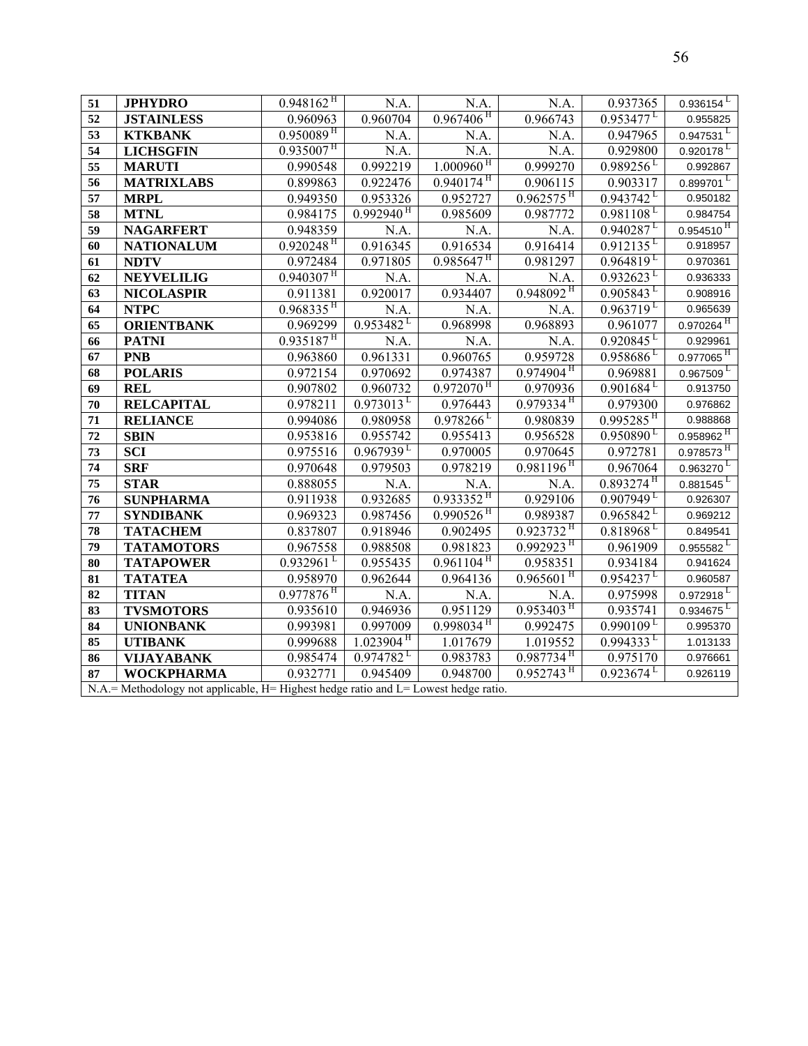| 51 | **JPHYDRO** | 0.948162 H | N.A. | N.A. | N.A. | 0.937365 | 0.936154 L |
|---|---|---|---|---|---|---|---|
| 52 | **JSTAINLESS** | 0.960963 | 0.960704 | 0.967406 H | 0.966743 | 0.953477 L | 0.955825 |
| 53 | **KTKBANK** | 0.950089 H | N.A. | N.A. | N.A. | 0.947965 | 0.947531 L |
| 54 | **LICHSGFIN** | 0.935007 H | N.A. | N.A. | N.A. | 0.929800 | 0.920178 L |
| 55 | **MARUTI** | 0.990548 | 0.992219 | 1.000960 H | 0.999270 | 0.989256 L | 0.992867 |
| 56 | **MATRIXLABS** | 0.899863 | 0.922476 | 0.940174 H | 0.906115 | 0.903317 | 0.899701 L |
| 57 | **MRPL** | 0.949350 | 0.953326 | 0.952727 | 0.962575 H | 0.943742 L | 0.950182 |
| 58 | **MTNL** | 0.984175 | 0.992940 H | 0.985609 | 0.987772 | 0.981108 L | 0.984754 |
| 59 | **NAGARFERT** | 0.948359 | N.A. | N.A. | N.A. | 0.940287 L | 0.954510 H |
| 60 | **NATIONALUM** | 0.920248 H | 0.916345 | 0.916534 | 0.916414 | 0.912135 L | 0.918957 |
| 61 | **NDTV** | 0.972484 | 0.971805 | 0.985647 H | 0.981297 | 0.964819 L | 0.970361 |
| 62 | **NEYVELILIG** | 0.940307 H | N.A. | N.A. | N.A. | 0.932623 L | 0.936333 |
| 63 | **NICOLASPIR** | 0.911381 | 0.920017 | 0.934407 | 0.948092 H | 0.905843 L | 0.908916 |
| 64 | **NTPC** | 0.968335 H | N.A. | N.A. | N.A. | 0.963719 L | 0.965639 |
| 65 | **ORIENTBANK** | 0.969299 | 0.953482 L | 0.968998 | 0.968893 | 0.961077 | 0.970264 H |
| 66 | **PATNI** | 0.935187 H | N.A. | N.A. | N.A. | 0.920845 L | 0.929961 |
| 67 | **PNB** | 0.963860 | 0.961331 | 0.960765 | 0.959728 | 0.958686 L | 0.977065 H |
| 68 | **POLARIS** | 0.972154 | 0.970692 | 0.974387 | 0.974904 H | 0.969881 | 0.967509 L |
| 69 | **REL** | 0.907802 | 0.960732 | 0.972070 H | 0.970936 | 0.901684 L | 0.913750 |
| 70 | **RELCAPITAL** | 0.978211 | 0.973013 L | 0.976443 | 0.979334 H | 0.979300 | 0.976862 |
| 71 | **RELIANCE** | 0.994086 | 0.980958 | 0.978266 L | 0.980839 | 0.995285 H | 0.988868 |
| 72 | **SBIN** | 0.953816 | 0.955742 | 0.955413 | 0.956528 | 0.950890 L | 0.958962 H |
| 73 | **SCI** | 0.975516 | 0.967939 L | 0.970005 | 0.970645 | 0.972781 | 0.978573 H |
| 74 | **SRF** | 0.970648 | 0.979503 | 0.978219 | 0.981196 H | 0.967064 | 0.963270 L |
| 75 | **STAR** | 0.888055 | N.A. | N.A. | N.A. | 0.893274 H | 0.881545 L |
| 76 | **SUNPHARMA** | 0.911938 | 0.932685 | 0.933352 H | 0.929106 | 0.907949 L | 0.926307 |
| 77 | **SYNDIBANK** | 0.969323 | 0.987456 | 0.990526 H | 0.989387 | 0.965842 L | 0.969212 |
| 78 | **TATACHEM** | 0.837807 | 0.918946 | 0.902495 | 0.923732 H | 0.818968 L | 0.849541 |
| 79 | **TATAMOTORS** | 0.967558 | 0.988508 | 0.981823 | 0.992923 H | 0.961909 | 0.955582 L |
| 80 | **TATAPOWER** | 0.932961 L | 0.955435 | 0.961104 H | 0.958351 | 0.934184 | 0.941624 |
| 81 | **TATATEA** | 0.958970 | 0.962644 | 0.964136 | 0.965601 H | 0.954237 L | 0.960587 |
| 82 | **TITAN** | 0.977876 H | N.A. | N.A. | N.A. | 0.975998 | 0.972918 L |
| 83 | **TVSMOTORS** | 0.935610 | 0.946936 | 0.951129 | 0.953403 H | 0.935741 | 0.934675 L |
| 84 | **UNIONBANK** | 0.993981 | 0.997009 | 0.998034 H | 0.992475 | 0.990109 L | 0.995370 |
| 85 | **UTIBANK** | 0.999688 | 1.023904 H | 1.017679 | 1.019552 | 0.994333 L | 1.013133 |
| 86 | **VIJAYABANK** | 0.985474 | 0.974782 L | 0.983783 | 0.987734 H | 0.975170 | 0.976661 |
| 87 | **WOCKPHARMA** | 0.932771 | 0.945409 | 0.948700 | 0.952743 H | 0.923674 L | 0.926119 |

N.A.= Methodology not applicable, H= Highest hedge ratio and L= Lowest hedge ratio.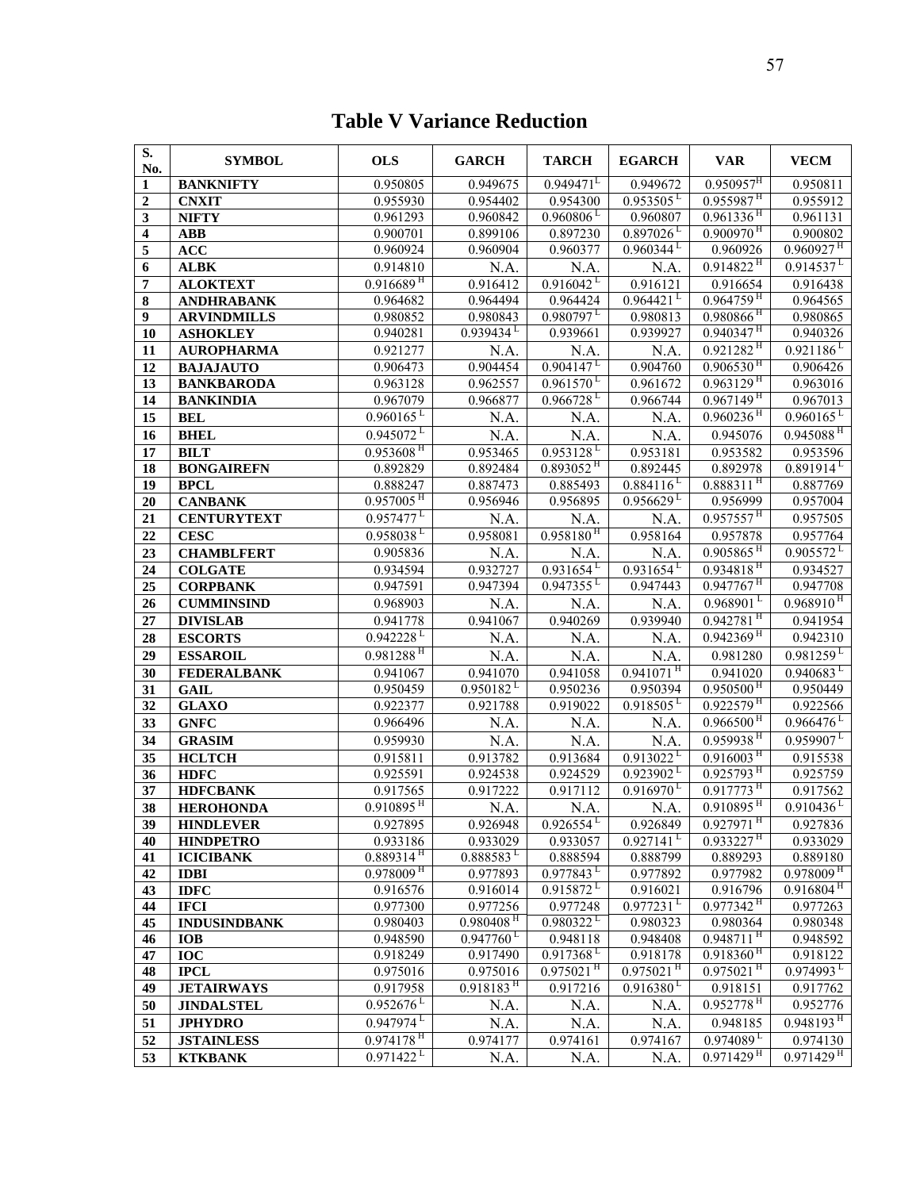# Table V Variance Reduction

| S. No. | SYMBOL | OLS | GARCH | TARCH | EGARCH | VAR | VECM |
|---|---|---|---|---|---|---|---|
| 1 | BANKNIFTY | 0.950805 | 0.949675 | 0.949471 L | 0.949672 | 0.950957 H | 0.950811 |
| 2 | CNXIT | 0.955930 | 0.954402 | 0.954300 | 0.953505 L | 0.955987 H | 0.955912 |
| 3 | NIFTY | 0.961293 | 0.960842 | 0.960806 L | 0.960807 | 0.961336 H | 0.961131 |
| 4 | ABB | 0.900701 | 0.899106 | 0.897230 | 0.897026 L | 0.900970 H | 0.900802 |
| 5 | ACC | 0.960924 | 0.960904 | 0.960377 | 0.960344 L | 0.960926 | 0.960927 H |
| 6 | ALBK | 0.914810 | N.A. | N.A. | N.A. | 0.914822 H | 0.914537 L |
| 7 | ALOKTEXT | 0.916689 H | 0.916412 | 0.916042 L | 0.916121 | 0.916654 | 0.916438 |
| 8 | ANDHRABANK | 0.964682 | 0.964494 | 0.964424 | 0.964421 L | 0.964759 H | 0.964565 |
| 9 | ARVINDMILLS | 0.980852 | 0.980843 | 0.980797 L | 0.980813 | 0.980866 H | 0.980865 |
| 10 | ASHOKLEY | 0.940281 | 0.939434 L | 0.939661 | 0.939927 | 0.940347 H | 0.940326 |
| 11 | AUROPHARMA | 0.921277 | N.A. | N.A. | N.A. | 0.921282 H | 0.921186 L |
| 12 | BAJAJAUTO | 0.906473 | 0.904454 | 0.904147 L | 0.904760 | 0.906530 H | 0.906426 |
| 13 | BANKBARODA | 0.963128 | 0.962557 | 0.961570 L | 0.961672 | 0.963129 H | 0.963016 |
| 14 | BANKINDIA | 0.967079 | 0.966877 | 0.966728 L | 0.966744 | 0.967149 H | 0.967013 |
| 15 | BEL | 0.960165 L | N.A. | N.A. | N.A. | 0.960236 H | 0.960165 L |
| 16 | BHEL | 0.945072 L | N.A. | N.A. | N.A. | 0.945076 | 0.945088 H |
| 17 | BILT | 0.953608 H | 0.953465 | 0.953128 L | 0.953181 | 0.953582 | 0.953596 |
| 18 | BONGAIREFN | 0.892829 | 0.892484 | 0.893052 H | 0.892445 | 0.892978 | 0.891914 L |
| 19 | BPCL | 0.888247 | 0.887473 | 0.885493 | 0.884116 L | 0.888311 H | 0.887769 |
| 20 | CANBANK | 0.957005 H | 0.956946 | 0.956895 | 0.956629 L | 0.956999 | 0.957004 |
| 21 | CENTURYTEXT | 0.957477 L | N.A. | N.A. | N.A. | 0.957557 H | 0.957505 |
| 22 | CESC | 0.958038 L | 0.958081 | 0.958180 H | 0.958164 | 0.957878 | 0.957764 |
| 23 | CHAMBLFERT | 0.905836 | N.A. | N.A. | N.A. | 0.905865 H | 0.905572 L |
| 24 | COLGATE | 0.934594 | 0.932727 | 0.931654 L | 0.931654 L | 0.934818 H | 0.934527 |
| 25 | CORPBANK | 0.947591 | 0.947394 | 0.947355 L | 0.947443 | 0.947767 H | 0.947708 |
| 26 | CUMMINSIND | 0.968903 | N.A. | N.A. | N.A. | 0.968901 L | 0.968910 H |
| 27 | DIVISLAB | 0.941778 | 0.941067 | 0.940269 | 0.939940 | 0.942781 H | 0.941954 |
| 28 | ESCORTS | 0.942228 L | N.A. | N.A. | N.A. | 0.942369 H | 0.942310 |
| 29 | ESSAROIL | 0.981288 H | N.A. | N.A. | N.A. | 0.981280 | 0.981259 L |
| 30 | FEDERALBANK | 0.941067 | 0.941070 | 0.941058 | 0.941071 H | 0.941020 | 0.940683 L |
| 31 | GAIL | 0.950459 | 0.950182 L | 0.950236 | 0.950394 | 0.950500 H | 0.950449 |
| 32 | GLAXO | 0.922377 | 0.921788 | 0.919022 | 0.918505 L | 0.922579 H | 0.922566 |
| 33 | GNFC | 0.966496 | N.A. | N.A. | N.A. | 0.966500 H | 0.966476 L |
| 34 | GRASIM | 0.959930 | N.A. | N.A. | N.A. | 0.959938 H | 0.959907 L |
| 35 | HCLTCH | 0.915811 | 0.913782 | 0.913684 | 0.913022 L | 0.916003 H | 0.915538 |
| 36 | HDFC | 0.925591 | 0.924538 | 0.924529 | 0.923902 L | 0.925793 H | 0.925759 |
| 37 | HDFCBANK | 0.917565 | 0.917222 | 0.917112 | 0.916970 L | 0.917773 H | 0.917562 |
| 38 | HEROHONDA | 0.910895 H | N.A. | N.A. | N.A. | 0.910895 H | 0.910436 L |
| 39 | HINDLEVER | 0.927895 | 0.926948 | 0.926554 L | 0.926849 | 0.927971 H | 0.927836 |
| 40 | HINDPETRO | 0.933186 | 0.933029 | 0.933057 | 0.927141 L | 0.933227 H | 0.933029 |
| 41 | ICICIBANK | 0.889314 H | 0.888583 L | 0.888594 | 0.888799 | 0.889293 | 0.889180 |
| 42 | IDBI | 0.978009 H | 0.977893 | 0.977843 L | 0.977892 | 0.977982 | 0.978009 H |
| 43 | IDFC | 0.916576 | 0.916014 | 0.915872 L | 0.916021 | 0.916796 | 0.916804 H |
| 44 | IFCI | 0.977300 | 0.977256 | 0.977248 | 0.977231 L | 0.977342 H | 0.977263 |
| 45 | INDUSINDBANK | 0.980403 | 0.980408 H | 0.980322 L | 0.980323 | 0.980364 | 0.980348 |
| 46 | IOB | 0.948590 | 0.947760 L | 0.948118 | 0.948408 | 0.948711 H | 0.948592 |
| 47 | IOC | 0.918249 | 0.917490 | 0.917368 L | 0.918178 | 0.918360 H | 0.918122 |
| 48 | IPCL | 0.975016 | 0.975016 | 0.975021 H | 0.975021 H | 0.975021 H | 0.974993 L |
| 49 | JETAIRWAYS | 0.917958 | 0.918183 H | 0.917216 | 0.916380 L | 0.918151 | 0.917762 |
| 50 | JINDALSTEL | 0.952676 L | N.A. | N.A. | N.A. | 0.952778 H | 0.952776 |
| 51 | JPHYDRO | 0.947974 L | N.A. | N.A. | N.A. | 0.948185 | 0.948193 H |
| 52 | JSTAINLESS | 0.974178 H | 0.974177 | 0.974161 | 0.974167 | 0.974089 L | 0.974130 |
| 53 | KTKBANK | 0.971422 L | N.A. | N.A. | N.A. | 0.971429 H | 0.971429 H |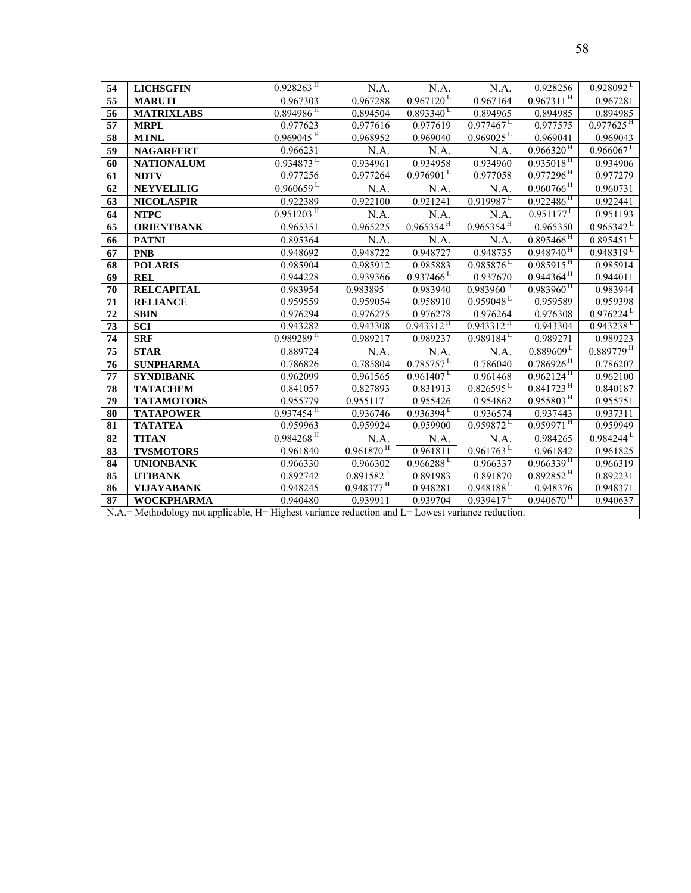| | | | | | | | |
|---|---|---|---|---|---|---|---|
| **54** | **LICHSGFIN** | 0.928263 H | N.A. | N.A. | N.A. | 0.928256 | 0.928092 L |
| **55** | **MARUTI** | 0.967303 | 0.967288 | 0.967120 L | 0.967164 | 0.967311 H | 0.967281 |
| **56** | **MATRIXLABS** | 0.894986 H | 0.894504 | 0.893340 L | 0.894965 | 0.894985 | 0.894985 |
| **57** | **MRPL** | 0.977623 | 0.977616 | 0.977619 | 0.977467 L | 0.977575 | 0.977625 H |
| **58** | **MTNL** | 0.969045 H | 0.968952 | 0.969040 | 0.969025 L | 0.969041 | 0.969043 |
| **59** | **NAGARFERT** | 0.966231 | N.A. | N.A. | N.A. | 0.966320 H | 0.966067 L |
| **60** | **NATIONALUM** | 0.934873 L | 0.934961 | 0.934958 | 0.934960 | 0.935018 H | 0.934906 |
| **61** | **NDTV** | 0.977256 | 0.977264 | 0.976901 L | 0.977058 | 0.977296 H | 0.977279 |
| **62** | **NEYVELILIG** | 0.960659 L | N.A. | N.A. | N.A. | 0.960766 H | 0.960731 |
| **63** | **NICOLASPIR** | 0.922389 | 0.922100 | 0.921241 | 0.919987 L | 0.922486 H | 0.922441 |
| **64** | **NTPC** | 0.951203 H | N.A. | N.A. | N.A. | 0.951177 L | 0.951193 |
| **65** | **ORIENTBANK** | 0.965351 | 0.965225 | 0.965354 H | 0.965354 H | 0.965350 | 0.965342 L |
| **66** | **PATNI** | 0.895364 | N.A. | N.A. | N.A. | 0.895466 H | 0.895451 L |
| **67** | **PNB** | 0.948692 | 0.948722 | 0.948727 | 0.948735 | 0.948740 H | 0.948319 L |
| **68** | **POLARIS** | 0.985904 | 0.985912 | 0.985883 | 0.985876 L | 0.985915 H | 0.985914 |
| **69** | **REL** | 0.944228 | 0.939366 | 0.937466 L | 0.937670 | 0.944364 H | 0.944011 |
| **70** | **RELCAPITAL** | 0.983954 | 0.983895 L | 0.983940 | 0.983960 H | 0.983960 H | 0.983944 |
| **71** | **RELIANCE** | 0.959559 | 0.959054 | 0.958910 | 0.959048 L | 0.959589 | 0.959398 |
| **72** | **SBIN** | 0.976294 | 0.976275 | 0.976278 | 0.976264 | 0.976308 | 0.976224 L |
| **73** | **SCI** | 0.943282 | 0.943308 | 0.943312 H | 0.943312 H | 0.943304 | 0.943238 L |
| **74** | **SRF** | 0.989289 H | 0.989217 | 0.989237 | 0.989184 L | 0.989271 | 0.989223 |
| **75** | **STAR** | 0.889724 | N.A. | N.A. | N.A. | 0.889609 L | 0.889779 H |
| **76** | **SUNPHARMA** | 0.786826 | 0.785804 | 0.785757 L | 0.786040 | 0.786926 H | 0.786207 |
| **77** | **SYNDIBANK** | 0.962099 | 0.961565 | 0.961407 L | 0.961468 | 0.962124 H | 0.962100 |
| **78** | **TATACHEM** | 0.841057 | 0.827893 | 0.831913 | 0.826595 L | 0.841723 H | 0.840187 |
| **79** | **TATAMOTORS** | 0.955779 | 0.955117 L | 0.955426 | 0.954862 | 0.955803 H | 0.955751 |
| **80** | **TATAPOWER** | 0.937454 H | 0.936746 | 0.936394 L | 0.936574 | 0.937443 | 0.937311 |
| **81** | **TATATEA** | 0.959963 | 0.959924 | 0.959900 | 0.959872 L | 0.959971 H | 0.959949 |
| **82** | **TITAN** | 0.984268 H | N.A. | N.A. | N.A. | 0.984265 | 0.984244 L |
| **83** | **TVSMOTORS** | 0.961840 | 0.961870 H | 0.961811 | 0.961763 L | 0.961842 | 0.961825 |
| **84** | **UNIONBANK** | 0.966330 | 0.966302 | 0.966288 L | 0.966337 | 0.966339 H | 0.966319 |
| **85** | **UTIBANK** | 0.892742 | 0.891582 L | 0.891983 | 0.891870 | 0.892852 H | 0.892231 |
| **86** | **VIJAYABANK** | 0.948245 | 0.948377 H | 0.948281 | 0.948188 L | 0.948376 | 0.948371 |
| **87** | **WOCKPHARMA** | 0.940480 | 0.939911 | 0.939704 | 0.939417 L | 0.940670 H | 0.940637 |

N.A.= Methodology not applicable, H= Highest variance reduction and L= Lowest variance reduction.